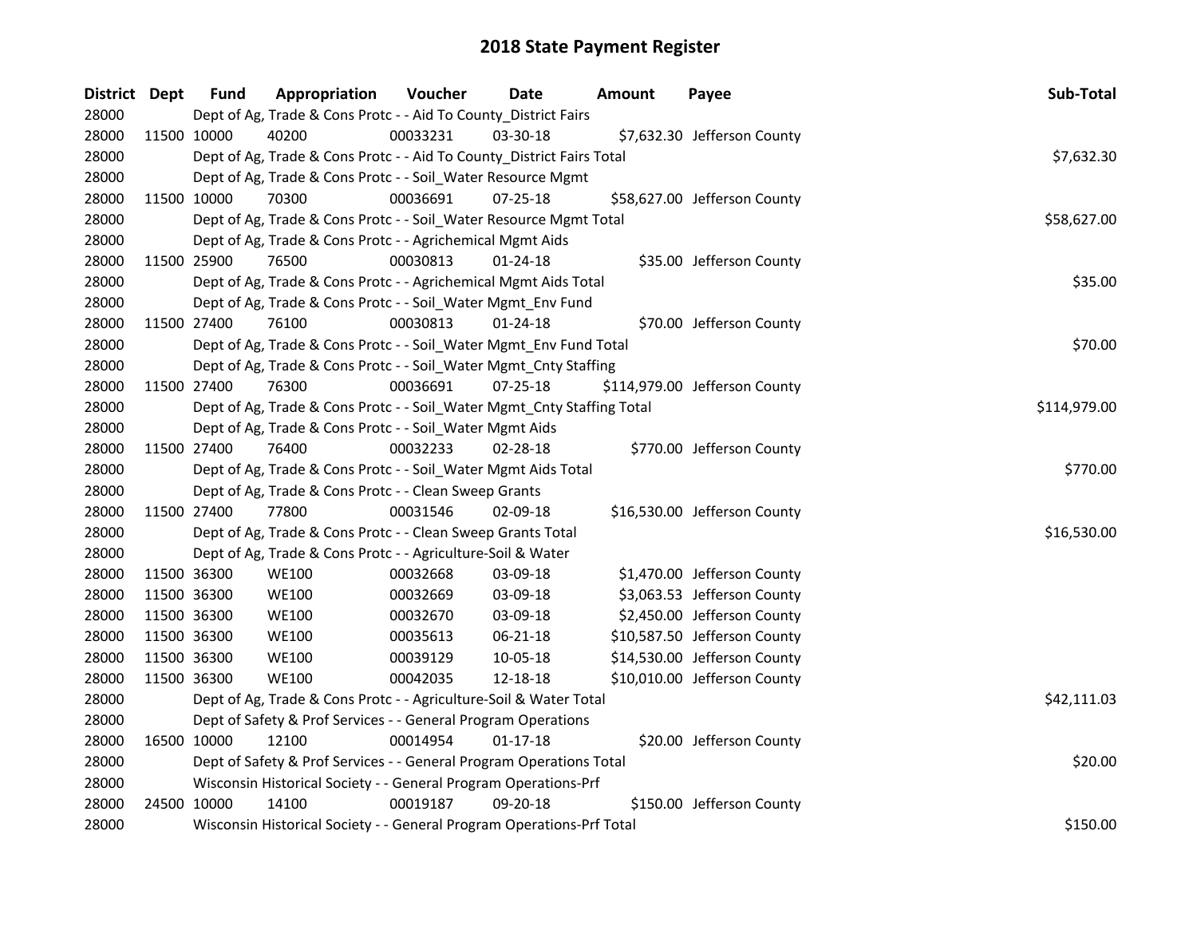# 2018 State Payment Register

| District | Dept | Fund | Appropriation | Voucher | Date | Amount | Payee | Sub-Total |
|---|---|---|---|---|---|---|---|---|
| 28000 | | Dept of Ag, Trade & Cons Protc - - Aid To County_District Fairs | | | | | | |
| 28000 | 11500 | 10000 | 40200 | 00033231 | 03-30-18 | $7,632.30 | Jefferson County | |
| 28000 | | Dept of Ag, Trade & Cons Protc - - Aid To County_District Fairs Total | | | | | | $7,632.30 |
| 28000 | | Dept of Ag, Trade & Cons Protc - - Soil_Water Resource Mgmt | | | | | | |
| 28000 | 11500 | 10000 | 70300 | 00036691 | 07-25-18 | $58,627.00 | Jefferson County | |
| 28000 | | Dept of Ag, Trade & Cons Protc - - Soil_Water Resource Mgmt Total | | | | | | $58,627.00 |
| 28000 | | Dept of Ag, Trade & Cons Protc - - Agrichemical Mgmt Aids | | | | | | |
| 28000 | 11500 | 25900 | 76500 | 00030813 | 01-24-18 | $35.00 | Jefferson County | |
| 28000 | | Dept of Ag, Trade & Cons Protc - - Agrichemical Mgmt Aids Total | | | | | | $35.00 |
| 28000 | | Dept of Ag, Trade & Cons Protc - - Soil_Water Mgmt_Env Fund | | | | | | |
| 28000 | 11500 | 27400 | 76100 | 00030813 | 01-24-18 | $70.00 | Jefferson County | |
| 28000 | | Dept of Ag, Trade & Cons Protc - - Soil_Water Mgmt_Env Fund Total | | | | | | $70.00 |
| 28000 | | Dept of Ag, Trade & Cons Protc - - Soil_Water Mgmt_Cnty Staffing | | | | | | |
| 28000 | 11500 | 27400 | 76300 | 00036691 | 07-25-18 | $114,979.00 | Jefferson County | |
| 28000 | | Dept of Ag, Trade & Cons Protc - - Soil_Water Mgmt_Cnty Staffing Total | | | | | | $114,979.00 |
| 28000 | | Dept of Ag, Trade & Cons Protc - - Soil_Water Mgmt Aids | | | | | | |
| 28000 | 11500 | 27400 | 76400 | 00032233 | 02-28-18 | $770.00 | Jefferson County | |
| 28000 | | Dept of Ag, Trade & Cons Protc - - Soil_Water Mgmt Aids Total | | | | | | $770.00 |
| 28000 | | Dept of Ag, Trade & Cons Protc - - Clean Sweep Grants | | | | | | |
| 28000 | 11500 | 27400 | 77800 | 00031546 | 02-09-18 | $16,530.00 | Jefferson County | |
| 28000 | | Dept of Ag, Trade & Cons Protc - - Clean Sweep Grants Total | | | | | | $16,530.00 |
| 28000 | | Dept of Ag, Trade & Cons Protc - - Agriculture-Soil & Water | | | | | | |
| 28000 | 11500 | 36300 | WE100 | 00032668 | 03-09-18 | $1,470.00 | Jefferson County | |
| 28000 | 11500 | 36300 | WE100 | 00032669 | 03-09-18 | $3,063.53 | Jefferson County | |
| 28000 | 11500 | 36300 | WE100 | 00032670 | 03-09-18 | $2,450.00 | Jefferson County | |
| 28000 | 11500 | 36300 | WE100 | 00035613 | 06-21-18 | $10,587.50 | Jefferson County | |
| 28000 | 11500 | 36300 | WE100 | 00039129 | 10-05-18 | $14,530.00 | Jefferson County | |
| 28000 | 11500 | 36300 | WE100 | 00042035 | 12-18-18 | $10,010.00 | Jefferson County | |
| 28000 | | Dept of Ag, Trade & Cons Protc - - Agriculture-Soil & Water Total | | | | | | $42,111.03 |
| 28000 | | Dept of Safety & Prof Services - - General Program Operations | | | | | | |
| 28000 | 16500 | 10000 | 12100 | 00014954 | 01-17-18 | $20.00 | Jefferson County | |
| 28000 | | Dept of Safety & Prof Services - - General Program Operations Total | | | | | | $20.00 |
| 28000 | | Wisconsin Historical Society - - General Program Operations-Prf | | | | | | |
| 28000 | 24500 | 10000 | 14100 | 00019187 | 09-20-18 | $150.00 | Jefferson County | |
| 28000 | | Wisconsin Historical Society - - General Program Operations-Prf Total | | | | | | $150.00 |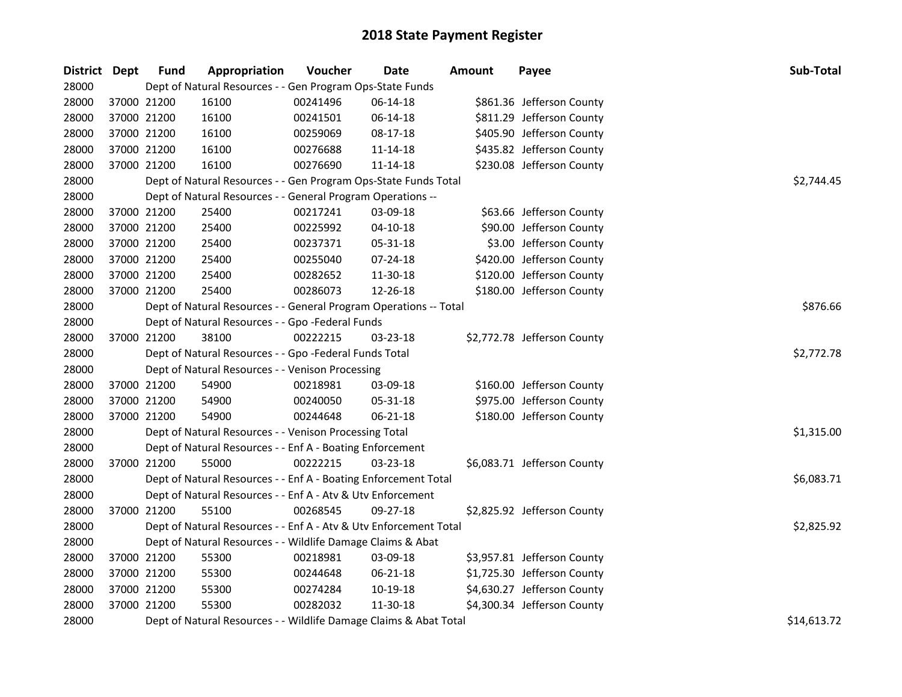# 2018 State Payment Register

| District | Dept | Fund | Appropriation | Voucher | Date | Amount | Payee | Sub-Total |
|---|---|---|---|---|---|---|---|---|
| 28000 | | Dept of Natural Resources - - Gen Program Ops-State Funds | | | | | | |
| 28000 | 37000 | 21200 | 16100 | 00241496 | 06-14-18 | $861.36 | Jefferson County | |
| 28000 | 37000 | 21200 | 16100 | 00241501 | 06-14-18 | $811.29 | Jefferson County | |
| 28000 | 37000 | 21200 | 16100 | 00259069 | 08-17-18 | $405.90 | Jefferson County | |
| 28000 | 37000 | 21200 | 16100 | 00276688 | 11-14-18 | $435.82 | Jefferson County | |
| 28000 | 37000 | 21200 | 16100 | 00276690 | 11-14-18 | $230.08 | Jefferson County | |
| 28000 | | Dept of Natural Resources - - Gen Program Ops-State Funds Total | | | | | | $2,744.45 |
| 28000 | | Dept of Natural Resources - - General Program Operations -- | | | | | | |
| 28000 | 37000 | 21200 | 25400 | 00217241 | 03-09-18 | $63.66 | Jefferson County | |
| 28000 | 37000 | 21200 | 25400 | 00225992 | 04-10-18 | $90.00 | Jefferson County | |
| 28000 | 37000 | 21200 | 25400 | 00237371 | 05-31-18 | $3.00 | Jefferson County | |
| 28000 | 37000 | 21200 | 25400 | 00255040 | 07-24-18 | $420.00 | Jefferson County | |
| 28000 | 37000 | 21200 | 25400 | 00282652 | 11-30-18 | $120.00 | Jefferson County | |
| 28000 | 37000 | 21200 | 25400 | 00286073 | 12-26-18 | $180.00 | Jefferson County | |
| 28000 | | Dept of Natural Resources - - General Program Operations -- Total | | | | | | $876.66 |
| 28000 | | Dept of Natural Resources - - Gpo -Federal Funds | | | | | | |
| 28000 | 37000 | 21200 | 38100 | 00222215 | 03-23-18 | $2,772.78 | Jefferson County | |
| 28000 | | Dept of Natural Resources - - Gpo -Federal Funds Total | | | | | | $2,772.78 |
| 28000 | | Dept of Natural Resources - - Venison Processing | | | | | | |
| 28000 | 37000 | 21200 | 54900 | 00218981 | 03-09-18 | $160.00 | Jefferson County | |
| 28000 | 37000 | 21200 | 54900 | 00240050 | 05-31-18 | $975.00 | Jefferson County | |
| 28000 | 37000 | 21200 | 54900 | 00244648 | 06-21-18 | $180.00 | Jefferson County | |
| 28000 | | Dept of Natural Resources - - Venison Processing Total | | | | | | $1,315.00 |
| 28000 | | Dept of Natural Resources - - Enf A - Boating Enforcement | | | | | | |
| 28000 | 37000 | 21200 | 55000 | 00222215 | 03-23-18 | $6,083.71 | Jefferson County | |
| 28000 | | Dept of Natural Resources - - Enf A - Boating Enforcement Total | | | | | | $6,083.71 |
| 28000 | | Dept of Natural Resources - - Enf A - Atv & Utv Enforcement | | | | | | |
| 28000 | 37000 | 21200 | 55100 | 00268545 | 09-27-18 | $2,825.92 | Jefferson County | |
| 28000 | | Dept of Natural Resources - - Enf A - Atv & Utv Enforcement Total | | | | | | $2,825.92 |
| 28000 | | Dept of Natural Resources - - Wildlife Damage Claims & Abat | | | | | | |
| 28000 | 37000 | 21200 | 55300 | 00218981 | 03-09-18 | $3,957.81 | Jefferson County | |
| 28000 | 37000 | 21200 | 55300 | 00244648 | 06-21-18 | $1,725.30 | Jefferson County | |
| 28000 | 37000 | 21200 | 55300 | 00274284 | 10-19-18 | $4,630.27 | Jefferson County | |
| 28000 | 37000 | 21200 | 55300 | 00282032 | 11-30-18 | $4,300.34 | Jefferson County | |
| 28000 | | Dept of Natural Resources - - Wildlife Damage Claims & Abat Total | | | | | | $14,613.72 |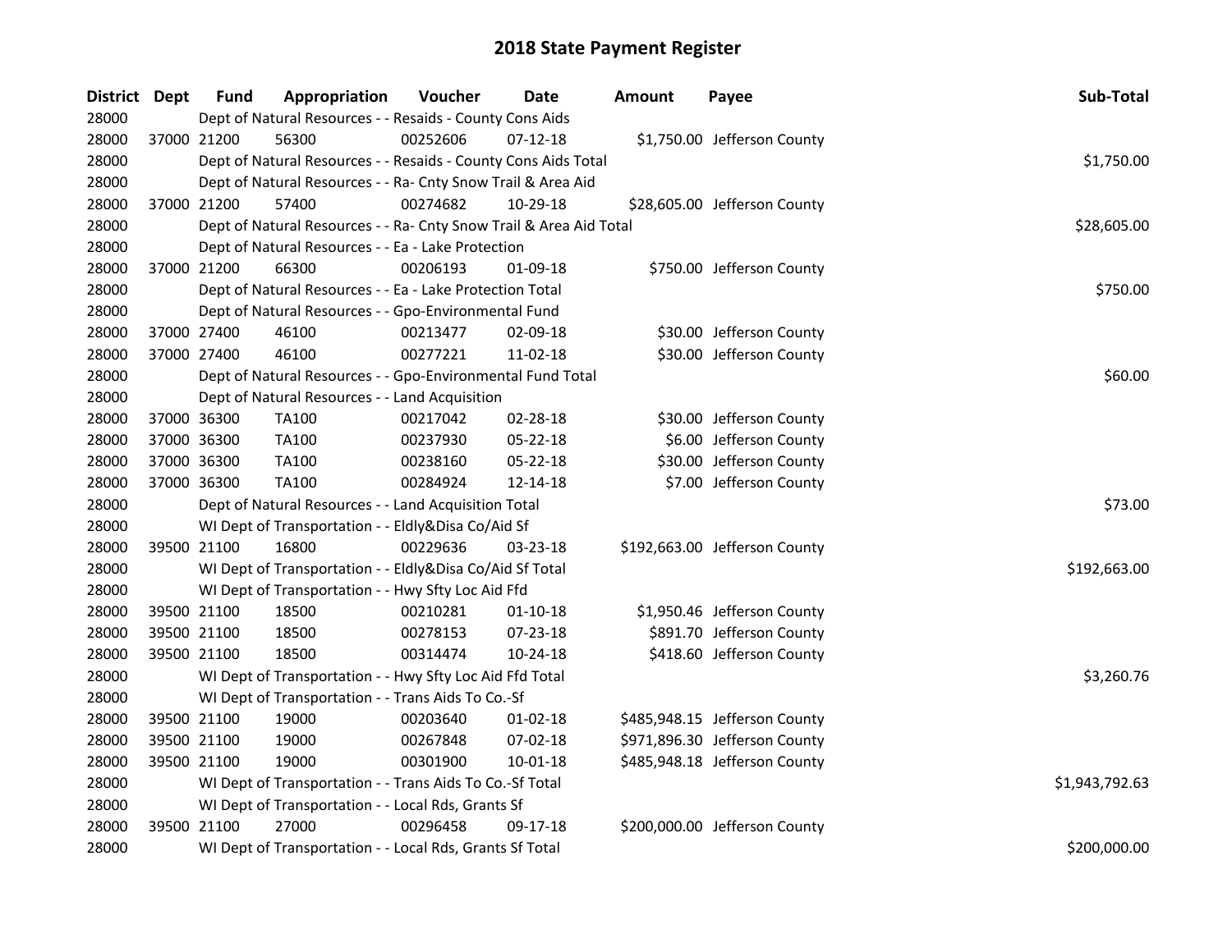# 2018 State Payment Register

| District | Dept | Fund | Appropriation | Voucher | Date | Amount | Payee | Sub-Total |
|---|---|---|---|---|---|---|---|---|
| 28000 | | Dept of Natural Resources - - Resaids - County Cons Aids | | | | | | |
| 28000 | 37000 | 21200 | 56300 | 00252606 | 07-12-18 | $1,750.00 | Jefferson County | |
| 28000 | | Dept of Natural Resources - - Resaids - County Cons Aids Total | | | | | | $1,750.00 |
| 28000 | | Dept of Natural Resources - - Ra- Cnty Snow Trail & Area Aid | | | | | | |
| 28000 | 37000 | 21200 | 57400 | 00274682 | 10-29-18 | $28,605.00 | Jefferson County | |
| 28000 | | Dept of Natural Resources - - Ra- Cnty Snow Trail & Area Aid Total | | | | | | $28,605.00 |
| 28000 | | Dept of Natural Resources - - Ea - Lake Protection | | | | | | |
| 28000 | 37000 | 21200 | 66300 | 00206193 | 01-09-18 | $750.00 | Jefferson County | |
| 28000 | | Dept of Natural Resources - - Ea - Lake Protection Total | | | | | | $750.00 |
| 28000 | | Dept of Natural Resources - - Gpo-Environmental Fund | | | | | | |
| 28000 | 37000 | 27400 | 46100 | 00213477 | 02-09-18 | $30.00 | Jefferson County | |
| 28000 | 37000 | 27400 | 46100 | 00277221 | 11-02-18 | $30.00 | Jefferson County | |
| 28000 | | Dept of Natural Resources - - Gpo-Environmental Fund Total | | | | | | $60.00 |
| 28000 | | Dept of Natural Resources - - Land Acquisition | | | | | | |
| 28000 | 37000 | 36300 | TA100 | 00217042 | 02-28-18 | $30.00 | Jefferson County | |
| 28000 | 37000 | 36300 | TA100 | 00237930 | 05-22-18 | $6.00 | Jefferson County | |
| 28000 | 37000 | 36300 | TA100 | 00238160 | 05-22-18 | $30.00 | Jefferson County | |
| 28000 | 37000 | 36300 | TA100 | 00284924 | 12-14-18 | $7.00 | Jefferson County | |
| 28000 | | Dept of Natural Resources - - Land Acquisition Total | | | | | | $73.00 |
| 28000 | | WI Dept of Transportation - - Eldly&Disa Co/Aid Sf | | | | | | |
| 28000 | 39500 | 21100 | 16800 | 00229636 | 03-23-18 | $192,663.00 | Jefferson County | |
| 28000 | | WI Dept of Transportation - - Eldly&Disa Co/Aid Sf Total | | | | | | $192,663.00 |
| 28000 | | WI Dept of Transportation - - Hwy Sfty Loc Aid Ffd | | | | | | |
| 28000 | 39500 | 21100 | 18500 | 00210281 | 01-10-18 | $1,950.46 | Jefferson County | |
| 28000 | 39500 | 21100 | 18500 | 00278153 | 07-23-18 | $891.70 | Jefferson County | |
| 28000 | 39500 | 21100 | 18500 | 00314474 | 10-24-18 | $418.60 | Jefferson County | |
| 28000 | | WI Dept of Transportation - - Hwy Sfty Loc Aid Ffd Total | | | | | | $3,260.76 |
| 28000 | | WI Dept of Transportation - - Trans Aids To Co.-Sf | | | | | | |
| 28000 | 39500 | 21100 | 19000 | 00203640 | 01-02-18 | $485,948.15 | Jefferson County | |
| 28000 | 39500 | 21100 | 19000 | 00267848 | 07-02-18 | $971,896.30 | Jefferson County | |
| 28000 | 39500 | 21100 | 19000 | 00301900 | 10-01-18 | $485,948.18 | Jefferson County | |
| 28000 | | WI Dept of Transportation - - Trans Aids To Co.-Sf Total | | | | | | $1,943,792.63 |
| 28000 | | WI Dept of Transportation - - Local Rds, Grants Sf | | | | | | |
| 28000 | 39500 | 21100 | 27000 | 00296458 | 09-17-18 | $200,000.00 | Jefferson County | |
| 28000 | | WI Dept of Transportation - - Local Rds, Grants Sf Total | | | | | | $200,000.00 |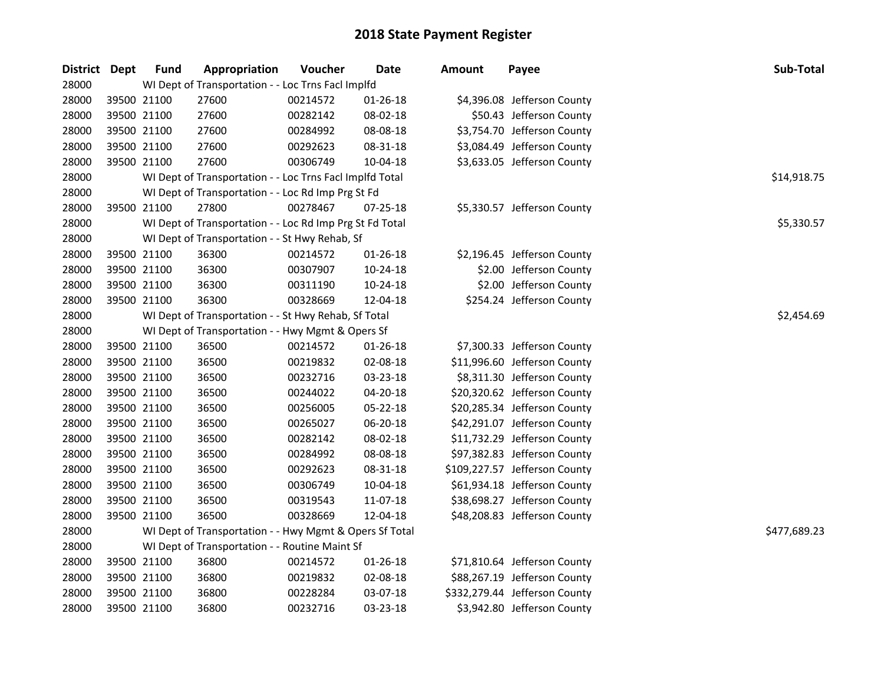# 2018 State Payment Register

| District | Dept | Fund | Appropriation | Voucher | Date | Amount | Payee | Sub-Total |
|---|---|---|---|---|---|---|---|---|
| 28000 | | WI Dept of Transportation - - Loc Trns Facl Implfd | | | | | | |
| 28000 | 39500 | 21100 | 27600 | 00214572 | 01-26-18 | $4,396.08 | Jefferson County | |
| 28000 | 39500 | 21100 | 27600 | 00282142 | 08-02-18 | $50.43 | Jefferson County | |
| 28000 | 39500 | 21100 | 27600 | 00284992 | 08-08-18 | $3,754.70 | Jefferson County | |
| 28000 | 39500 | 21100 | 27600 | 00292623 | 08-31-18 | $3,084.49 | Jefferson County | |
| 28000 | 39500 | 21100 | 27600 | 00306749 | 10-04-18 | $3,633.05 | Jefferson County | |
| 28000 | | WI Dept of Transportation - - Loc Trns Facl Implfd Total | | | | | | $14,918.75 |
| 28000 | | WI Dept of Transportation - - Loc Rd Imp Prg St Fd | | | | | | |
| 28000 | 39500 | 21100 | 27800 | 00278467 | 07-25-18 | $5,330.57 | Jefferson County | |
| 28000 | | WI Dept of Transportation - - Loc Rd Imp Prg St Fd Total | | | | | | $5,330.57 |
| 28000 | | WI Dept of Transportation - - St Hwy Rehab, Sf | | | | | | |
| 28000 | 39500 | 21100 | 36300 | 00214572 | 01-26-18 | $2,196.45 | Jefferson County | |
| 28000 | 39500 | 21100 | 36300 | 00307907 | 10-24-18 | $2.00 | Jefferson County | |
| 28000 | 39500 | 21100 | 36300 | 00311190 | 10-24-18 | $2.00 | Jefferson County | |
| 28000 | 39500 | 21100 | 36300 | 00328669 | 12-04-18 | $254.24 | Jefferson County | |
| 28000 | | WI Dept of Transportation - - St Hwy Rehab, Sf Total | | | | | | $2,454.69 |
| 28000 | | WI Dept of Transportation - - Hwy Mgmt & Opers Sf | | | | | | |
| 28000 | 39500 | 21100 | 36500 | 00214572 | 01-26-18 | $7,300.33 | Jefferson County | |
| 28000 | 39500 | 21100 | 36500 | 00219832 | 02-08-18 | $11,996.60 | Jefferson County | |
| 28000 | 39500 | 21100 | 36500 | 00232716 | 03-23-18 | $8,311.30 | Jefferson County | |
| 28000 | 39500 | 21100 | 36500 | 00244022 | 04-20-18 | $20,320.62 | Jefferson County | |
| 28000 | 39500 | 21100 | 36500 | 00256005 | 05-22-18 | $20,285.34 | Jefferson County | |
| 28000 | 39500 | 21100 | 36500 | 00265027 | 06-20-18 | $42,291.07 | Jefferson County | |
| 28000 | 39500 | 21100 | 36500 | 00282142 | 08-02-18 | $11,732.29 | Jefferson County | |
| 28000 | 39500 | 21100 | 36500 | 00284992 | 08-08-18 | $97,382.83 | Jefferson County | |
| 28000 | 39500 | 21100 | 36500 | 00292623 | 08-31-18 | $109,227.57 | Jefferson County | |
| 28000 | 39500 | 21100 | 36500 | 00306749 | 10-04-18 | $61,934.18 | Jefferson County | |
| 28000 | 39500 | 21100 | 36500 | 00319543 | 11-07-18 | $38,698.27 | Jefferson County | |
| 28000 | 39500 | 21100 | 36500 | 00328669 | 12-04-18 | $48,208.83 | Jefferson County | |
| 28000 | | WI Dept of Transportation - - Hwy Mgmt & Opers Sf Total | | | | | | $477,689.23 |
| 28000 | | WI Dept of Transportation - - Routine Maint Sf | | | | | | |
| 28000 | 39500 | 21100 | 36800 | 00214572 | 01-26-18 | $71,810.64 | Jefferson County | |
| 28000 | 39500 | 21100 | 36800 | 00219832 | 02-08-18 | $88,267.19 | Jefferson County | |
| 28000 | 39500 | 21100 | 36800 | 00228284 | 03-07-18 | $332,279.44 | Jefferson County | |
| 28000 | 39500 | 21100 | 36800 | 00232716 | 03-23-18 | $3,942.80 | Jefferson County | |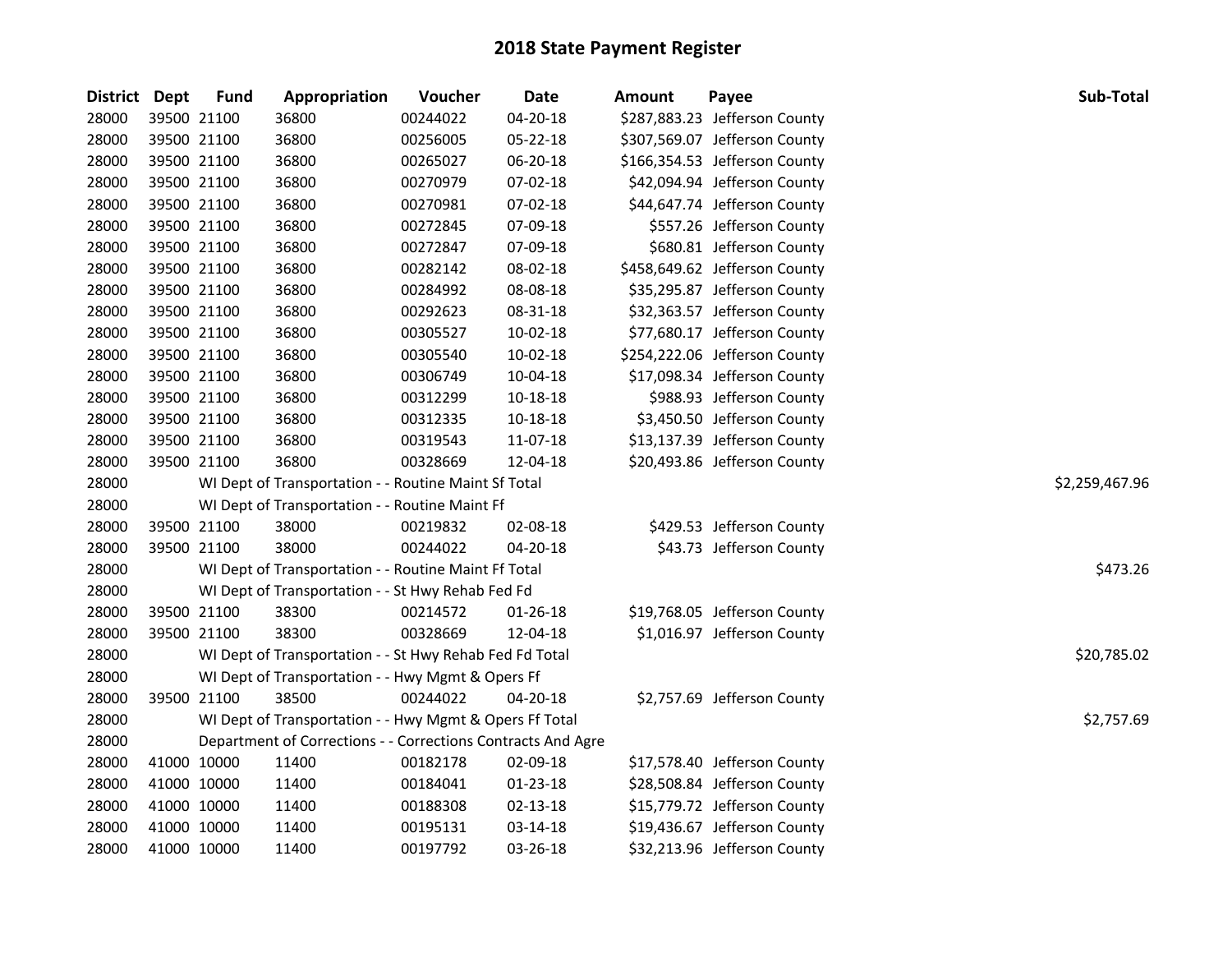# 2018 State Payment Register

| District | Dept | Fund | Appropriation | Voucher | Date | Amount | Payee | Sub-Total |
|---|---|---|---|---|---|---|---|---|
| 28000 | 39500 | 21100 | 36800 | 00244022 | 04-20-18 | $287,883.23 | Jefferson County | |
| 28000 | 39500 | 21100 | 36800 | 00256005 | 05-22-18 | $307,569.07 | Jefferson County | |
| 28000 | 39500 | 21100 | 36800 | 00265027 | 06-20-18 | $166,354.53 | Jefferson County | |
| 28000 | 39500 | 21100 | 36800 | 00270979 | 07-02-18 | $42,094.94 | Jefferson County | |
| 28000 | 39500 | 21100 | 36800 | 00270981 | 07-02-18 | $44,647.74 | Jefferson County | |
| 28000 | 39500 | 21100 | 36800 | 00272845 | 07-09-18 | $557.26 | Jefferson County | |
| 28000 | 39500 | 21100 | 36800 | 00272847 | 07-09-18 | $680.81 | Jefferson County | |
| 28000 | 39500 | 21100 | 36800 | 00282142 | 08-02-18 | $458,649.62 | Jefferson County | |
| 28000 | 39500 | 21100 | 36800 | 00284992 | 08-08-18 | $35,295.87 | Jefferson County | |
| 28000 | 39500 | 21100 | 36800 | 00292623 | 08-31-18 | $32,363.57 | Jefferson County | |
| 28000 | 39500 | 21100 | 36800 | 00305527 | 10-02-18 | $77,680.17 | Jefferson County | |
| 28000 | 39500 | 21100 | 36800 | 00305540 | 10-02-18 | $254,222.06 | Jefferson County | |
| 28000 | 39500 | 21100 | 36800 | 00306749 | 10-04-18 | $17,098.34 | Jefferson County | |
| 28000 | 39500 | 21100 | 36800 | 00312299 | 10-18-18 | $988.93 | Jefferson County | |
| 28000 | 39500 | 21100 | 36800 | 00312335 | 10-18-18 | $3,450.50 | Jefferson County | |
| 28000 | 39500 | 21100 | 36800 | 00319543 | 11-07-18 | $13,137.39 | Jefferson County | |
| 28000 | 39500 | 21100 | 36800 | 00328669 | 12-04-18 | $20,493.86 | Jefferson County | |
| 28000 | | | WI Dept of Transportation - - Routine Maint Sf Total | | | | | $2,259,467.96 |
| 28000 | | | WI Dept of Transportation - - Routine Maint Ff | | | | | |
| 28000 | 39500 | 21100 | 38000 | 00219832 | 02-08-18 | $429.53 | Jefferson County | |
| 28000 | 39500 | 21100 | 38000 | 00244022 | 04-20-18 | $43.73 | Jefferson County | |
| 28000 | | | WI Dept of Transportation - - Routine Maint Ff Total | | | | | $473.26 |
| 28000 | | | WI Dept of Transportation - - St Hwy Rehab Fed Fd | | | | | |
| 28000 | 39500 | 21100 | 38300 | 00214572 | 01-26-18 | $19,768.05 | Jefferson County | |
| 28000 | 39500 | 21100 | 38300 | 00328669 | 12-04-18 | $1,016.97 | Jefferson County | |
| 28000 | | | WI Dept of Transportation - - St Hwy Rehab Fed Fd Total | | | | | $20,785.02 |
| 28000 | | | WI Dept of Transportation - - Hwy Mgmt & Opers Ff | | | | | |
| 28000 | 39500 | 21100 | 38500 | 00244022 | 04-20-18 | $2,757.69 | Jefferson County | |
| 28000 | | | WI Dept of Transportation - - Hwy Mgmt & Opers Ff Total | | | | | $2,757.69 |
| 28000 | | | Department of Corrections - - Corrections Contracts And Agre | | | | | |
| 28000 | 41000 | 10000 | 11400 | 00182178 | 02-09-18 | $17,578.40 | Jefferson County | |
| 28000 | 41000 | 10000 | 11400 | 00184041 | 01-23-18 | $28,508.84 | Jefferson County | |
| 28000 | 41000 | 10000 | 11400 | 00188308 | 02-13-18 | $15,779.72 | Jefferson County | |
| 28000 | 41000 | 10000 | 11400 | 00195131 | 03-14-18 | $19,436.67 | Jefferson County | |
| 28000 | 41000 | 10000 | 11400 | 00197792 | 03-26-18 | $32,213.96 | Jefferson County | |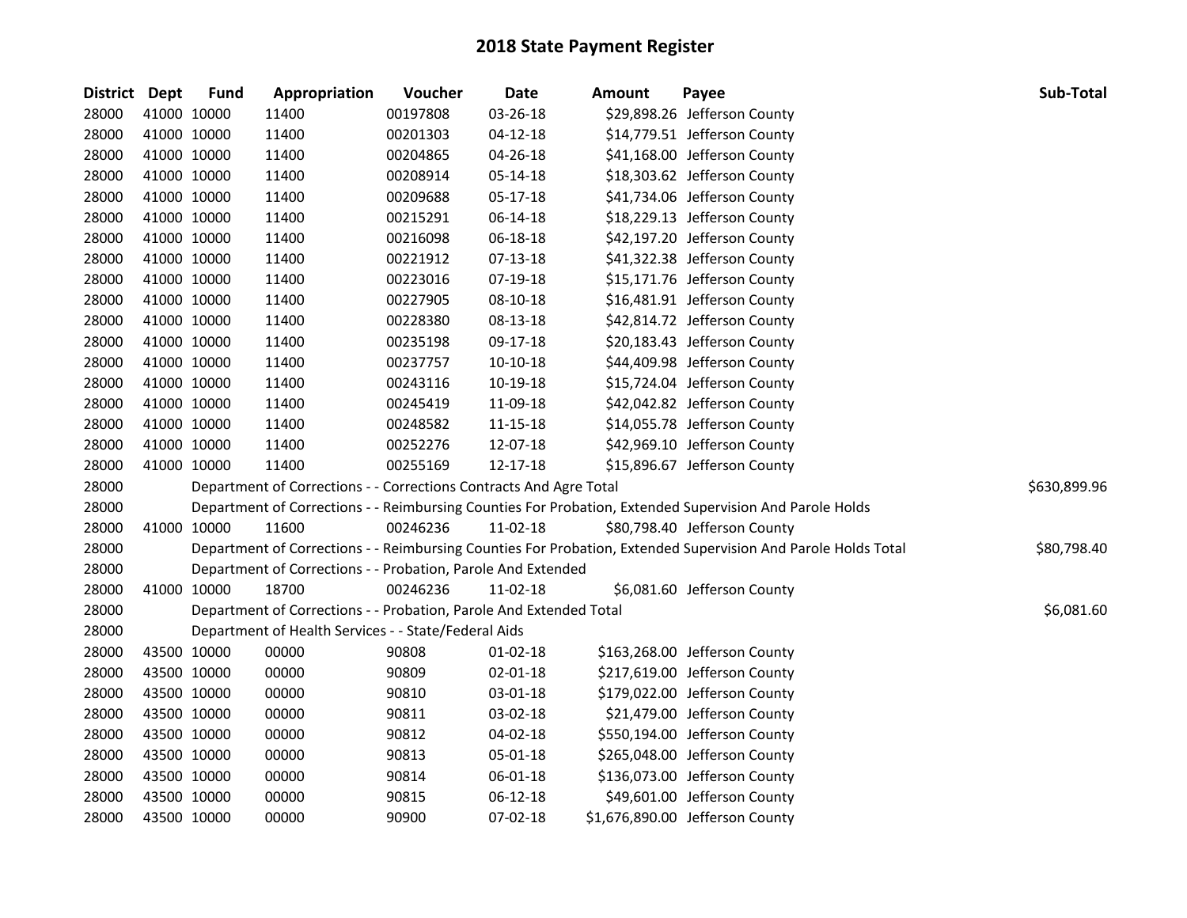# 2018 State Payment Register

| District | Dept | Fund | Appropriation | Voucher | Date | Amount | Payee | Sub-Total |
|---|---|---|---|---|---|---|---|---|
| 28000 | 41000 | 10000 | 11400 | 00197808 | 03-26-18 | $29,898.26 | Jefferson County | |
| 28000 | 41000 | 10000 | 11400 | 00201303 | 04-12-18 | $14,779.51 | Jefferson County | |
| 28000 | 41000 | 10000 | 11400 | 00204865 | 04-26-18 | $41,168.00 | Jefferson County | |
| 28000 | 41000 | 10000 | 11400 | 00208914 | 05-14-18 | $18,303.62 | Jefferson County | |
| 28000 | 41000 | 10000 | 11400 | 00209688 | 05-17-18 | $41,734.06 | Jefferson County | |
| 28000 | 41000 | 10000 | 11400 | 00215291 | 06-14-18 | $18,229.13 | Jefferson County | |
| 28000 | 41000 | 10000 | 11400 | 00216098 | 06-18-18 | $42,197.20 | Jefferson County | |
| 28000 | 41000 | 10000 | 11400 | 00221912 | 07-13-18 | $41,322.38 | Jefferson County | |
| 28000 | 41000 | 10000 | 11400 | 00223016 | 07-19-18 | $15,171.76 | Jefferson County | |
| 28000 | 41000 | 10000 | 11400 | 00227905 | 08-10-18 | $16,481.91 | Jefferson County | |
| 28000 | 41000 | 10000 | 11400 | 00228380 | 08-13-18 | $42,814.72 | Jefferson County | |
| 28000 | 41000 | 10000 | 11400 | 00235198 | 09-17-18 | $20,183.43 | Jefferson County | |
| 28000 | 41000 | 10000 | 11400 | 00237757 | 10-10-18 | $44,409.98 | Jefferson County | |
| 28000 | 41000 | 10000 | 11400 | 00243116 | 10-19-18 | $15,724.04 | Jefferson County | |
| 28000 | 41000 | 10000 | 11400 | 00245419 | 11-09-18 | $42,042.82 | Jefferson County | |
| 28000 | 41000 | 10000 | 11400 | 00248582 | 11-15-18 | $14,055.78 | Jefferson County | |
| 28000 | 41000 | 10000 | 11400 | 00252276 | 12-07-18 | $42,969.10 | Jefferson County | |
| 28000 | 41000 | 10000 | 11400 | 00255169 | 12-17-18 | $15,896.67 | Jefferson County | |
| 28000 | | | Department of Corrections - - Corrections Contracts And Agre Total | | | | | $630,899.96 |
| 28000 | | | Department of Corrections - - Reimbursing Counties For Probation, Extended Supervision And Parole Holds | | | | | |
| 28000 | 41000 | 10000 | 11600 | 00246236 | 11-02-18 | $80,798.40 | Jefferson County | |
| 28000 | | | Department of Corrections - - Reimbursing Counties For Probation, Extended Supervision And Parole Holds Total | | | | | $80,798.40 |
| 28000 | | | Department of Corrections - - Probation, Parole And Extended | | | | | |
| 28000 | 41000 | 10000 | 18700 | 00246236 | 11-02-18 | $6,081.60 | Jefferson County | |
| 28000 | | | Department of Corrections - - Probation, Parole And Extended Total | | | | | $6,081.60 |
| 28000 | | | Department of Health Services - - State/Federal Aids | | | | | |
| 28000 | 43500 | 10000 | 00000 | 90808 | 01-02-18 | $163,268.00 | Jefferson County | |
| 28000 | 43500 | 10000 | 00000 | 90809 | 02-01-18 | $217,619.00 | Jefferson County | |
| 28000 | 43500 | 10000 | 00000 | 90810 | 03-01-18 | $179,022.00 | Jefferson County | |
| 28000 | 43500 | 10000 | 00000 | 90811 | 03-02-18 | $21,479.00 | Jefferson County | |
| 28000 | 43500 | 10000 | 00000 | 90812 | 04-02-18 | $550,194.00 | Jefferson County | |
| 28000 | 43500 | 10000 | 00000 | 90813 | 05-01-18 | $265,048.00 | Jefferson County | |
| 28000 | 43500 | 10000 | 00000 | 90814 | 06-01-18 | $136,073.00 | Jefferson County | |
| 28000 | 43500 | 10000 | 00000 | 90815 | 06-12-18 | $49,601.00 | Jefferson County | |
| 28000 | 43500 | 10000 | 00000 | 90900 | 07-02-18 | $1,676,890.00 | Jefferson County | |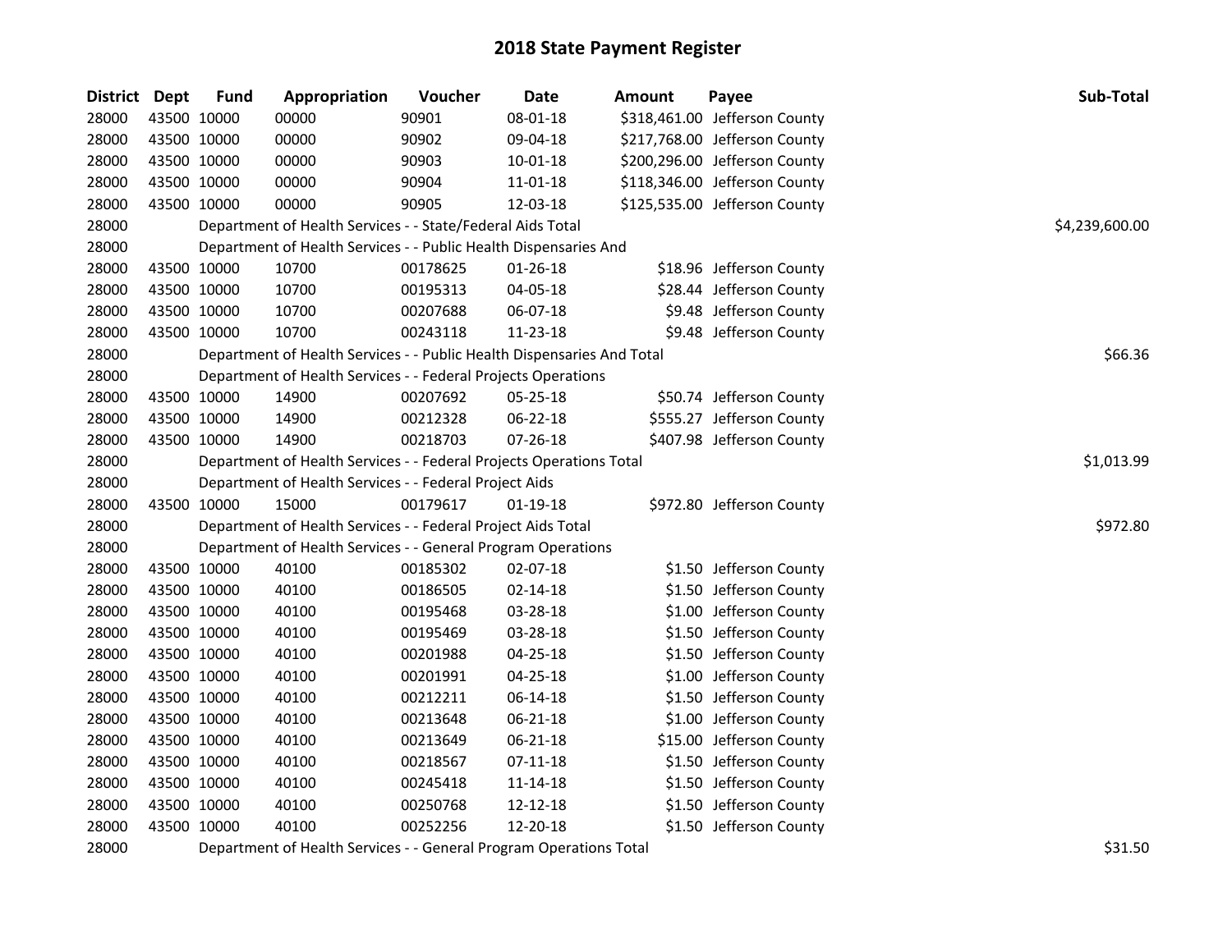# 2018 State Payment Register

| District | Dept | Fund | Appropriation | Voucher | Date | Amount | Payee | Sub-Total |
|---|---|---|---|---|---|---|---|---|
| 28000 | 43500 | 10000 | 00000 | 90901 | 08-01-18 | $318,461.00 | Jefferson County | |
| 28000 | 43500 | 10000 | 00000 | 90902 | 09-04-18 | $217,768.00 | Jefferson County | |
| 28000 | 43500 | 10000 | 00000 | 90903 | 10-01-18 | $200,296.00 | Jefferson County | |
| 28000 | 43500 | 10000 | 00000 | 90904 | 11-01-18 | $118,346.00 | Jefferson County | |
| 28000 | 43500 | 10000 | 00000 | 90905 | 12-03-18 | $125,535.00 | Jefferson County | |
| 28000 | | Department of Health Services - - State/Federal Aids Total | | | | | | $4,239,600.00 |
| 28000 | | Department of Health Services - - Public Health Dispensaries And | | | | | | |
| 28000 | 43500 | 10000 | 10700 | 00178625 | 01-26-18 | $18.96 | Jefferson County | |
| 28000 | 43500 | 10000 | 10700 | 00195313 | 04-05-18 | $28.44 | Jefferson County | |
| 28000 | 43500 | 10000 | 10700 | 00207688 | 06-07-18 | $9.48 | Jefferson County | |
| 28000 | 43500 | 10000 | 10700 | 00243118 | 11-23-18 | $9.48 | Jefferson County | |
| 28000 | | Department of Health Services - - Public Health Dispensaries And Total | | | | | | $66.36 |
| 28000 | | Department of Health Services - - Federal Projects Operations | | | | | | |
| 28000 | 43500 | 10000 | 14900 | 00207692 | 05-25-18 | $50.74 | Jefferson County | |
| 28000 | 43500 | 10000 | 14900 | 00212328 | 06-22-18 | $555.27 | Jefferson County | |
| 28000 | 43500 | 10000 | 14900 | 00218703 | 07-26-18 | $407.98 | Jefferson County | |
| 28000 | | Department of Health Services - - Federal Projects Operations Total | | | | | | $1,013.99 |
| 28000 | | Department of Health Services - - Federal Project Aids | | | | | | |
| 28000 | 43500 | 10000 | 15000 | 00179617 | 01-19-18 | $972.80 | Jefferson County | |
| 28000 | | Department of Health Services - - Federal Project Aids Total | | | | | | $972.80 |
| 28000 | | Department of Health Services - - General Program Operations | | | | | | |
| 28000 | 43500 | 10000 | 40100 | 00185302 | 02-07-18 | $1.50 | Jefferson County | |
| 28000 | 43500 | 10000 | 40100 | 00186505 | 02-14-18 | $1.50 | Jefferson County | |
| 28000 | 43500 | 10000 | 40100 | 00195468 | 03-28-18 | $1.00 | Jefferson County | |
| 28000 | 43500 | 10000 | 40100 | 00195469 | 03-28-18 | $1.50 | Jefferson County | |
| 28000 | 43500 | 10000 | 40100 | 00201988 | 04-25-18 | $1.50 | Jefferson County | |
| 28000 | 43500 | 10000 | 40100 | 00201991 | 04-25-18 | $1.00 | Jefferson County | |
| 28000 | 43500 | 10000 | 40100 | 00212211 | 06-14-18 | $1.50 | Jefferson County | |
| 28000 | 43500 | 10000 | 40100 | 00213648 | 06-21-18 | $1.00 | Jefferson County | |
| 28000 | 43500 | 10000 | 40100 | 00213649 | 06-21-18 | $15.00 | Jefferson County | |
| 28000 | 43500 | 10000 | 40100 | 00218567 | 07-11-18 | $1.50 | Jefferson County | |
| 28000 | 43500 | 10000 | 40100 | 00245418 | 11-14-18 | $1.50 | Jefferson County | |
| 28000 | 43500 | 10000 | 40100 | 00250768 | 12-12-18 | $1.50 | Jefferson County | |
| 28000 | 43500 | 10000 | 40100 | 00252256 | 12-20-18 | $1.50 | Jefferson County | |
| 28000 | | Department of Health Services - - General Program Operations Total | | | | | | $31.50 |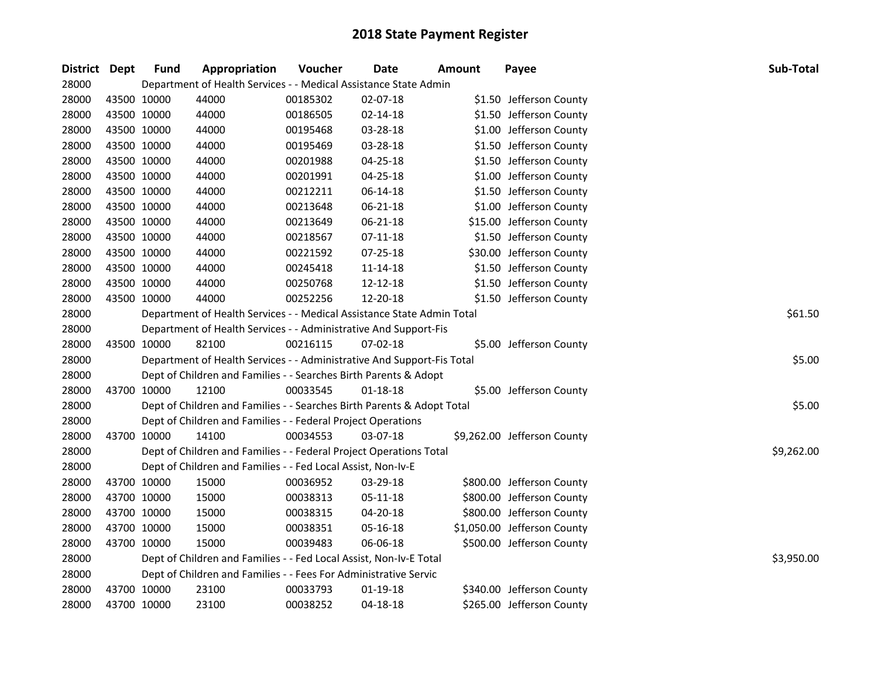# 2018 State Payment Register

| District | Dept | Fund | Appropriation | Voucher | Date | Amount | Payee | Sub-Total |
|---|---|---|---|---|---|---|---|---|
| 28000 | | Department of Health Services - - Medical Assistance State Admin | | | | | | |
| 28000 | 43500 | 10000 | 44000 | 00185302 | 02-07-18 | $1.50 | Jefferson County | |
| 28000 | 43500 | 10000 | 44000 | 00186505 | 02-14-18 | $1.50 | Jefferson County | |
| 28000 | 43500 | 10000 | 44000 | 00195468 | 03-28-18 | $1.00 | Jefferson County | |
| 28000 | 43500 | 10000 | 44000 | 00195469 | 03-28-18 | $1.50 | Jefferson County | |
| 28000 | 43500 | 10000 | 44000 | 00201988 | 04-25-18 | $1.50 | Jefferson County | |
| 28000 | 43500 | 10000 | 44000 | 00201991 | 04-25-18 | $1.00 | Jefferson County | |
| 28000 | 43500 | 10000 | 44000 | 00212211 | 06-14-18 | $1.50 | Jefferson County | |
| 28000 | 43500 | 10000 | 44000 | 00213648 | 06-21-18 | $1.00 | Jefferson County | |
| 28000 | 43500 | 10000 | 44000 | 00213649 | 06-21-18 | $15.00 | Jefferson County | |
| 28000 | 43500 | 10000 | 44000 | 00218567 | 07-11-18 | $1.50 | Jefferson County | |
| 28000 | 43500 | 10000 | 44000 | 00221592 | 07-25-18 | $30.00 | Jefferson County | |
| 28000 | 43500 | 10000 | 44000 | 00245418 | 11-14-18 | $1.50 | Jefferson County | |
| 28000 | 43500 | 10000 | 44000 | 00250768 | 12-12-18 | $1.50 | Jefferson County | |
| 28000 | 43500 | 10000 | 44000 | 00252256 | 12-20-18 | $1.50 | Jefferson County | |
| 28000 | | Department of Health Services - - Medical Assistance State Admin Total | | | | | | $61.50 |
| 28000 | | Department of Health Services - - Administrative And Support-Fis | | | | | | |
| 28000 | 43500 | 10000 | 82100 | 00216115 | 07-02-18 | $5.00 | Jefferson County | |
| 28000 | | Department of Health Services - - Administrative And Support-Fis Total | | | | | | $5.00 |
| 28000 | | Dept of Children and Families - - Searches Birth Parents & Adopt | | | | | | |
| 28000 | 43700 | 10000 | 12100 | 00033545 | 01-18-18 | $5.00 | Jefferson County | |
| 28000 | | Dept of Children and Families - - Searches Birth Parents & Adopt Total | | | | | | $5.00 |
| 28000 | | Dept of Children and Families - - Federal Project Operations | | | | | | |
| 28000 | 43700 | 10000 | 14100 | 00034553 | 03-07-18 | $9,262.00 | Jefferson County | |
| 28000 | | Dept of Children and Families - - Federal Project Operations Total | | | | | | $9,262.00 |
| 28000 | | Dept of Children and Families - - Fed Local Assist, Non-Iv-E | | | | | | |
| 28000 | 43700 | 10000 | 15000 | 00036952 | 03-29-18 | $800.00 | Jefferson County | |
| 28000 | 43700 | 10000 | 15000 | 00038313 | 05-11-18 | $800.00 | Jefferson County | |
| 28000 | 43700 | 10000 | 15000 | 00038315 | 04-20-18 | $800.00 | Jefferson County | |
| 28000 | 43700 | 10000 | 15000 | 00038351 | 05-16-18 | $1,050.00 | Jefferson County | |
| 28000 | 43700 | 10000 | 15000 | 00039483 | 06-06-18 | $500.00 | Jefferson County | |
| 28000 | | Dept of Children and Families - - Fed Local Assist, Non-Iv-E Total | | | | | | $3,950.00 |
| 28000 | | Dept of Children and Families - - Fees For Administrative Servic | | | | | | |
| 28000 | 43700 | 10000 | 23100 | 00033793 | 01-19-18 | $340.00 | Jefferson County | |
| 28000 | 43700 | 10000 | 23100 | 00038252 | 04-18-18 | $265.00 | Jefferson County | |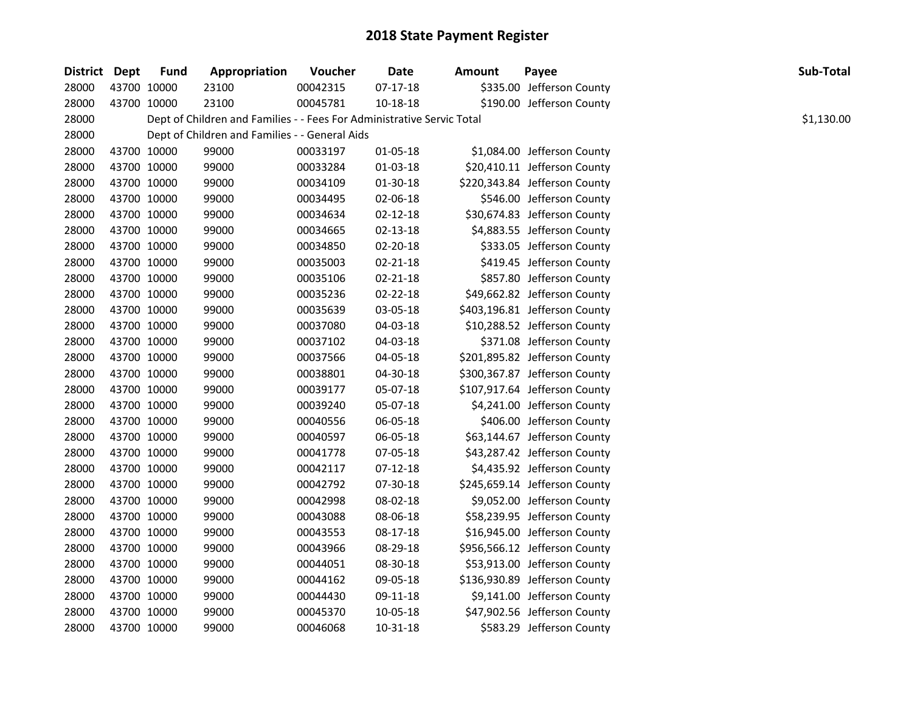# 2018 State Payment Register

| District | Dept | Fund | Appropriation | Voucher | Date | Amount | Payee | Sub-Total |
|---|---|---|---|---|---|---|---|---|
| 28000 | 43700 | 10000 | 23100 | 00042315 | 07-17-18 | $335.00 | Jefferson County | |
| 28000 | 43700 | 10000 | 23100 | 00045781 | 10-18-18 | $190.00 | Jefferson County | |
| 28000 | | | Dept of Children and Families - - Fees For Administrative Servic Total | | | | | $1,130.00 |
| 28000 | | | Dept of Children and Families - - General Aids | | | | | |
| 28000 | 43700 | 10000 | 99000 | 00033197 | 01-05-18 | $1,084.00 | Jefferson County | |
| 28000 | 43700 | 10000 | 99000 | 00033284 | 01-03-18 | $20,410.11 | Jefferson County | |
| 28000 | 43700 | 10000 | 99000 | 00034109 | 01-30-18 | $220,343.84 | Jefferson County | |
| 28000 | 43700 | 10000 | 99000 | 00034495 | 02-06-18 | $546.00 | Jefferson County | |
| 28000 | 43700 | 10000 | 99000 | 00034634 | 02-12-18 | $30,674.83 | Jefferson County | |
| 28000 | 43700 | 10000 | 99000 | 00034665 | 02-13-18 | $4,883.55 | Jefferson County | |
| 28000 | 43700 | 10000 | 99000 | 00034850 | 02-20-18 | $333.05 | Jefferson County | |
| 28000 | 43700 | 10000 | 99000 | 00035003 | 02-21-18 | $419.45 | Jefferson County | |
| 28000 | 43700 | 10000 | 99000 | 00035106 | 02-21-18 | $857.80 | Jefferson County | |
| 28000 | 43700 | 10000 | 99000 | 00035236 | 02-22-18 | $49,662.82 | Jefferson County | |
| 28000 | 43700 | 10000 | 99000 | 00035639 | 03-05-18 | $403,196.81 | Jefferson County | |
| 28000 | 43700 | 10000 | 99000 | 00037080 | 04-03-18 | $10,288.52 | Jefferson County | |
| 28000 | 43700 | 10000 | 99000 | 00037102 | 04-03-18 | $371.08 | Jefferson County | |
| 28000 | 43700 | 10000 | 99000 | 00037566 | 04-05-18 | $201,895.82 | Jefferson County | |
| 28000 | 43700 | 10000 | 99000 | 00038801 | 04-30-18 | $300,367.87 | Jefferson County | |
| 28000 | 43700 | 10000 | 99000 | 00039177 | 05-07-18 | $107,917.64 | Jefferson County | |
| 28000 | 43700 | 10000 | 99000 | 00039240 | 05-07-18 | $4,241.00 | Jefferson County | |
| 28000 | 43700 | 10000 | 99000 | 00040556 | 06-05-18 | $406.00 | Jefferson County | |
| 28000 | 43700 | 10000 | 99000 | 00040597 | 06-05-18 | $63,144.67 | Jefferson County | |
| 28000 | 43700 | 10000 | 99000 | 00041778 | 07-05-18 | $43,287.42 | Jefferson County | |
| 28000 | 43700 | 10000 | 99000 | 00042117 | 07-12-18 | $4,435.92 | Jefferson County | |
| 28000 | 43700 | 10000 | 99000 | 00042792 | 07-30-18 | $245,659.14 | Jefferson County | |
| 28000 | 43700 | 10000 | 99000 | 00042998 | 08-02-18 | $9,052.00 | Jefferson County | |
| 28000 | 43700 | 10000 | 99000 | 00043088 | 08-06-18 | $58,239.95 | Jefferson County | |
| 28000 | 43700 | 10000 | 99000 | 00043553 | 08-17-18 | $16,945.00 | Jefferson County | |
| 28000 | 43700 | 10000 | 99000 | 00043966 | 08-29-18 | $956,566.12 | Jefferson County | |
| 28000 | 43700 | 10000 | 99000 | 00044051 | 08-30-18 | $53,913.00 | Jefferson County | |
| 28000 | 43700 | 10000 | 99000 | 00044162 | 09-05-18 | $136,930.89 | Jefferson County | |
| 28000 | 43700 | 10000 | 99000 | 00044430 | 09-11-18 | $9,141.00 | Jefferson County | |
| 28000 | 43700 | 10000 | 99000 | 00045370 | 10-05-18 | $47,902.56 | Jefferson County | |
| 28000 | 43700 | 10000 | 99000 | 00046068 | 10-31-18 | $583.29 | Jefferson County | |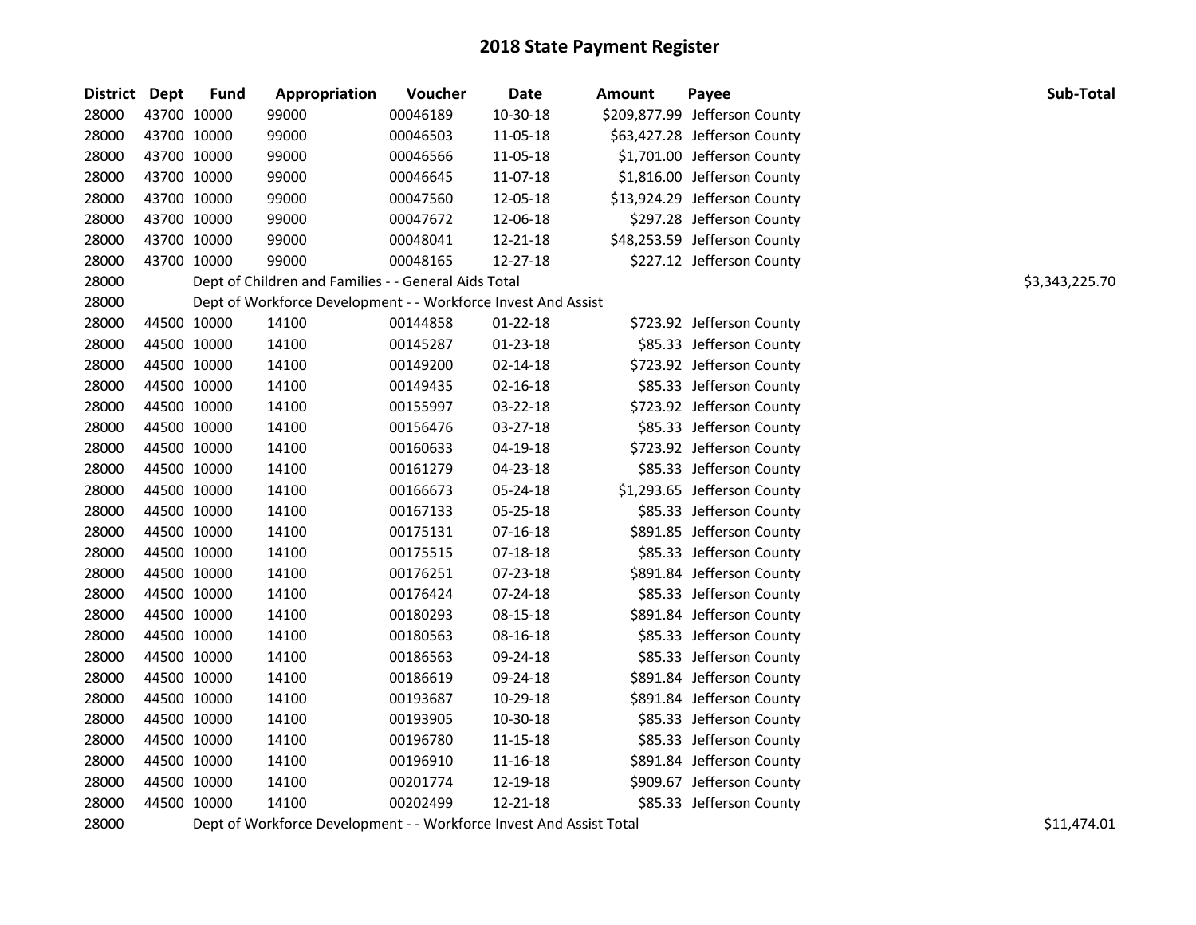# 2018 State Payment Register

| District | Dept | Fund | Appropriation | Voucher | Date | Amount | Payee | Sub-Total |
|---|---|---|---|---|---|---|---|---|
| 28000 | 43700 | 10000 | 99000 | 00046189 | 10-30-18 | $209,877.99 | Jefferson County | |
| 28000 | 43700 | 10000 | 99000 | 00046503 | 11-05-18 | $63,427.28 | Jefferson County | |
| 28000 | 43700 | 10000 | 99000 | 00046566 | 11-05-18 | $1,701.00 | Jefferson County | |
| 28000 | 43700 | 10000 | 99000 | 00046645 | 11-07-18 | $1,816.00 | Jefferson County | |
| 28000 | 43700 | 10000 | 99000 | 00047560 | 12-05-18 | $13,924.29 | Jefferson County | |
| 28000 | 43700 | 10000 | 99000 | 00047672 | 12-06-18 | $297.28 | Jefferson County | |
| 28000 | 43700 | 10000 | 99000 | 00048041 | 12-21-18 | $48,253.59 | Jefferson County | |
| 28000 | 43700 | 10000 | 99000 | 00048165 | 12-27-18 | $227.12 | Jefferson County | |
| 28000 | | Dept of Children and Families - - General Aids Total | | | | | | $3,343,225.70 |
| 28000 | | Dept of Workforce Development - - Workforce Invest And Assist | | | | | | |
| 28000 | 44500 | 10000 | 14100 | 00144858 | 01-22-18 | $723.92 | Jefferson County | |
| 28000 | 44500 | 10000 | 14100 | 00145287 | 01-23-18 | $85.33 | Jefferson County | |
| 28000 | 44500 | 10000 | 14100 | 00149200 | 02-14-18 | $723.92 | Jefferson County | |
| 28000 | 44500 | 10000 | 14100 | 00149435 | 02-16-18 | $85.33 | Jefferson County | |
| 28000 | 44500 | 10000 | 14100 | 00155997 | 03-22-18 | $723.92 | Jefferson County | |
| 28000 | 44500 | 10000 | 14100 | 00156476 | 03-27-18 | $85.33 | Jefferson County | |
| 28000 | 44500 | 10000 | 14100 | 00160633 | 04-19-18 | $723.92 | Jefferson County | |
| 28000 | 44500 | 10000 | 14100 | 00161279 | 04-23-18 | $85.33 | Jefferson County | |
| 28000 | 44500 | 10000 | 14100 | 00166673 | 05-24-18 | $1,293.65 | Jefferson County | |
| 28000 | 44500 | 10000 | 14100 | 00167133 | 05-25-18 | $85.33 | Jefferson County | |
| 28000 | 44500 | 10000 | 14100 | 00175131 | 07-16-18 | $891.85 | Jefferson County | |
| 28000 | 44500 | 10000 | 14100 | 00175515 | 07-18-18 | $85.33 | Jefferson County | |
| 28000 | 44500 | 10000 | 14100 | 00176251 | 07-23-18 | $891.84 | Jefferson County | |
| 28000 | 44500 | 10000 | 14100 | 00176424 | 07-24-18 | $85.33 | Jefferson County | |
| 28000 | 44500 | 10000 | 14100 | 00180293 | 08-15-18 | $891.84 | Jefferson County | |
| 28000 | 44500 | 10000 | 14100 | 00180563 | 08-16-18 | $85.33 | Jefferson County | |
| 28000 | 44500 | 10000 | 14100 | 00186563 | 09-24-18 | $85.33 | Jefferson County | |
| 28000 | 44500 | 10000 | 14100 | 00186619 | 09-24-18 | $891.84 | Jefferson County | |
| 28000 | 44500 | 10000 | 14100 | 00193687 | 10-29-18 | $891.84 | Jefferson County | |
| 28000 | 44500 | 10000 | 14100 | 00193905 | 10-30-18 | $85.33 | Jefferson County | |
| 28000 | 44500 | 10000 | 14100 | 00196780 | 11-15-18 | $85.33 | Jefferson County | |
| 28000 | 44500 | 10000 | 14100 | 00196910 | 11-16-18 | $891.84 | Jefferson County | |
| 28000 | 44500 | 10000 | 14100 | 00201774 | 12-19-18 | $909.67 | Jefferson County | |
| 28000 | 44500 | 10000 | 14100 | 00202499 | 12-21-18 | $85.33 | Jefferson County | |
| 28000 | | Dept of Workforce Development - - Workforce Invest And Assist Total | | | | | | $11,474.01 |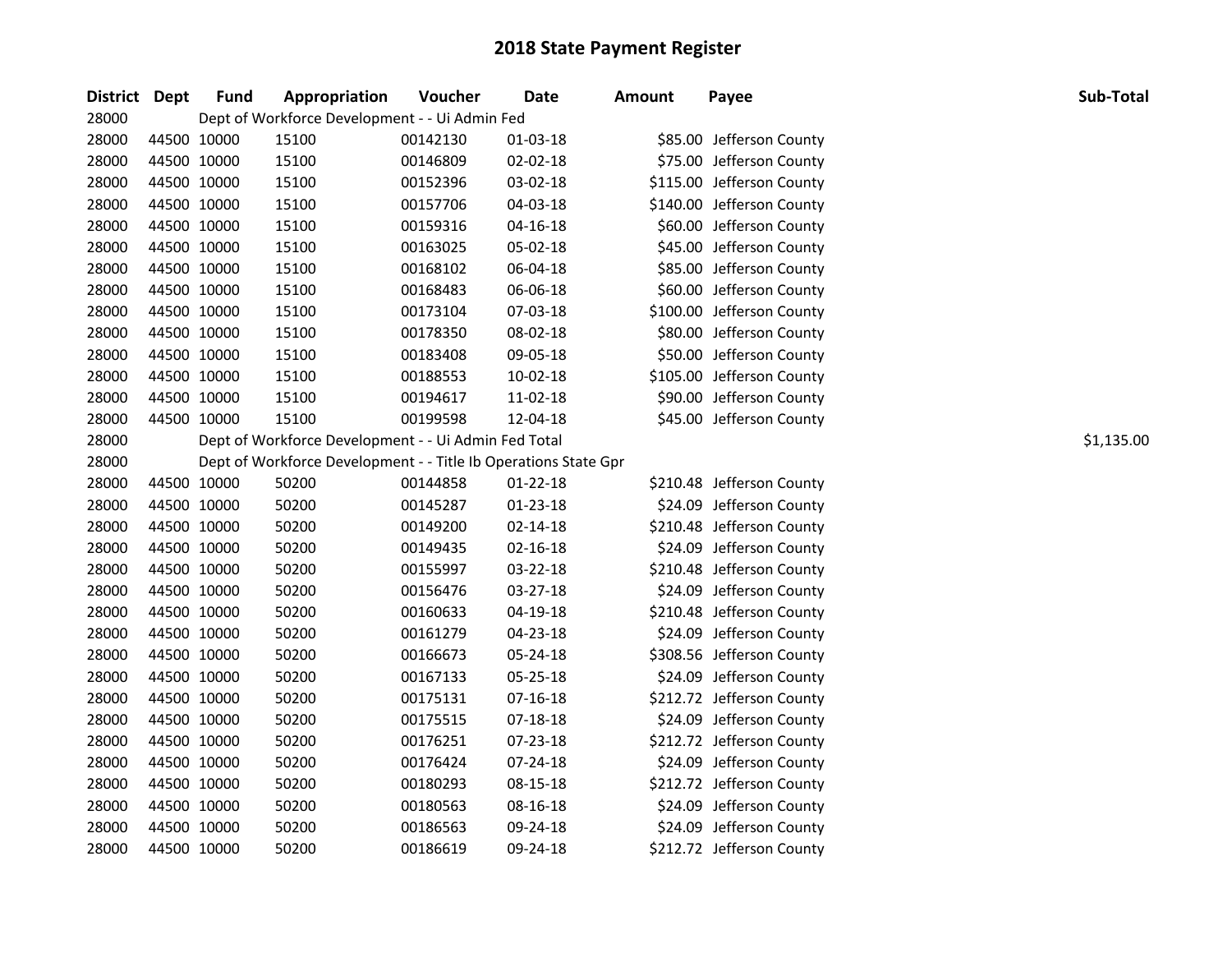# 2018 State Payment Register

| District | Dept | Fund | Appropriation | Voucher | Date | Amount | Payee | Sub-Total |
|---|---|---|---|---|---|---|---|---|
| 28000 | | | Dept of Workforce Development - - Ui Admin Fed | | | | | |
| 28000 | 44500 | 10000 | 15100 | 00142130 | 01-03-18 | $85.00 | Jefferson County | |
| 28000 | 44500 | 10000 | 15100 | 00146809 | 02-02-18 | $75.00 | Jefferson County | |
| 28000 | 44500 | 10000 | 15100 | 00152396 | 03-02-18 | $115.00 | Jefferson County | |
| 28000 | 44500 | 10000 | 15100 | 00157706 | 04-03-18 | $140.00 | Jefferson County | |
| 28000 | 44500 | 10000 | 15100 | 00159316 | 04-16-18 | $60.00 | Jefferson County | |
| 28000 | 44500 | 10000 | 15100 | 00163025 | 05-02-18 | $45.00 | Jefferson County | |
| 28000 | 44500 | 10000 | 15100 | 00168102 | 06-04-18 | $85.00 | Jefferson County | |
| 28000 | 44500 | 10000 | 15100 | 00168483 | 06-06-18 | $60.00 | Jefferson County | |
| 28000 | 44500 | 10000 | 15100 | 00173104 | 07-03-18 | $100.00 | Jefferson County | |
| 28000 | 44500 | 10000 | 15100 | 00178350 | 08-02-18 | $80.00 | Jefferson County | |
| 28000 | 44500 | 10000 | 15100 | 00183408 | 09-05-18 | $50.00 | Jefferson County | |
| 28000 | 44500 | 10000 | 15100 | 00188553 | 10-02-18 | $105.00 | Jefferson County | |
| 28000 | 44500 | 10000 | 15100 | 00194617 | 11-02-18 | $90.00 | Jefferson County | |
| 28000 | 44500 | 10000 | 15100 | 00199598 | 12-04-18 | $45.00 | Jefferson County | |
| 28000 | | | Dept of Workforce Development - - Ui Admin Fed Total | | | | | $1,135.00 |
| 28000 | | | Dept of Workforce Development - - Title Ib Operations State Gpr | | | | | |
| 28000 | 44500 | 10000 | 50200 | 00144858 | 01-22-18 | $210.48 | Jefferson County | |
| 28000 | 44500 | 10000 | 50200 | 00145287 | 01-23-18 | $24.09 | Jefferson County | |
| 28000 | 44500 | 10000 | 50200 | 00149200 | 02-14-18 | $210.48 | Jefferson County | |
| 28000 | 44500 | 10000 | 50200 | 00149435 | 02-16-18 | $24.09 | Jefferson County | |
| 28000 | 44500 | 10000 | 50200 | 00155997 | 03-22-18 | $210.48 | Jefferson County | |
| 28000 | 44500 | 10000 | 50200 | 00156476 | 03-27-18 | $24.09 | Jefferson County | |
| 28000 | 44500 | 10000 | 50200 | 00160633 | 04-19-18 | $210.48 | Jefferson County | |
| 28000 | 44500 | 10000 | 50200 | 00161279 | 04-23-18 | $24.09 | Jefferson County | |
| 28000 | 44500 | 10000 | 50200 | 00166673 | 05-24-18 | $308.56 | Jefferson County | |
| 28000 | 44500 | 10000 | 50200 | 00167133 | 05-25-18 | $24.09 | Jefferson County | |
| 28000 | 44500 | 10000 | 50200 | 00175131 | 07-16-18 | $212.72 | Jefferson County | |
| 28000 | 44500 | 10000 | 50200 | 00175515 | 07-18-18 | $24.09 | Jefferson County | |
| 28000 | 44500 | 10000 | 50200 | 00176251 | 07-23-18 | $212.72 | Jefferson County | |
| 28000 | 44500 | 10000 | 50200 | 00176424 | 07-24-18 | $24.09 | Jefferson County | |
| 28000 | 44500 | 10000 | 50200 | 00180293 | 08-15-18 | $212.72 | Jefferson County | |
| 28000 | 44500 | 10000 | 50200 | 00180563 | 08-16-18 | $24.09 | Jefferson County | |
| 28000 | 44500 | 10000 | 50200 | 00186563 | 09-24-18 | $24.09 | Jefferson County | |
| 28000 | 44500 | 10000 | 50200 | 00186619 | 09-24-18 | $212.72 | Jefferson County | |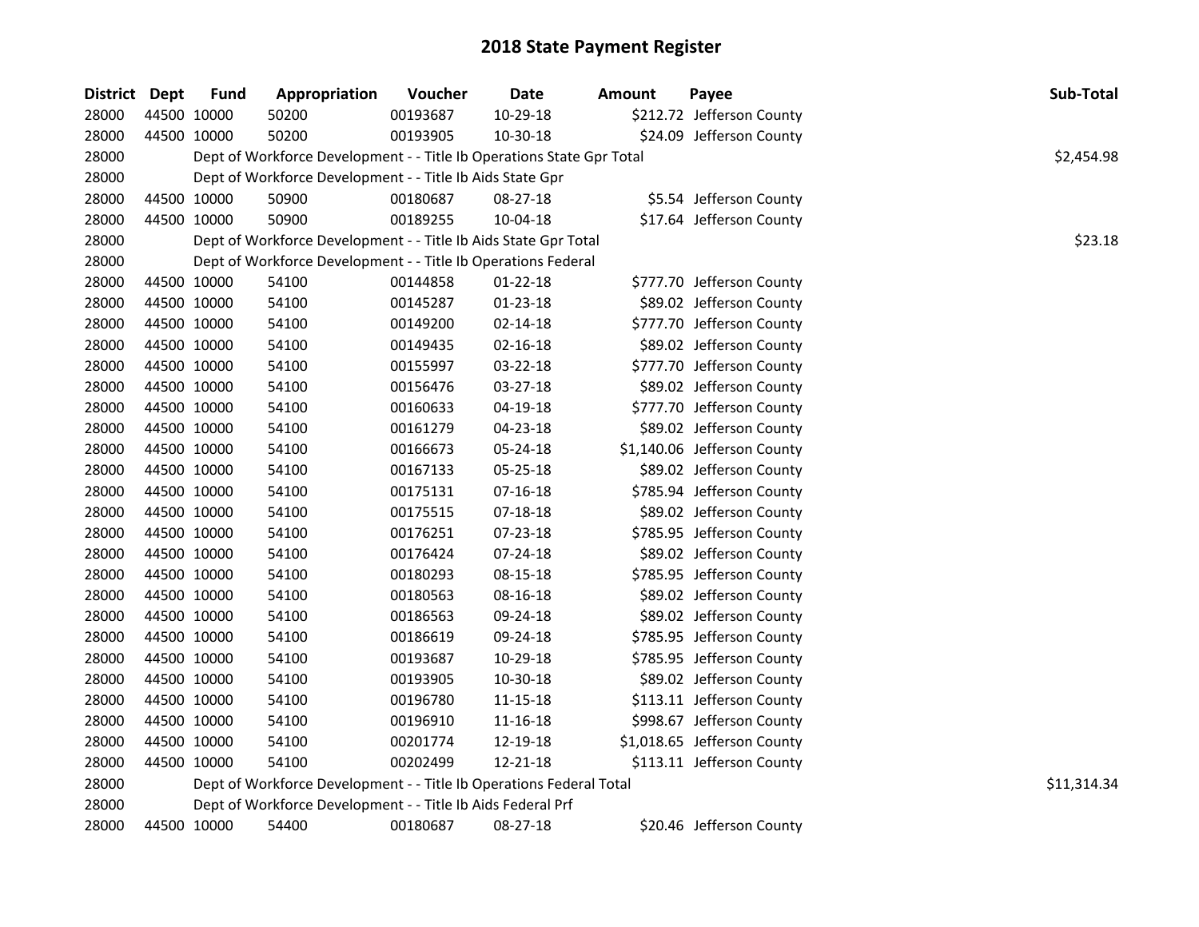# 2018 State Payment Register

| District | Dept | Fund | Appropriation | Voucher | Date | Amount | Payee | Sub-Total |
|---|---|---|---|---|---|---|---|---|
| 28000 | 44500 | 10000 | 50200 | 00193687 | 10-29-18 | $212.72 | Jefferson County | |
| 28000 | 44500 | 10000 | 50200 | 00193905 | 10-30-18 | $24.09 | Jefferson County | |
| 28000 | | | Dept of Workforce Development - - Title Ib Operations State Gpr Total | | | | | $2,454.98 |
| 28000 | | | Dept of Workforce Development - - Title Ib Aids State Gpr | | | | | |
| 28000 | 44500 | 10000 | 50900 | 00180687 | 08-27-18 | $5.54 | Jefferson County | |
| 28000 | 44500 | 10000 | 50900 | 00189255 | 10-04-18 | $17.64 | Jefferson County | |
| 28000 | | | Dept of Workforce Development - - Title Ib Aids State Gpr Total | | | | | $23.18 |
| 28000 | | | Dept of Workforce Development - - Title Ib Operations Federal | | | | | |
| 28000 | 44500 | 10000 | 54100 | 00144858 | 01-22-18 | $777.70 | Jefferson County | |
| 28000 | 44500 | 10000 | 54100 | 00145287 | 01-23-18 | $89.02 | Jefferson County | |
| 28000 | 44500 | 10000 | 54100 | 00149200 | 02-14-18 | $777.70 | Jefferson County | |
| 28000 | 44500 | 10000 | 54100 | 00149435 | 02-16-18 | $89.02 | Jefferson County | |
| 28000 | 44500 | 10000 | 54100 | 00155997 | 03-22-18 | $777.70 | Jefferson County | |
| 28000 | 44500 | 10000 | 54100 | 00156476 | 03-27-18 | $89.02 | Jefferson County | |
| 28000 | 44500 | 10000 | 54100 | 00160633 | 04-19-18 | $777.70 | Jefferson County | |
| 28000 | 44500 | 10000 | 54100 | 00161279 | 04-23-18 | $89.02 | Jefferson County | |
| 28000 | 44500 | 10000 | 54100 | 00166673 | 05-24-18 | $1,140.06 | Jefferson County | |
| 28000 | 44500 | 10000 | 54100 | 00167133 | 05-25-18 | $89.02 | Jefferson County | |
| 28000 | 44500 | 10000 | 54100 | 00175131 | 07-16-18 | $785.94 | Jefferson County | |
| 28000 | 44500 | 10000 | 54100 | 00175515 | 07-18-18 | $89.02 | Jefferson County | |
| 28000 | 44500 | 10000 | 54100 | 00176251 | 07-23-18 | $785.95 | Jefferson County | |
| 28000 | 44500 | 10000 | 54100 | 00176424 | 07-24-18 | $89.02 | Jefferson County | |
| 28000 | 44500 | 10000 | 54100 | 00180293 | 08-15-18 | $785.95 | Jefferson County | |
| 28000 | 44500 | 10000 | 54100 | 00180563 | 08-16-18 | $89.02 | Jefferson County | |
| 28000 | 44500 | 10000 | 54100 | 00186563 | 09-24-18 | $89.02 | Jefferson County | |
| 28000 | 44500 | 10000 | 54100 | 00186619 | 09-24-18 | $785.95 | Jefferson County | |
| 28000 | 44500 | 10000 | 54100 | 00193687 | 10-29-18 | $785.95 | Jefferson County | |
| 28000 | 44500 | 10000 | 54100 | 00193905 | 10-30-18 | $89.02 | Jefferson County | |
| 28000 | 44500 | 10000 | 54100 | 00196780 | 11-15-18 | $113.11 | Jefferson County | |
| 28000 | 44500 | 10000 | 54100 | 00196910 | 11-16-18 | $998.67 | Jefferson County | |
| 28000 | 44500 | 10000 | 54100 | 00201774 | 12-19-18 | $1,018.65 | Jefferson County | |
| 28000 | 44500 | 10000 | 54100 | 00202499 | 12-21-18 | $113.11 | Jefferson County | |
| 28000 | | | Dept of Workforce Development - - Title Ib Operations Federal Total | | | | | $11,314.34 |
| 28000 | | | Dept of Workforce Development - - Title Ib Aids Federal Prf | | | | | |
| 28000 | 44500 | 10000 | 54400 | 00180687 | 08-27-18 | $20.46 | Jefferson County | |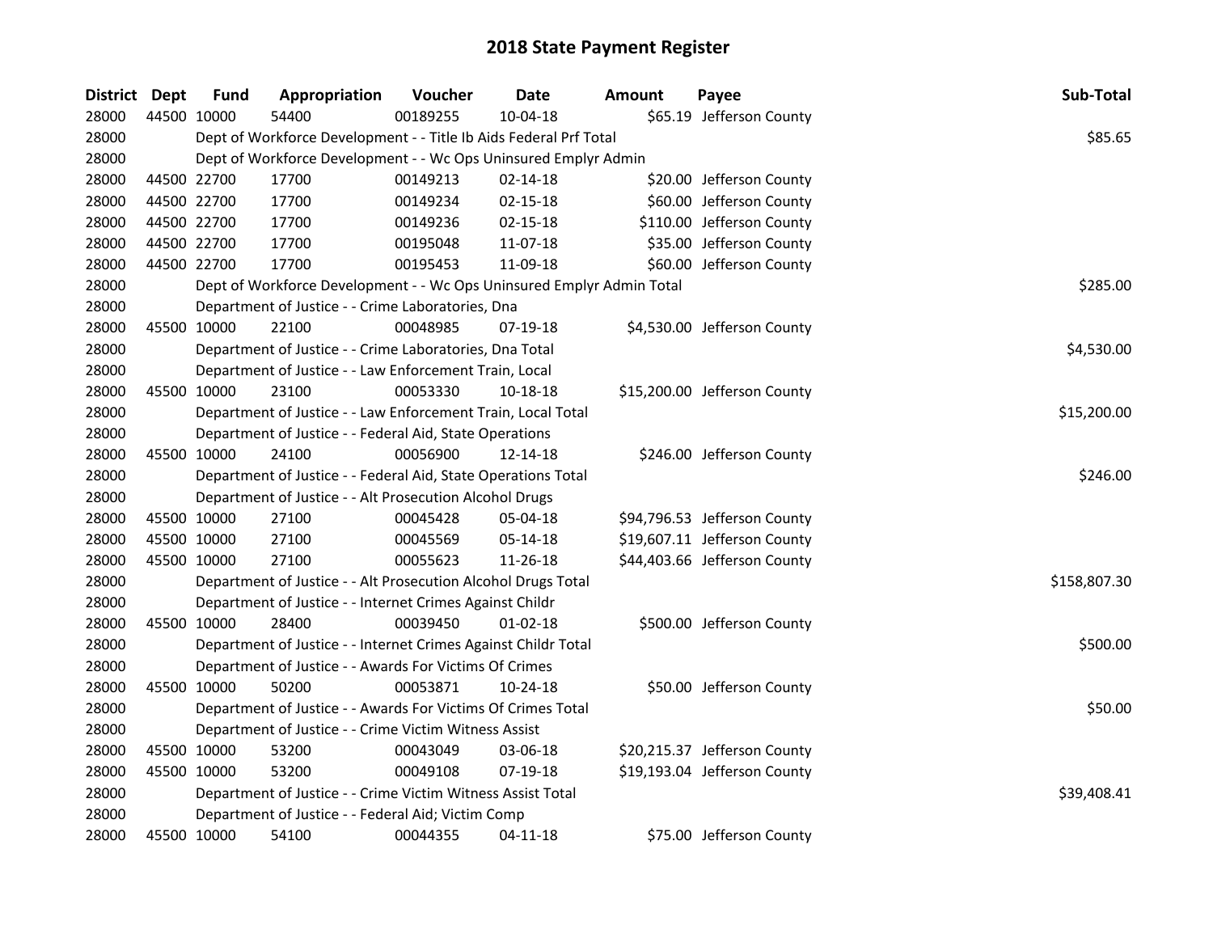# 2018 State Payment Register

| District | Dept | Fund | Appropriation | Voucher | Date | Amount | Payee | Sub-Total |
|---|---|---|---|---|---|---|---|---|
| 28000 | 44500 | 10000 | 54400 | 00189255 | 10-04-18 | $65.19 | Jefferson County | |
| 28000 | | Dept of Workforce Development - - Title Ib Aids Federal Prf Total | | | | | | $85.65 |
| 28000 | | Dept of Workforce Development - - Wc Ops Uninsured Emplyr Admin | | | | | | |
| 28000 | 44500 | 22700 | 17700 | 00149213 | 02-14-18 | $20.00 | Jefferson County | |
| 28000 | 44500 | 22700 | 17700 | 00149234 | 02-15-18 | $60.00 | Jefferson County | |
| 28000 | 44500 | 22700 | 17700 | 00149236 | 02-15-18 | $110.00 | Jefferson County | |
| 28000 | 44500 | 22700 | 17700 | 00195048 | 11-07-18 | $35.00 | Jefferson County | |
| 28000 | 44500 | 22700 | 17700 | 00195453 | 11-09-18 | $60.00 | Jefferson County | |
| 28000 | | Dept of Workforce Development - - Wc Ops Uninsured Emplyr Admin Total | | | | | | $285.00 |
| 28000 | | Department of Justice - - Crime Laboratories, Dna | | | | | | |
| 28000 | 45500 | 10000 | 22100 | 00048985 | 07-19-18 | $4,530.00 | Jefferson County | |
| 28000 | | Department of Justice - - Crime Laboratories, Dna Total | | | | | | $4,530.00 |
| 28000 | | Department of Justice - - Law Enforcement Train, Local | | | | | | |
| 28000 | 45500 | 10000 | 23100 | 00053330 | 10-18-18 | $15,200.00 | Jefferson County | |
| 28000 | | Department of Justice - - Law Enforcement Train, Local Total | | | | | | $15,200.00 |
| 28000 | | Department of Justice - - Federal Aid, State Operations | | | | | | |
| 28000 | 45500 | 10000 | 24100 | 00056900 | 12-14-18 | $246.00 | Jefferson County | |
| 28000 | | Department of Justice - - Federal Aid, State Operations Total | | | | | | $246.00 |
| 28000 | | Department of Justice - - Alt Prosecution Alcohol Drugs | | | | | | |
| 28000 | 45500 | 10000 | 27100 | 00045428 | 05-04-18 | $94,796.53 | Jefferson County | |
| 28000 | 45500 | 10000 | 27100 | 00045569 | 05-14-18 | $19,607.11 | Jefferson County | |
| 28000 | 45500 | 10000 | 27100 | 00055623 | 11-26-18 | $44,403.66 | Jefferson County | |
| 28000 | | Department of Justice - - Alt Prosecution Alcohol Drugs Total | | | | | | $158,807.30 |
| 28000 | | Department of Justice - - Internet Crimes Against Childr | | | | | | |
| 28000 | 45500 | 10000 | 28400 | 00039450 | 01-02-18 | $500.00 | Jefferson County | |
| 28000 | | Department of Justice - - Internet Crimes Against Childr Total | | | | | | $500.00 |
| 28000 | | Department of Justice - - Awards For Victims Of Crimes | | | | | | |
| 28000 | 45500 | 10000 | 50200 | 00053871 | 10-24-18 | $50.00 | Jefferson County | |
| 28000 | | Department of Justice - - Awards For Victims Of Crimes Total | | | | | | $50.00 |
| 28000 | | Department of Justice - - Crime Victim Witness Assist | | | | | | |
| 28000 | 45500 | 10000 | 53200 | 00043049 | 03-06-18 | $20,215.37 | Jefferson County | |
| 28000 | 45500 | 10000 | 53200 | 00049108 | 07-19-18 | $19,193.04 | Jefferson County | |
| 28000 | | Department of Justice - - Crime Victim Witness Assist Total | | | | | | $39,408.41 |
| 28000 | | Department of Justice - - Federal Aid; Victim Comp | | | | | | |
| 28000 | 45500 | 10000 | 54100 | 00044355 | 04-11-18 | $75.00 | Jefferson County | |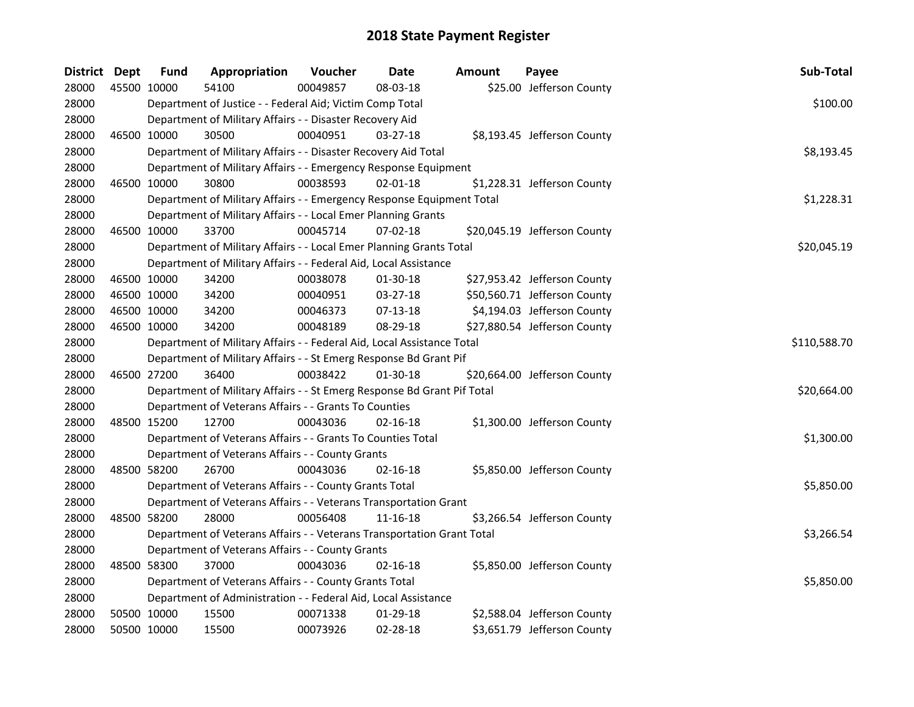# 2018 State Payment Register

| District | Dept | Fund | Appropriation | Voucher | Date | Amount | Payee | Sub-Total |
|---|---|---|---|---|---|---|---|---|
| 28000 | 45500 | 10000 | 54100 | 00049857 | 08-03-18 | $25.00 | Jefferson County | |
| 28000 | | Department of Justice - - Federal Aid; Victim Comp Total | | | | | | $100.00 |
| 28000 | | Department of Military Affairs - - Disaster Recovery Aid | | | | | | |
| 28000 | 46500 | 10000 | 30500 | 00040951 | 03-27-18 | $8,193.45 | Jefferson County | |
| 28000 | | Department of Military Affairs - - Disaster Recovery Aid Total | | | | | | $8,193.45 |
| 28000 | | Department of Military Affairs - - Emergency Response Equipment | | | | | | |
| 28000 | 46500 | 10000 | 30800 | 00038593 | 02-01-18 | $1,228.31 | Jefferson County | |
| 28000 | | Department of Military Affairs - - Emergency Response Equipment Total | | | | | | $1,228.31 |
| 28000 | | Department of Military Affairs - - Local Emer Planning Grants | | | | | | |
| 28000 | 46500 | 10000 | 33700 | 00045714 | 07-02-18 | $20,045.19 | Jefferson County | |
| 28000 | | Department of Military Affairs - - Local Emer Planning Grants Total | | | | | | $20,045.19 |
| 28000 | | Department of Military Affairs - - Federal Aid, Local Assistance | | | | | | |
| 28000 | 46500 | 10000 | 34200 | 00038078 | 01-30-18 | $27,953.42 | Jefferson County | |
| 28000 | 46500 | 10000 | 34200 | 00040951 | 03-27-18 | $50,560.71 | Jefferson County | |
| 28000 | 46500 | 10000 | 34200 | 00046373 | 07-13-18 | $4,194.03 | Jefferson County | |
| 28000 | 46500 | 10000 | 34200 | 00048189 | 08-29-18 | $27,880.54 | Jefferson County | |
| 28000 | | Department of Military Affairs - - Federal Aid, Local Assistance Total | | | | | | $110,588.70 |
| 28000 | | Department of Military Affairs - - St Emerg Response Bd Grant Pif | | | | | | |
| 28000 | 46500 | 27200 | 36400 | 00038422 | 01-30-18 | $20,664.00 | Jefferson County | |
| 28000 | | Department of Military Affairs - - St Emerg Response Bd Grant Pif Total | | | | | | $20,664.00 |
| 28000 | | Department of Veterans Affairs - - Grants To Counties | | | | | | |
| 28000 | 48500 | 15200 | 12700 | 00043036 | 02-16-18 | $1,300.00 | Jefferson County | |
| 28000 | | Department of Veterans Affairs - - Grants To Counties Total | | | | | | $1,300.00 |
| 28000 | | Department of Veterans Affairs - - County Grants | | | | | | |
| 28000 | 48500 | 58200 | 26700 | 00043036 | 02-16-18 | $5,850.00 | Jefferson County | |
| 28000 | | Department of Veterans Affairs - - County Grants Total | | | | | | $5,850.00 |
| 28000 | | Department of Veterans Affairs - - Veterans Transportation Grant | | | | | | |
| 28000 | 48500 | 58200 | 28000 | 00056408 | 11-16-18 | $3,266.54 | Jefferson County | |
| 28000 | | Department of Veterans Affairs - - Veterans Transportation Grant Total | | | | | | $3,266.54 |
| 28000 | | Department of Veterans Affairs - - County Grants | | | | | | |
| 28000 | 48500 | 58300 | 37000 | 00043036 | 02-16-18 | $5,850.00 | Jefferson County | |
| 28000 | | Department of Veterans Affairs - - County Grants Total | | | | | | $5,850.00 |
| 28000 | | Department of Administration - - Federal Aid, Local Assistance | | | | | | |
| 28000 | 50500 | 10000 | 15500 | 00071338 | 01-29-18 | $2,588.04 | Jefferson County | |
| 28000 | 50500 | 10000 | 15500 | 00073926 | 02-28-18 | $3,651.79 | Jefferson County | |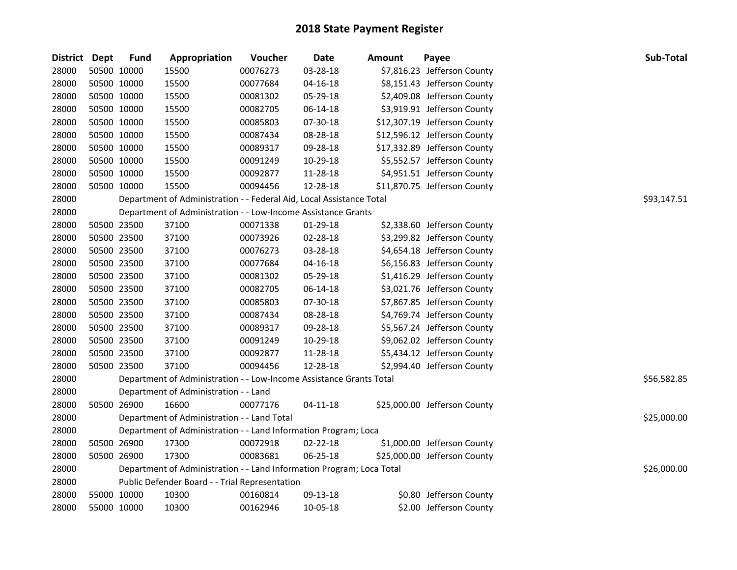# 2018 State Payment Register

| District | Dept | Fund | Appropriation | Voucher | Date | Amount | Payee | Sub-Total |
|---|---|---|---|---|---|---|---|---|
| 28000 | 50500 | 10000 | 15500 | 00076273 | 03-28-18 | $7,816.23 | Jefferson County | |
| 28000 | 50500 | 10000 | 15500 | 00077684 | 04-16-18 | $8,151.43 | Jefferson County | |
| 28000 | 50500 | 10000 | 15500 | 00081302 | 05-29-18 | $2,409.08 | Jefferson County | |
| 28000 | 50500 | 10000 | 15500 | 00082705 | 06-14-18 | $3,919.91 | Jefferson County | |
| 28000 | 50500 | 10000 | 15500 | 00085803 | 07-30-18 | $12,307.19 | Jefferson County | |
| 28000 | 50500 | 10000 | 15500 | 00087434 | 08-28-18 | $12,596.12 | Jefferson County | |
| 28000 | 50500 | 10000 | 15500 | 00089317 | 09-28-18 | $17,332.89 | Jefferson County | |
| 28000 | 50500 | 10000 | 15500 | 00091249 | 10-29-18 | $5,552.57 | Jefferson County | |
| 28000 | 50500 | 10000 | 15500 | 00092877 | 11-28-18 | $4,951.51 | Jefferson County | |
| 28000 | 50500 | 10000 | 15500 | 00094456 | 12-28-18 | $11,870.75 | Jefferson County | |
| 28000 | | Department of Administration - - Federal Aid, Local Assistance Total | | | | | | $93,147.51 |
| 28000 | | Department of Administration - - Low-Income Assistance Grants | | | | | | |
| 28000 | 50500 | 23500 | 37100 | 00071338 | 01-29-18 | $2,338.60 | Jefferson County | |
| 28000 | 50500 | 23500 | 37100 | 00073926 | 02-28-18 | $3,299.82 | Jefferson County | |
| 28000 | 50500 | 23500 | 37100 | 00076273 | 03-28-18 | $4,654.18 | Jefferson County | |
| 28000 | 50500 | 23500 | 37100 | 00077684 | 04-16-18 | $6,156.83 | Jefferson County | |
| 28000 | 50500 | 23500 | 37100 | 00081302 | 05-29-18 | $1,416.29 | Jefferson County | |
| 28000 | 50500 | 23500 | 37100 | 00082705 | 06-14-18 | $3,021.76 | Jefferson County | |
| 28000 | 50500 | 23500 | 37100 | 00085803 | 07-30-18 | $7,867.85 | Jefferson County | |
| 28000 | 50500 | 23500 | 37100 | 00087434 | 08-28-18 | $4,769.74 | Jefferson County | |
| 28000 | 50500 | 23500 | 37100 | 00089317 | 09-28-18 | $5,567.24 | Jefferson County | |
| 28000 | 50500 | 23500 | 37100 | 00091249 | 10-29-18 | $9,062.02 | Jefferson County | |
| 28000 | 50500 | 23500 | 37100 | 00092877 | 11-28-18 | $5,434.12 | Jefferson County | |
| 28000 | 50500 | 23500 | 37100 | 00094456 | 12-28-18 | $2,994.40 | Jefferson County | |
| 28000 | | Department of Administration - - Low-Income Assistance Grants Total | | | | | | $56,582.85 |
| 28000 | | Department of Administration - - Land | | | | | | |
| 28000 | 50500 | 26900 | 16600 | 00077176 | 04-11-18 | $25,000.00 | Jefferson County | |
| 28000 | | Department of Administration - - Land Total | | | | | | $25,000.00 |
| 28000 | | Department of Administration - - Land Information Program; Loca | | | | | | |
| 28000 | 50500 | 26900 | 17300 | 00072918 | 02-22-18 | $1,000.00 | Jefferson County | |
| 28000 | 50500 | 26900 | 17300 | 00083681 | 06-25-18 | $25,000.00 | Jefferson County | |
| 28000 | | Department of Administration - - Land Information Program; Loca Total | | | | | | $26,000.00 |
| 28000 | | Public Defender Board - - Trial Representation | | | | | | |
| 28000 | 55000 | 10000 | 10300 | 00160814 | 09-13-18 | $0.80 | Jefferson County | |
| 28000 | 55000 | 10000 | 10300 | 00162946 | 10-05-18 | $2.00 | Jefferson County | |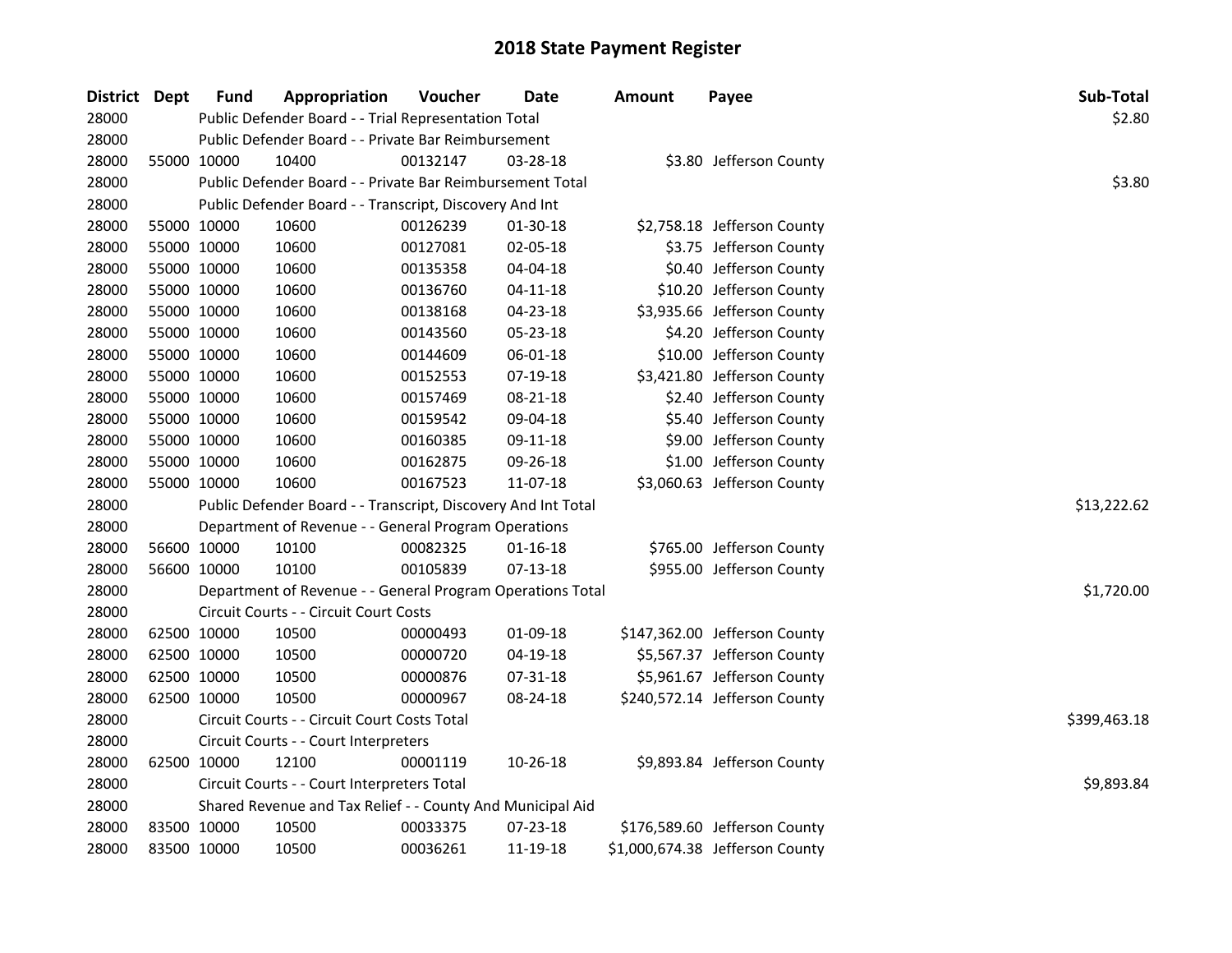# 2018 State Payment Register

| District | Dept | Fund | Appropriation | Voucher | Date | Amount | Payee | Sub-Total |
|---|---|---|---|---|---|---|---|---|
| 28000 | | Public Defender Board - - Trial Representation Total | | | | | | $2.80 |
| 28000 | | Public Defender Board - - Private Bar Reimbursement | | | | | | |
| 28000 | 55000 | 10000 | 10400 | 00132147 | 03-28-18 | $3.80 | Jefferson County | |
| 28000 | | Public Defender Board - - Private Bar Reimbursement Total | | | | | | $3.80 |
| 28000 | | Public Defender Board - - Transcript, Discovery And Int | | | | | | |
| 28000 | 55000 | 10000 | 10600 | 00126239 | 01-30-18 | $2,758.18 | Jefferson County | |
| 28000 | 55000 | 10000 | 10600 | 00127081 | 02-05-18 | $3.75 | Jefferson County | |
| 28000 | 55000 | 10000 | 10600 | 00135358 | 04-04-18 | $0.40 | Jefferson County | |
| 28000 | 55000 | 10000 | 10600 | 00136760 | 04-11-18 | $10.20 | Jefferson County | |
| 28000 | 55000 | 10000 | 10600 | 00138168 | 04-23-18 | $3,935.66 | Jefferson County | |
| 28000 | 55000 | 10000 | 10600 | 00143560 | 05-23-18 | $4.20 | Jefferson County | |
| 28000 | 55000 | 10000 | 10600 | 00144609 | 06-01-18 | $10.00 | Jefferson County | |
| 28000 | 55000 | 10000 | 10600 | 00152553 | 07-19-18 | $3,421.80 | Jefferson County | |
| 28000 | 55000 | 10000 | 10600 | 00157469 | 08-21-18 | $2.40 | Jefferson County | |
| 28000 | 55000 | 10000 | 10600 | 00159542 | 09-04-18 | $5.40 | Jefferson County | |
| 28000 | 55000 | 10000 | 10600 | 00160385 | 09-11-18 | $9.00 | Jefferson County | |
| 28000 | 55000 | 10000 | 10600 | 00162875 | 09-26-18 | $1.00 | Jefferson County | |
| 28000 | 55000 | 10000 | 10600 | 00167523 | 11-07-18 | $3,060.63 | Jefferson County | |
| 28000 | | Public Defender Board - - Transcript, Discovery And Int Total | | | | | | $13,222.62 |
| 28000 | | Department of Revenue - - General Program Operations | | | | | | |
| 28000 | 56600 | 10000 | 10100 | 00082325 | 01-16-18 | $765.00 | Jefferson County | |
| 28000 | 56600 | 10000 | 10100 | 00105839 | 07-13-18 | $955.00 | Jefferson County | |
| 28000 | | Department of Revenue - - General Program Operations Total | | | | | | $1,720.00 |
| 28000 | | Circuit Courts - - Circuit Court Costs | | | | | | |
| 28000 | 62500 | 10000 | 10500 | 00000493 | 01-09-18 | $147,362.00 | Jefferson County | |
| 28000 | 62500 | 10000 | 10500 | 00000720 | 04-19-18 | $5,567.37 | Jefferson County | |
| 28000 | 62500 | 10000 | 10500 | 00000876 | 07-31-18 | $5,961.67 | Jefferson County | |
| 28000 | 62500 | 10000 | 10500 | 00000967 | 08-24-18 | $240,572.14 | Jefferson County | |
| 28000 | | Circuit Courts - - Circuit Court Costs Total | | | | | | $399,463.18 |
| 28000 | | Circuit Courts - - Court Interpreters | | | | | | |
| 28000 | 62500 | 10000 | 12100 | 00001119 | 10-26-18 | $9,893.84 | Jefferson County | |
| 28000 | | Circuit Courts - - Court Interpreters Total | | | | | | $9,893.84 |
| 28000 | | Shared Revenue and Tax Relief - - County And Municipal Aid | | | | | | |
| 28000 | 83500 | 10000 | 10500 | 00033375 | 07-23-18 | $176,589.60 | Jefferson County | |
| 28000 | 83500 | 10000 | 10500 | 00036261 | 11-19-18 | $1,000,674.38 | Jefferson County | |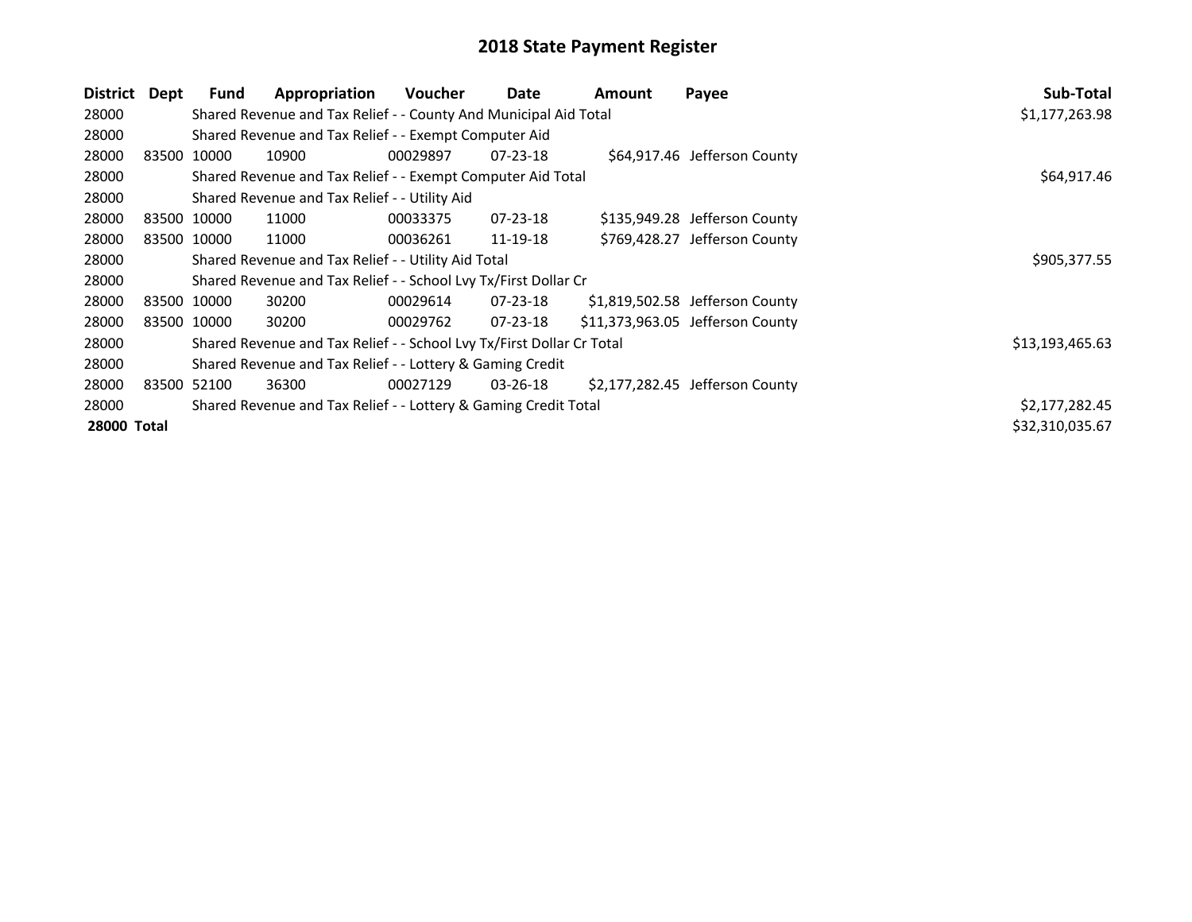# 2018 State Payment Register

| District | Dept | Fund | Appropriation | Voucher | Date | Amount | Payee | Sub-Total |
|---|---|---|---|---|---|---|---|---|
| 28000 | | Shared Revenue and Tax Relief - - County And Municipal Aid Total | | | | | | $1,177,263.98 |
| 28000 | | Shared Revenue and Tax Relief - - Exempt Computer Aid | | | | | | |
| 28000 | 83500 | 10000 | 10900 | 00029897 | 07-23-18 | $64,917.46 | Jefferson County | |
| 28000 | | Shared Revenue and Tax Relief - - Exempt Computer Aid Total | | | | | | $64,917.46 |
| 28000 | | Shared Revenue and Tax Relief - - Utility Aid | | | | | | |
| 28000 | 83500 | 10000 | 11000 | 00033375 | 07-23-18 | $135,949.28 | Jefferson County | |
| 28000 | 83500 | 10000 | 11000 | 00036261 | 11-19-18 | $769,428.27 | Jefferson County | |
| 28000 | | Shared Revenue and Tax Relief - - Utility Aid Total | | | | | | $905,377.55 |
| 28000 | | Shared Revenue and Tax Relief - - School Lvy Tx/First Dollar Cr | | | | | | |
| 28000 | 83500 | 10000 | 30200 | 00029614 | 07-23-18 | $1,819,502.58 | Jefferson County | |
| 28000 | 83500 | 10000 | 30200 | 00029762 | 07-23-18 | $11,373,963.05 | Jefferson County | |
| 28000 | | Shared Revenue and Tax Relief - - School Lvy Tx/First Dollar Cr Total | | | | | | $13,193,465.63 |
| 28000 | | Shared Revenue and Tax Relief - - Lottery & Gaming Credit | | | | | | |
| 28000 | 83500 | 52100 | 36300 | 00027129 | 03-26-18 | $2,177,282.45 | Jefferson County | |
| 28000 | | Shared Revenue and Tax Relief - - Lottery & Gaming Credit Total | | | | | | $2,177,282.45 |
| **28000 Total** | | | | | | | | $32,310,035.67 |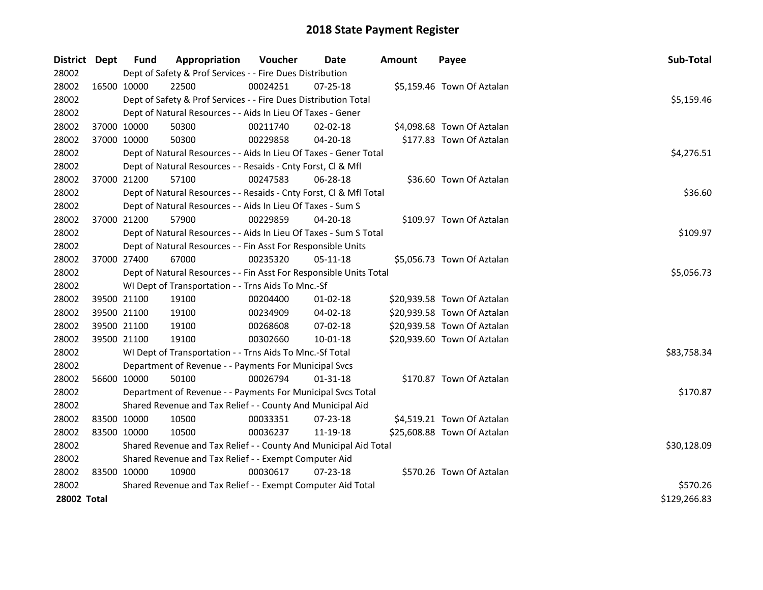# 2018 State Payment Register

| District | Dept | Fund | Appropriation | Voucher | Date | Amount | Payee | Sub-Total |
|---|---|---|---|---|---|---|---|---|
| 28002 | | Dept of Safety & Prof Services - - Fire Dues Distribution | | | | | | |
| 28002 | 16500 | 10000 | 22500 | 00024251 | 07-25-18 | $5,159.46 | Town Of Aztalan | |
| 28002 | | Dept of Safety & Prof Services - - Fire Dues Distribution Total | | | | | | $5,159.46 |
| 28002 | | Dept of Natural Resources - - Aids In Lieu Of Taxes - Gener | | | | | | |
| 28002 | 37000 | 10000 | 50300 | 00211740 | 02-02-18 | $4,098.68 | Town Of Aztalan | |
| 28002 | 37000 | 10000 | 50300 | 00229858 | 04-20-18 | $177.83 | Town Of Aztalan | |
| 28002 | | Dept of Natural Resources - - Aids In Lieu Of Taxes - Gener Total | | | | | | $4,276.51 |
| 28002 | | Dept of Natural Resources - - Resaids - Cnty Forst, Cl & Mfl | | | | | | |
| 28002 | 37000 | 21200 | 57100 | 00247583 | 06-28-18 | $36.60 | Town Of Aztalan | |
| 28002 | | Dept of Natural Resources - - Resaids - Cnty Forst, Cl & Mfl Total | | | | | | $36.60 |
| 28002 | | Dept of Natural Resources - - Aids In Lieu Of Taxes - Sum S | | | | | | |
| 28002 | 37000 | 21200 | 57900 | 00229859 | 04-20-18 | $109.97 | Town Of Aztalan | |
| 28002 | | Dept of Natural Resources - - Aids In Lieu Of Taxes - Sum S Total | | | | | | $109.97 |
| 28002 | | Dept of Natural Resources - - Fin Asst For Responsible Units | | | | | | |
| 28002 | 37000 | 27400 | 67000 | 00235320 | 05-11-18 | $5,056.73 | Town Of Aztalan | |
| 28002 | | Dept of Natural Resources - - Fin Asst For Responsible Units Total | | | | | | $5,056.73 |
| 28002 | | WI Dept of Transportation - - Trns Aids To Mnc.-Sf | | | | | | |
| 28002 | 39500 | 21100 | 19100 | 00204400 | 01-02-18 | $20,939.58 | Town Of Aztalan | |
| 28002 | 39500 | 21100 | 19100 | 00234909 | 04-02-18 | $20,939.58 | Town Of Aztalan | |
| 28002 | 39500 | 21100 | 19100 | 00268608 | 07-02-18 | $20,939.58 | Town Of Aztalan | |
| 28002 | 39500 | 21100 | 19100 | 00302660 | 10-01-18 | $20,939.60 | Town Of Aztalan | |
| 28002 | | WI Dept of Transportation - - Trns Aids To Mnc.-Sf Total | | | | | | $83,758.34 |
| 28002 | | Department of Revenue - - Payments For Municipal Svcs | | | | | | |
| 28002 | 56600 | 10000 | 50100 | 00026794 | 01-31-18 | $170.87 | Town Of Aztalan | |
| 28002 | | Department of Revenue - - Payments For Municipal Svcs Total | | | | | | $170.87 |
| 28002 | | Shared Revenue and Tax Relief - - County And Municipal Aid | | | | | | |
| 28002 | 83500 | 10000 | 10500 | 00033351 | 07-23-18 | $4,519.21 | Town Of Aztalan | |
| 28002 | 83500 | 10000 | 10500 | 00036237 | 11-19-18 | $25,608.88 | Town Of Aztalan | |
| 28002 | | Shared Revenue and Tax Relief - - County And Municipal Aid Total | | | | | | $30,128.09 |
| 28002 | | Shared Revenue and Tax Relief - - Exempt Computer Aid | | | | | | |
| 28002 | 83500 | 10000 | 10900 | 00030617 | 07-23-18 | $570.26 | Town Of Aztalan | |
| 28002 | | Shared Revenue and Tax Relief - - Exempt Computer Aid Total | | | | | | $570.26 |
| **28002 Total** | | | | | | | | $129,266.83 |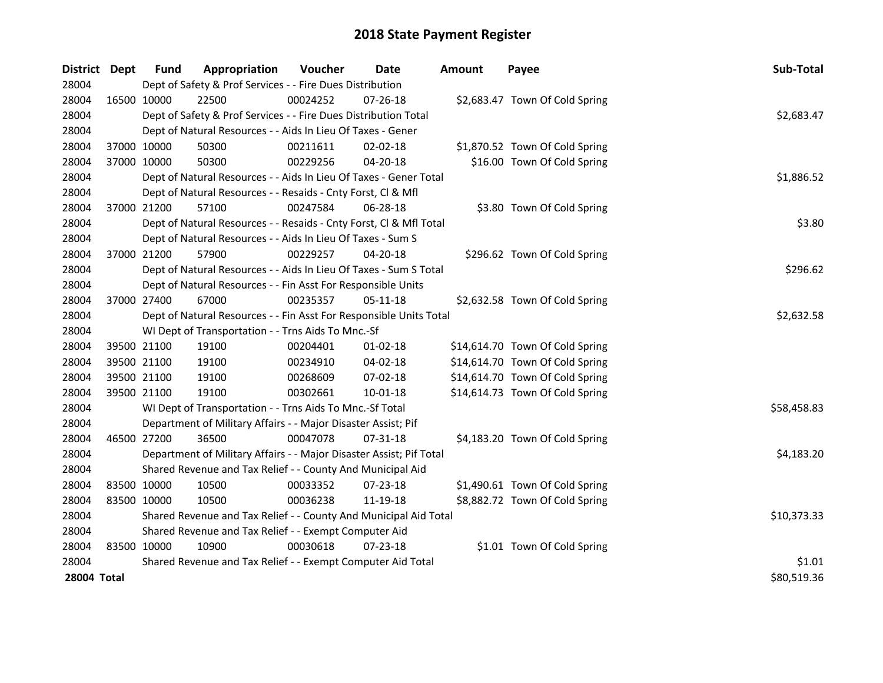# 2018 State Payment Register

| District | Dept | Fund | Appropriation | Voucher | Date | Amount | Payee | Sub-Total |
|---|---|---|---|---|---|---|---|---|
| 28004 | | Dept of Safety & Prof Services - - Fire Dues Distribution | | | | | | |
| 28004 | 16500 | 10000 | 22500 | 00024252 | 07-26-18 | $2,683.47 | Town Of Cold Spring | |
| 28004 | | Dept of Safety & Prof Services - - Fire Dues Distribution Total | | | | | | $2,683.47 |
| 28004 | | Dept of Natural Resources - - Aids In Lieu Of Taxes - Gener | | | | | | |
| 28004 | 37000 | 10000 | 50300 | 00211611 | 02-02-18 | $1,870.52 | Town Of Cold Spring | |
| 28004 | 37000 | 10000 | 50300 | 00229256 | 04-20-18 | $16.00 | Town Of Cold Spring | |
| 28004 | | Dept of Natural Resources - - Aids In Lieu Of Taxes - Gener Total | | | | | | $1,886.52 |
| 28004 | | Dept of Natural Resources - - Resaids - Cnty Forst, Cl & Mfl | | | | | | |
| 28004 | 37000 | 21200 | 57100 | 00247584 | 06-28-18 | $3.80 | Town Of Cold Spring | |
| 28004 | | Dept of Natural Resources - - Resaids - Cnty Forst, Cl & Mfl Total | | | | | | $3.80 |
| 28004 | | Dept of Natural Resources - - Aids In Lieu Of Taxes - Sum S | | | | | | |
| 28004 | 37000 | 21200 | 57900 | 00229257 | 04-20-18 | $296.62 | Town Of Cold Spring | |
| 28004 | | Dept of Natural Resources - - Aids In Lieu Of Taxes - Sum S Total | | | | | | $296.62 |
| 28004 | | Dept of Natural Resources - - Fin Asst For Responsible Units | | | | | | |
| 28004 | 37000 | 27400 | 67000 | 00235357 | 05-11-18 | $2,632.58 | Town Of Cold Spring | |
| 28004 | | Dept of Natural Resources - - Fin Asst For Responsible Units Total | | | | | | $2,632.58 |
| 28004 | | WI Dept of Transportation - - Trns Aids To Mnc.-Sf | | | | | | |
| 28004 | 39500 | 21100 | 19100 | 00204401 | 01-02-18 | $14,614.70 | Town Of Cold Spring | |
| 28004 | 39500 | 21100 | 19100 | 00234910 | 04-02-18 | $14,614.70 | Town Of Cold Spring | |
| 28004 | 39500 | 21100 | 19100 | 00268609 | 07-02-18 | $14,614.70 | Town Of Cold Spring | |
| 28004 | 39500 | 21100 | 19100 | 00302661 | 10-01-18 | $14,614.73 | Town Of Cold Spring | |
| 28004 | | WI Dept of Transportation - - Trns Aids To Mnc.-Sf Total | | | | | | $58,458.83 |
| 28004 | | Department of Military Affairs - - Major Disaster Assist; Pif | | | | | | |
| 28004 | 46500 | 27200 | 36500 | 00047078 | 07-31-18 | $4,183.20 | Town Of Cold Spring | |
| 28004 | | Department of Military Affairs - - Major Disaster Assist; Pif Total | | | | | | $4,183.20 |
| 28004 | | Shared Revenue and Tax Relief - - County And Municipal Aid | | | | | | |
| 28004 | 83500 | 10000 | 10500 | 00033352 | 07-23-18 | $1,490.61 | Town Of Cold Spring | |
| 28004 | 83500 | 10000 | 10500 | 00036238 | 11-19-18 | $8,882.72 | Town Of Cold Spring | |
| 28004 | | Shared Revenue and Tax Relief - - County And Municipal Aid Total | | | | | | $10,373.33 |
| 28004 | | Shared Revenue and Tax Relief - - Exempt Computer Aid | | | | | | |
| 28004 | 83500 | 10000 | 10900 | 00030618 | 07-23-18 | $1.01 | Town Of Cold Spring | |
| 28004 | | Shared Revenue and Tax Relief - - Exempt Computer Aid Total | | | | | | $1.01 |
| **28004 Total** | | | | | | | | $80,519.36 |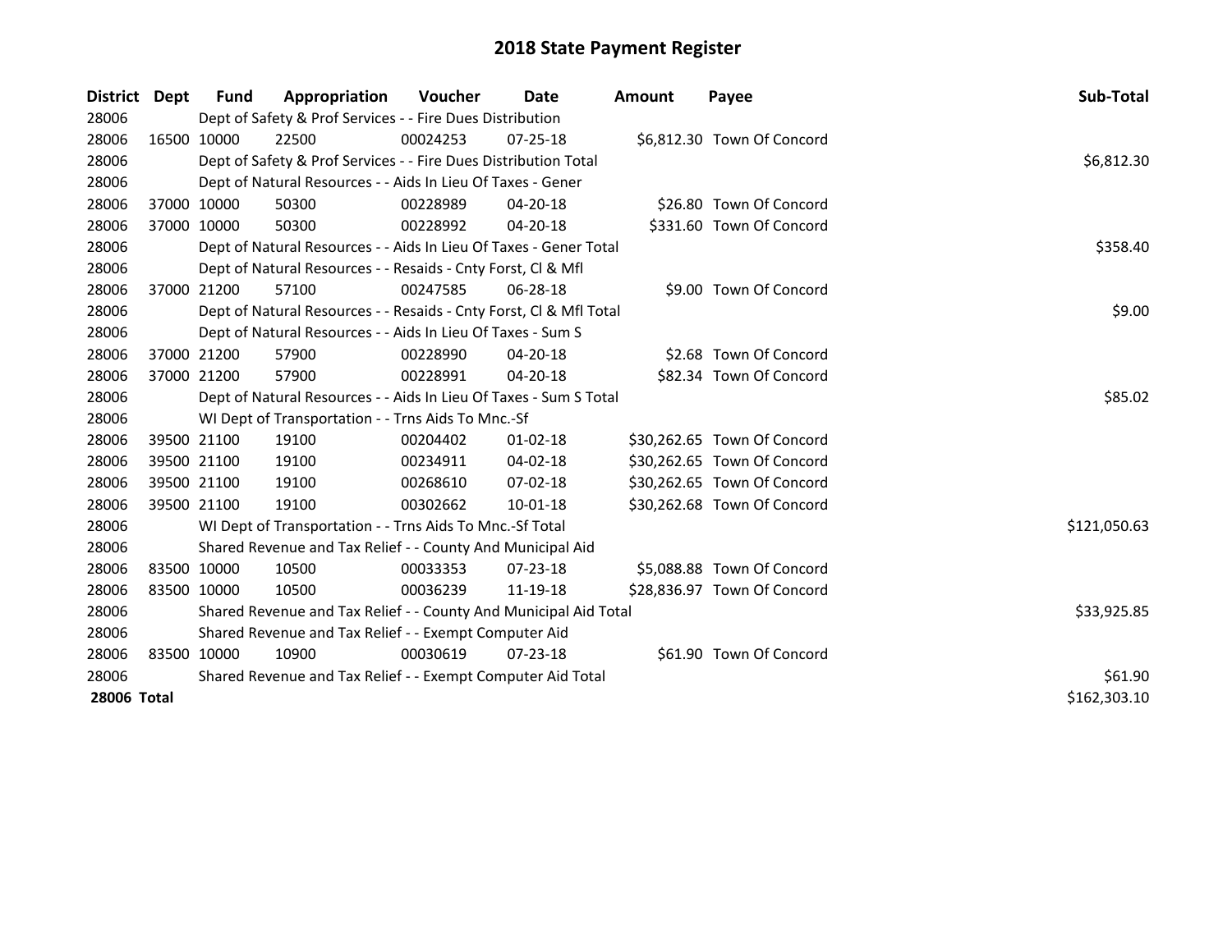# 2018 State Payment Register

| District | Dept | Fund | Appropriation | Voucher | Date | Amount | Payee | Sub-Total |
|---|---|---|---|---|---|---|---|---|
| 28006 | | Dept of Safety & Prof Services - - Fire Dues Distribution | | | | | | |
| 28006 | 16500 | 10000 | 22500 | 00024253 | 07-25-18 | $6,812.30 | Town Of Concord | |
| 28006 | | Dept of Safety & Prof Services - - Fire Dues Distribution Total | | | | | | $6,812.30 |
| 28006 | | Dept of Natural Resources - - Aids In Lieu Of Taxes - Gener | | | | | | |
| 28006 | 37000 | 10000 | 50300 | 00228989 | 04-20-18 | $26.80 | Town Of Concord | |
| 28006 | 37000 | 10000 | 50300 | 00228992 | 04-20-18 | $331.60 | Town Of Concord | |
| 28006 | | Dept of Natural Resources - - Aids In Lieu Of Taxes - Gener Total | | | | | | $358.40 |
| 28006 | | Dept of Natural Resources - - Resaids - Cnty Forst, Cl & Mfl | | | | | | |
| 28006 | 37000 | 21200 | 57100 | 00247585 | 06-28-18 | $9.00 | Town Of Concord | |
| 28006 | | Dept of Natural Resources - - Resaids - Cnty Forst, Cl & Mfl Total | | | | | | $9.00 |
| 28006 | | Dept of Natural Resources - - Aids In Lieu Of Taxes - Sum S | | | | | | |
| 28006 | 37000 | 21200 | 57900 | 00228990 | 04-20-18 | $2.68 | Town Of Concord | |
| 28006 | 37000 | 21200 | 57900 | 00228991 | 04-20-18 | $82.34 | Town Of Concord | |
| 28006 | | Dept of Natural Resources - - Aids In Lieu Of Taxes - Sum S Total | | | | | | $85.02 |
| 28006 | | WI Dept of Transportation - - Trns Aids To Mnc.-Sf | | | | | | |
| 28006 | 39500 | 21100 | 19100 | 00204402 | 01-02-18 | $30,262.65 | Town Of Concord | |
| 28006 | 39500 | 21100 | 19100 | 00234911 | 04-02-18 | $30,262.65 | Town Of Concord | |
| 28006 | 39500 | 21100 | 19100 | 00268610 | 07-02-18 | $30,262.65 | Town Of Concord | |
| 28006 | 39500 | 21100 | 19100 | 00302662 | 10-01-18 | $30,262.68 | Town Of Concord | |
| 28006 | | WI Dept of Transportation - - Trns Aids To Mnc.-Sf Total | | | | | | $121,050.63 |
| 28006 | | Shared Revenue and Tax Relief - - County And Municipal Aid | | | | | | |
| 28006 | 83500 | 10000 | 10500 | 00033353 | 07-23-18 | $5,088.88 | Town Of Concord | |
| 28006 | 83500 | 10000 | 10500 | 00036239 | 11-19-18 | $28,836.97 | Town Of Concord | |
| 28006 | | Shared Revenue and Tax Relief - - County And Municipal Aid Total | | | | | | $33,925.85 |
| 28006 | | Shared Revenue and Tax Relief - - Exempt Computer Aid | | | | | | |
| 28006 | 83500 | 10000 | 10900 | 00030619 | 07-23-18 | $61.90 | Town Of Concord | |
| 28006 | | Shared Revenue and Tax Relief - - Exempt Computer Aid Total | | | | | | $61.90 |
| **28006 Total** | | | | | | | | $162,303.10 |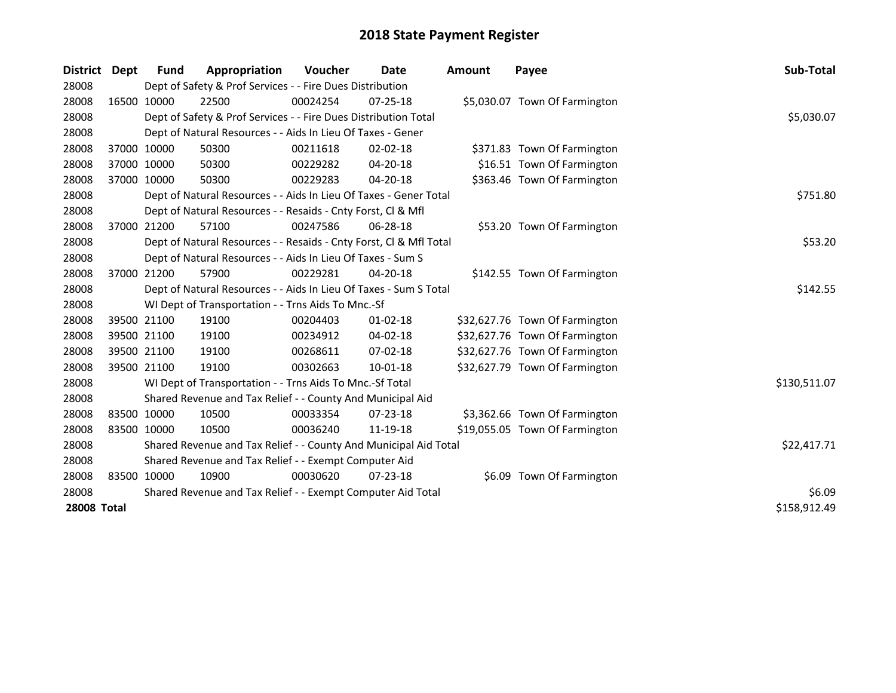# 2018 State Payment Register

| District | Dept | Fund | Appropriation | Voucher | Date | Amount | Payee | Sub-Total |
|---|---|---|---|---|---|---|---|---|
| 28008 | | Dept of Safety & Prof Services - - Fire Dues Distribution | | | | | | |
| 28008 | 16500 | 10000 | 22500 | 00024254 | 07-25-18 | $5,030.07 | Town Of Farmington | |
| 28008 | | Dept of Safety & Prof Services - - Fire Dues Distribution Total | | | | | | $5,030.07 |
| 28008 | | Dept of Natural Resources - - Aids In Lieu Of Taxes - Gener | | | | | | |
| 28008 | 37000 | 10000 | 50300 | 00211618 | 02-02-18 | $371.83 | Town Of Farmington | |
| 28008 | 37000 | 10000 | 50300 | 00229282 | 04-20-18 | $16.51 | Town Of Farmington | |
| 28008 | 37000 | 10000 | 50300 | 00229283 | 04-20-18 | $363.46 | Town Of Farmington | |
| 28008 | | Dept of Natural Resources - - Aids In Lieu Of Taxes - Gener Total | | | | | | $751.80 |
| 28008 | | Dept of Natural Resources - - Resaids - Cnty Forst, Cl & Mfl | | | | | | |
| 28008 | 37000 | 21200 | 57100 | 00247586 | 06-28-18 | $53.20 | Town Of Farmington | |
| 28008 | | Dept of Natural Resources - - Resaids - Cnty Forst, Cl & Mfl Total | | | | | | $53.20 |
| 28008 | | Dept of Natural Resources - - Aids In Lieu Of Taxes - Sum S | | | | | | |
| 28008 | 37000 | 21200 | 57900 | 00229281 | 04-20-18 | $142.55 | Town Of Farmington | |
| 28008 | | Dept of Natural Resources - - Aids In Lieu Of Taxes - Sum S Total | | | | | | $142.55 |
| 28008 | | WI Dept of Transportation - - Trns Aids To Mnc.-Sf | | | | | | |
| 28008 | 39500 | 21100 | 19100 | 00204403 | 01-02-18 | $32,627.76 | Town Of Farmington | |
| 28008 | 39500 | 21100 | 19100 | 00234912 | 04-02-18 | $32,627.76 | Town Of Farmington | |
| 28008 | 39500 | 21100 | 19100 | 00268611 | 07-02-18 | $32,627.76 | Town Of Farmington | |
| 28008 | 39500 | 21100 | 19100 | 00302663 | 10-01-18 | $32,627.79 | Town Of Farmington | |
| 28008 | | WI Dept of Transportation - - Trns Aids To Mnc.-Sf Total | | | | | | $130,511.07 |
| 28008 | | Shared Revenue and Tax Relief - - County And Municipal Aid | | | | | | |
| 28008 | 83500 | 10000 | 10500 | 00033354 | 07-23-18 | $3,362.66 | Town Of Farmington | |
| 28008 | 83500 | 10000 | 10500 | 00036240 | 11-19-18 | $19,055.05 | Town Of Farmington | |
| 28008 | | Shared Revenue and Tax Relief - - County And Municipal Aid Total | | | | | | $22,417.71 |
| 28008 | | Shared Revenue and Tax Relief - - Exempt Computer Aid | | | | | | |
| 28008 | 83500 | 10000 | 10900 | 00030620 | 07-23-18 | $6.09 | Town Of Farmington | |
| 28008 | | Shared Revenue and Tax Relief - - Exempt Computer Aid Total | | | | | | $6.09 |
| **28008 Total** | | | | | | | | $158,912.49 |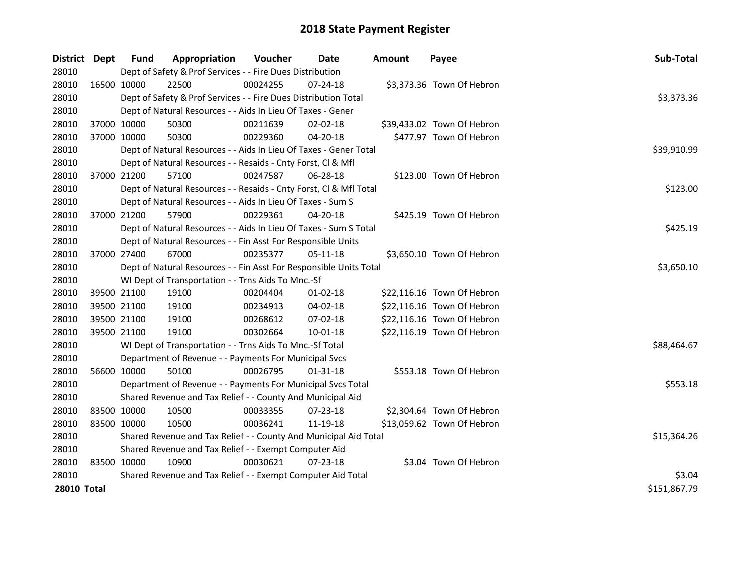# 2018 State Payment Register

| District | Dept | Fund | Appropriation | Voucher | Date | Amount | Payee | Sub-Total |
|---|---|---|---|---|---|---|---|---|
| 28010 | | Dept of Safety & Prof Services - - Fire Dues Distribution | | | | | | |
| 28010 | 16500 | 10000 | 22500 | 00024255 | 07-24-18 | $3,373.36 | Town Of Hebron | |
| 28010 | | Dept of Safety & Prof Services - - Fire Dues Distribution Total | | | | | | $3,373.36 |
| 28010 | | Dept of Natural Resources - - Aids In Lieu Of Taxes - Gener | | | | | | |
| 28010 | 37000 | 10000 | 50300 | 00211639 | 02-02-18 | $39,433.02 | Town Of Hebron | |
| 28010 | 37000 | 10000 | 50300 | 00229360 | 04-20-18 | $477.97 | Town Of Hebron | |
| 28010 | | Dept of Natural Resources - - Aids In Lieu Of Taxes - Gener Total | | | | | | $39,910.99 |
| 28010 | | Dept of Natural Resources - - Resaids - Cnty Forst, Cl & Mfl | | | | | | |
| 28010 | 37000 | 21200 | 57100 | 00247587 | 06-28-18 | $123.00 | Town Of Hebron | |
| 28010 | | Dept of Natural Resources - - Resaids - Cnty Forst, Cl & Mfl Total | | | | | | $123.00 |
| 28010 | | Dept of Natural Resources - - Aids In Lieu Of Taxes - Sum S | | | | | | |
| 28010 | 37000 | 21200 | 57900 | 00229361 | 04-20-18 | $425.19 | Town Of Hebron | |
| 28010 | | Dept of Natural Resources - - Aids In Lieu Of Taxes - Sum S Total | | | | | | $425.19 |
| 28010 | | Dept of Natural Resources - - Fin Asst For Responsible Units | | | | | | |
| 28010 | 37000 | 27400 | 67000 | 00235377 | 05-11-18 | $3,650.10 | Town Of Hebron | |
| 28010 | | Dept of Natural Resources - - Fin Asst For Responsible Units Total | | | | | | $3,650.10 |
| 28010 | | WI Dept of Transportation - - Trns Aids To Mnc.-Sf | | | | | | |
| 28010 | 39500 | 21100 | 19100 | 00204404 | 01-02-18 | $22,116.16 | Town Of Hebron | |
| 28010 | 39500 | 21100 | 19100 | 00234913 | 04-02-18 | $22,116.16 | Town Of Hebron | |
| 28010 | 39500 | 21100 | 19100 | 00268612 | 07-02-18 | $22,116.16 | Town Of Hebron | |
| 28010 | 39500 | 21100 | 19100 | 00302664 | 10-01-18 | $22,116.19 | Town Of Hebron | |
| 28010 | | WI Dept of Transportation - - Trns Aids To Mnc.-Sf Total | | | | | | $88,464.67 |
| 28010 | | Department of Revenue - - Payments For Municipal Svcs | | | | | | |
| 28010 | 56600 | 10000 | 50100 | 00026795 | 01-31-18 | $553.18 | Town Of Hebron | |
| 28010 | | Department of Revenue - - Payments For Municipal Svcs Total | | | | | | $553.18 |
| 28010 | | Shared Revenue and Tax Relief - - County And Municipal Aid | | | | | | |
| 28010 | 83500 | 10000 | 10500 | 00033355 | 07-23-18 | $2,304.64 | Town Of Hebron | |
| 28010 | 83500 | 10000 | 10500 | 00036241 | 11-19-18 | $13,059.62 | Town Of Hebron | |
| 28010 | | Shared Revenue and Tax Relief - - County And Municipal Aid Total | | | | | | $15,364.26 |
| 28010 | | Shared Revenue and Tax Relief - - Exempt Computer Aid | | | | | | |
| 28010 | 83500 | 10000 | 10900 | 00030621 | 07-23-18 | $3.04 | Town Of Hebron | |
| 28010 | | Shared Revenue and Tax Relief - - Exempt Computer Aid Total | | | | | | $3.04 |
| **28010 Total** | | | | | | | | $151,867.79 |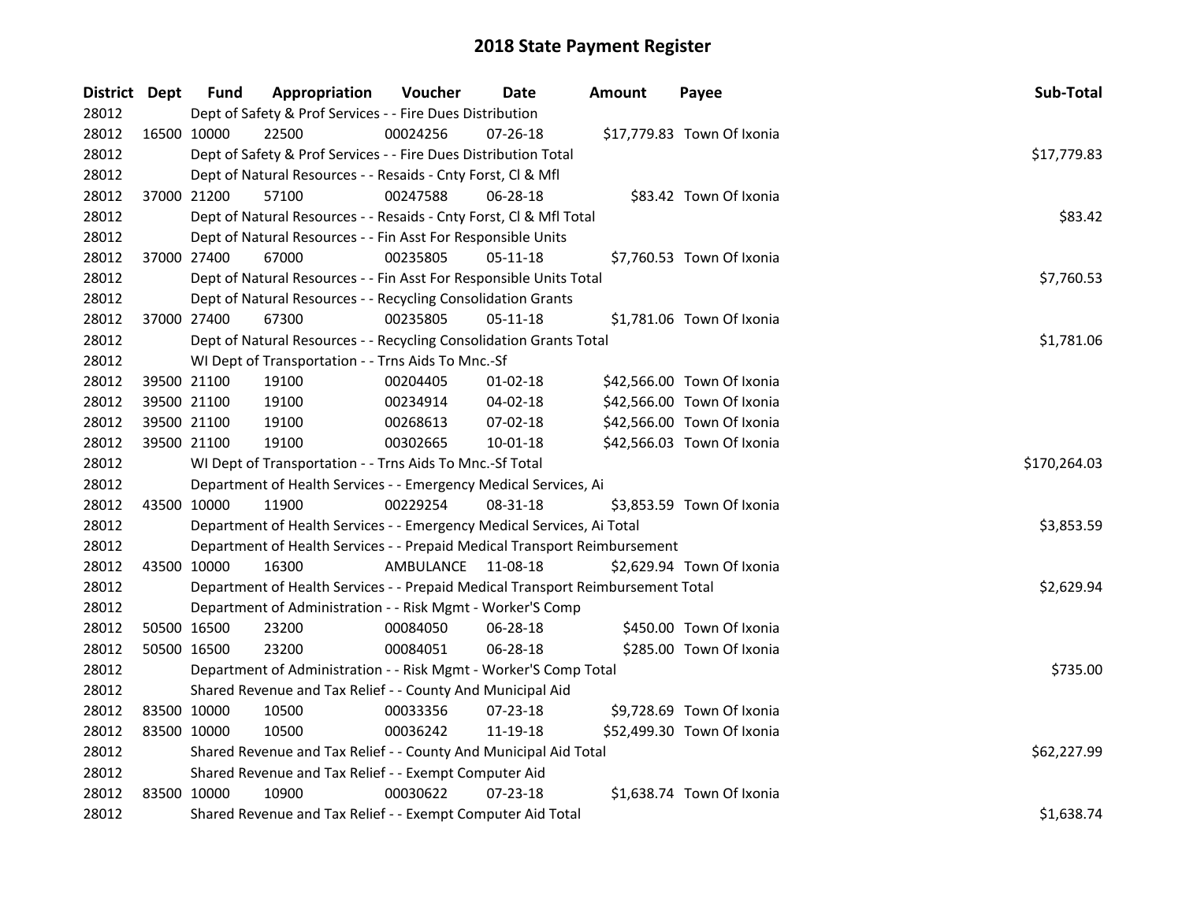# 2018 State Payment Register

| District | Dept | Fund | Appropriation | Voucher | Date | Amount | Payee | Sub-Total |
|---|---|---|---|---|---|---|---|---|
| 28012 | | Dept of Safety & Prof Services - - Fire Dues Distribution | | | | | | |
| 28012 | 16500 | 10000 | 22500 | 00024256 | 07-26-18 | $17,779.83 | Town Of Ixonia | |
| 28012 | | Dept of Safety & Prof Services - - Fire Dues Distribution Total | | | | | | $17,779.83 |
| 28012 | | Dept of Natural Resources - - Resaids - Cnty Forst, Cl & Mfl | | | | | | |
| 28012 | 37000 | 21200 | 57100 | 00247588 | 06-28-18 | $83.42 | Town Of Ixonia | |
| 28012 | | Dept of Natural Resources - - Resaids - Cnty Forst, Cl & Mfl Total | | | | | | $83.42 |
| 28012 | | Dept of Natural Resources - - Fin Asst For Responsible Units | | | | | | |
| 28012 | 37000 | 27400 | 67000 | 00235805 | 05-11-18 | $7,760.53 | Town Of Ixonia | |
| 28012 | | Dept of Natural Resources - - Fin Asst For Responsible Units Total | | | | | | $7,760.53 |
| 28012 | | Dept of Natural Resources - - Recycling Consolidation Grants | | | | | | |
| 28012 | 37000 | 27400 | 67300 | 00235805 | 05-11-18 | $1,781.06 | Town Of Ixonia | |
| 28012 | | Dept of Natural Resources - - Recycling Consolidation Grants Total | | | | | | $1,781.06 |
| 28012 | | WI Dept of Transportation - - Trns Aids To Mnc.-Sf | | | | | | |
| 28012 | 39500 | 21100 | 19100 | 00204405 | 01-02-18 | $42,566.00 | Town Of Ixonia | |
| 28012 | 39500 | 21100 | 19100 | 00234914 | 04-02-18 | $42,566.00 | Town Of Ixonia | |
| 28012 | 39500 | 21100 | 19100 | 00268613 | 07-02-18 | $42,566.00 | Town Of Ixonia | |
| 28012 | 39500 | 21100 | 19100 | 00302665 | 10-01-18 | $42,566.03 | Town Of Ixonia | |
| 28012 | | WI Dept of Transportation - - Trns Aids To Mnc.-Sf Total | | | | | | $170,264.03 |
| 28012 | | Department of Health Services - - Emergency Medical Services, Ai | | | | | | |
| 28012 | 43500 | 10000 | 11900 | 00229254 | 08-31-18 | $3,853.59 | Town Of Ixonia | |
| 28012 | | Department of Health Services - - Emergency Medical Services, Ai Total | | | | | | $3,853.59 |
| 28012 | | Department of Health Services - - Prepaid Medical Transport Reimbursement | | | | | | |
| 28012 | 43500 | 10000 | 16300 | AMBULANCE | 11-08-18 | $2,629.94 | Town Of Ixonia | |
| 28012 | | Department of Health Services - - Prepaid Medical Transport Reimbursement Total | | | | | | $2,629.94 |
| 28012 | | Department of Administration - - Risk Mgmt - Worker'S Comp | | | | | | |
| 28012 | 50500 | 16500 | 23200 | 00084050 | 06-28-18 | $450.00 | Town Of Ixonia | |
| 28012 | 50500 | 16500 | 23200 | 00084051 | 06-28-18 | $285.00 | Town Of Ixonia | |
| 28012 | | Department of Administration - - Risk Mgmt - Worker'S Comp Total | | | | | | $735.00 |
| 28012 | | Shared Revenue and Tax Relief - - County And Municipal Aid | | | | | | |
| 28012 | 83500 | 10000 | 10500 | 00033356 | 07-23-18 | $9,728.69 | Town Of Ixonia | |
| 28012 | 83500 | 10000 | 10500 | 00036242 | 11-19-18 | $52,499.30 | Town Of Ixonia | |
| 28012 | | Shared Revenue and Tax Relief - - County And Municipal Aid Total | | | | | | $62,227.99 |
| 28012 | | Shared Revenue and Tax Relief - - Exempt Computer Aid | | | | | | |
| 28012 | 83500 | 10000 | 10900 | 00030622 | 07-23-18 | $1,638.74 | Town Of Ixonia | |
| 28012 | | Shared Revenue and Tax Relief - - Exempt Computer Aid Total | | | | | | $1,638.74 |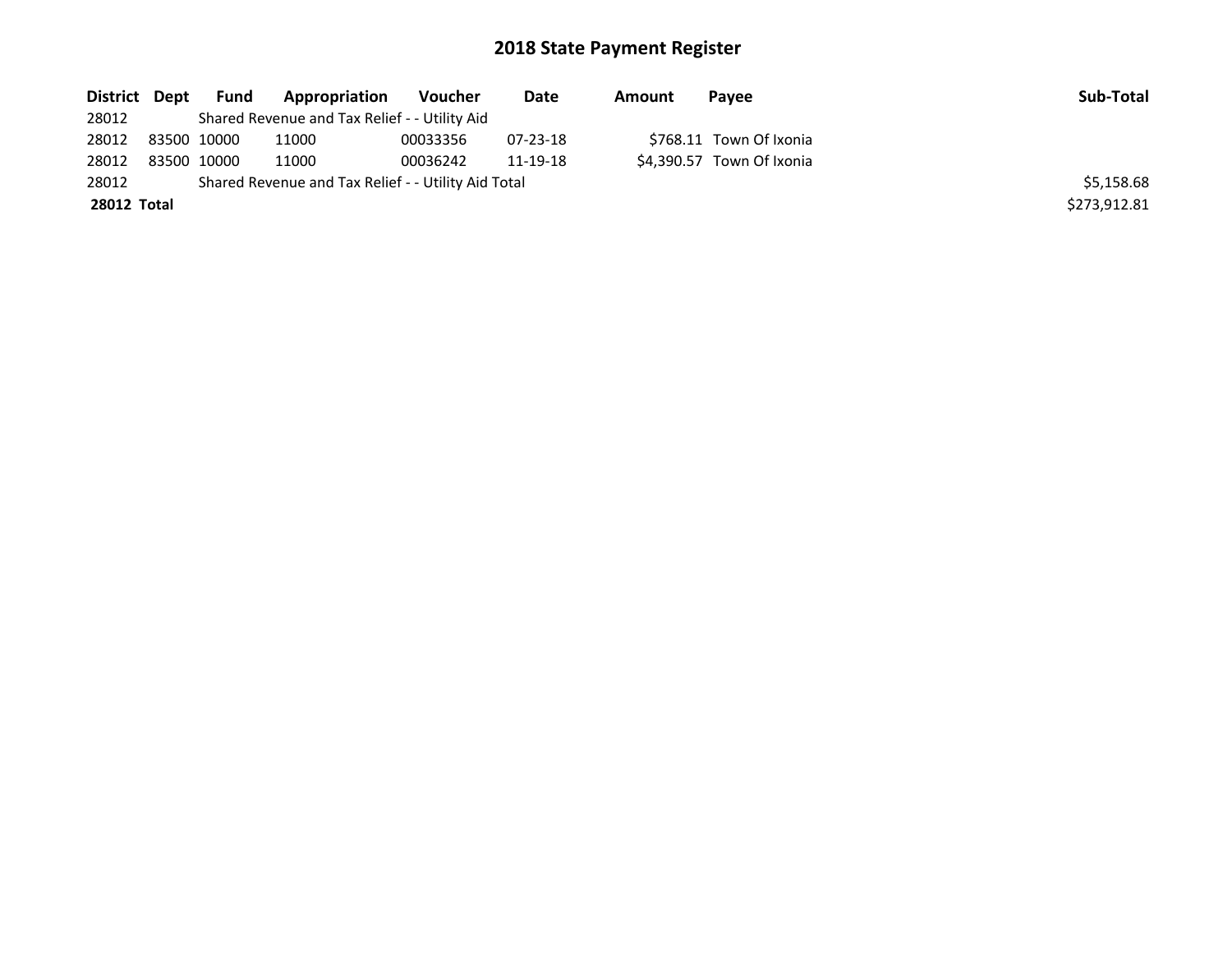# 2018 State Payment Register

| District | Dept | Fund | Appropriation | Voucher | Date | Amount | Payee | Sub-Total |
|---|---|---|---|---|---|---|---|---|
| 28012 | | Shared Revenue and Tax Relief - - Utility Aid | | | | | | |
| 28012 | 83500 | 10000 | 11000 | 00033356 | 07-23-18 | $768.11 | Town Of Ixonia | |
| 28012 | 83500 | 10000 | 11000 | 00036242 | 11-19-18 | $4,390.57 | Town Of Ixonia | |
| 28012 | | Shared Revenue and Tax Relief - - Utility Aid Total | | | | | | $5,158.68 |
| **28012** | **Total** | | | | | | | $273,912.81 |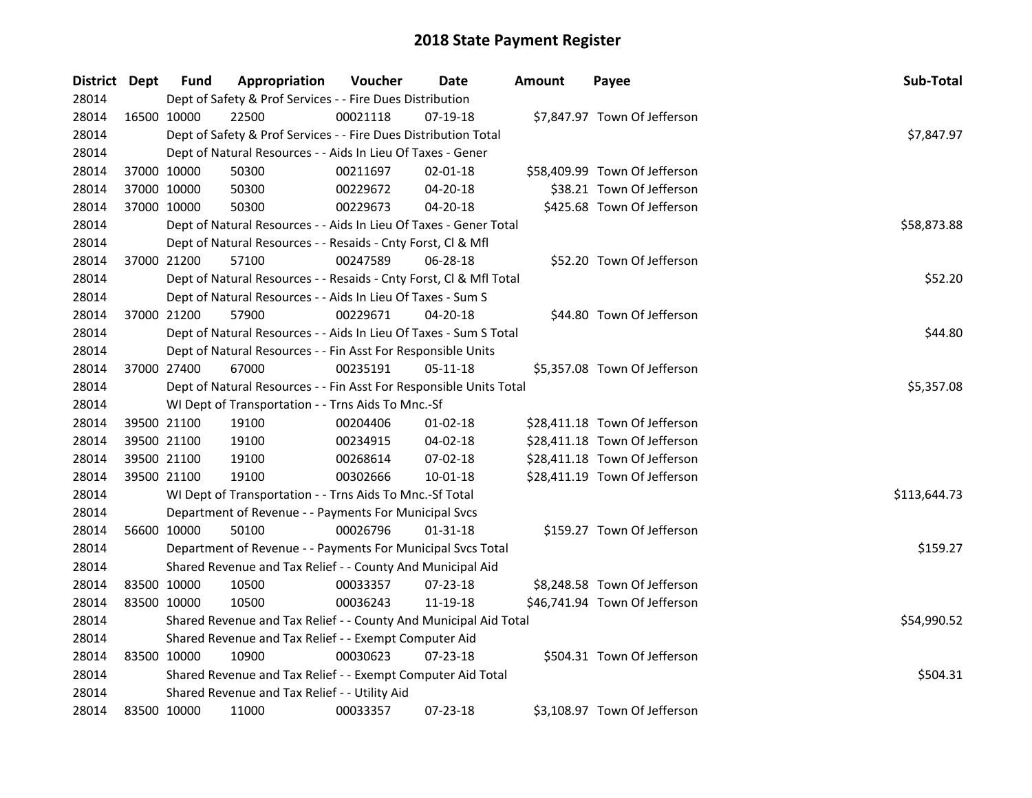# 2018 State Payment Register

| District | Dept | Fund | Appropriation | Voucher | Date | Amount | Payee | Sub-Total |
|---|---|---|---|---|---|---|---|---|
| 28014 | | Dept of Safety & Prof Services - - Fire Dues Distribution | | | | | | |
| 28014 | 16500 | 10000 | 22500 | 00021118 | 07-19-18 | $7,847.97 | Town Of Jefferson | |
| 28014 | | Dept of Safety & Prof Services - - Fire Dues Distribution Total | | | | | | $7,847.97 |
| 28014 | | Dept of Natural Resources - - Aids In Lieu Of Taxes - Gener | | | | | | |
| 28014 | 37000 | 10000 | 50300 | 00211697 | 02-01-18 | $58,409.99 | Town Of Jefferson | |
| 28014 | 37000 | 10000 | 50300 | 00229672 | 04-20-18 | $38.21 | Town Of Jefferson | |
| 28014 | 37000 | 10000 | 50300 | 00229673 | 04-20-18 | $425.68 | Town Of Jefferson | |
| 28014 | | Dept of Natural Resources - - Aids In Lieu Of Taxes - Gener Total | | | | | | $58,873.88 |
| 28014 | | Dept of Natural Resources - - Resaids - Cnty Forst, Cl & Mfl | | | | | | |
| 28014 | 37000 | 21200 | 57100 | 00247589 | 06-28-18 | $52.20 | Town Of Jefferson | |
| 28014 | | Dept of Natural Resources - - Resaids - Cnty Forst, Cl & Mfl Total | | | | | | $52.20 |
| 28014 | | Dept of Natural Resources - - Aids In Lieu Of Taxes - Sum S | | | | | | |
| 28014 | 37000 | 21200 | 57900 | 00229671 | 04-20-18 | $44.80 | Town Of Jefferson | |
| 28014 | | Dept of Natural Resources - - Aids In Lieu Of Taxes - Sum S Total | | | | | | $44.80 |
| 28014 | | Dept of Natural Resources - - Fin Asst For Responsible Units | | | | | | |
| 28014 | 37000 | 27400 | 67000 | 00235191 | 05-11-18 | $5,357.08 | Town Of Jefferson | |
| 28014 | | Dept of Natural Resources - - Fin Asst For Responsible Units Total | | | | | | $5,357.08 |
| 28014 | | WI Dept of Transportation - - Trns Aids To Mnc.-Sf | | | | | | |
| 28014 | 39500 | 21100 | 19100 | 00204406 | 01-02-18 | $28,411.18 | Town Of Jefferson | |
| 28014 | 39500 | 21100 | 19100 | 00234915 | 04-02-18 | $28,411.18 | Town Of Jefferson | |
| 28014 | 39500 | 21100 | 19100 | 00268614 | 07-02-18 | $28,411.18 | Town Of Jefferson | |
| 28014 | 39500 | 21100 | 19100 | 00302666 | 10-01-18 | $28,411.19 | Town Of Jefferson | |
| 28014 | | WI Dept of Transportation - - Trns Aids To Mnc.-Sf Total | | | | | | $113,644.73 |
| 28014 | | Department of Revenue - - Payments For Municipal Svcs | | | | | | |
| 28014 | 56600 | 10000 | 50100 | 00026796 | 01-31-18 | $159.27 | Town Of Jefferson | |
| 28014 | | Department of Revenue - - Payments For Municipal Svcs Total | | | | | | $159.27 |
| 28014 | | Shared Revenue and Tax Relief - - County And Municipal Aid | | | | | | |
| 28014 | 83500 | 10000 | 10500 | 00033357 | 07-23-18 | $8,248.58 | Town Of Jefferson | |
| 28014 | 83500 | 10000 | 10500 | 00036243 | 11-19-18 | $46,741.94 | Town Of Jefferson | |
| 28014 | | Shared Revenue and Tax Relief - - County And Municipal Aid Total | | | | | | $54,990.52 |
| 28014 | | Shared Revenue and Tax Relief - - Exempt Computer Aid | | | | | | |
| 28014 | 83500 | 10000 | 10900 | 00030623 | 07-23-18 | $504.31 | Town Of Jefferson | |
| 28014 | | Shared Revenue and Tax Relief - - Exempt Computer Aid Total | | | | | | $504.31 |
| 28014 | | Shared Revenue and Tax Relief - - Utility Aid | | | | | | |
| 28014 | 83500 | 10000 | 11000 | 00033357 | 07-23-18 | $3,108.97 | Town Of Jefferson | |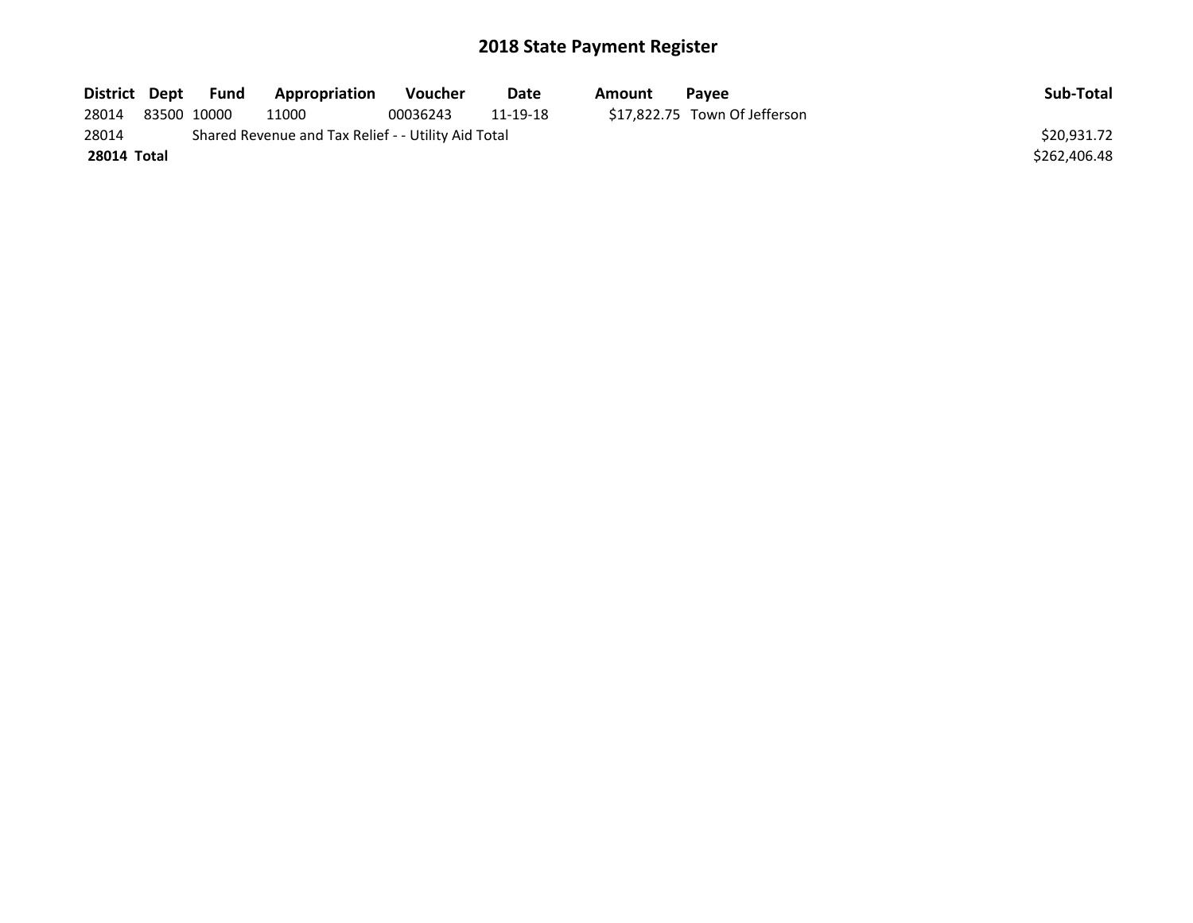# 2018 State Payment Register

| District | Dept | Fund | Appropriation | Voucher | Date | Amount | Payee | Sub-Total |
|---|---|---|---|---|---|---|---|---|
| 28014 | 83500 | 10000 | 11000 | 00036243 | 11-19-18 | $17,822.75 | Town Of Jefferson | |
| 28014 | | Shared Revenue and Tax Relief - - Utility Aid Total | | | | | | $20,931.72 |
| **28014** | **Total** | | | | | | | $262,406.48 |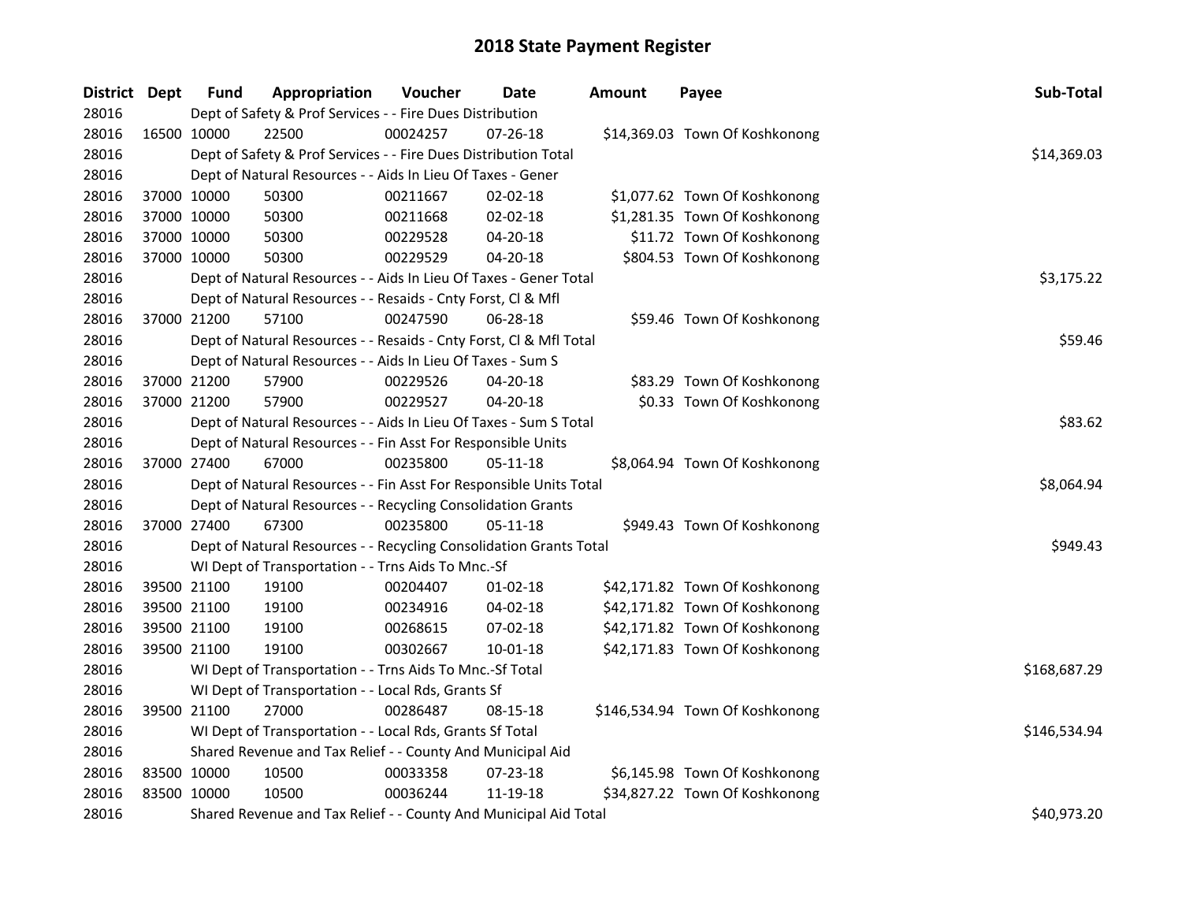# 2018 State Payment Register

| District | Dept | Fund | Appropriation | Voucher | Date | Amount | Payee | Sub-Total |
|---|---|---|---|---|---|---|---|---|
| 28016 | | Dept of Safety & Prof Services - - Fire Dues Distribution | | | | | | |
| 28016 | 16500 | 10000 | 22500 | 00024257 | 07-26-18 | $14,369.03 | Town Of Koshkonong | |
| 28016 | | Dept of Safety & Prof Services - - Fire Dues Distribution Total | | | | | | $14,369.03 |
| 28016 | | Dept of Natural Resources - - Aids In Lieu Of Taxes - Gener | | | | | | |
| 28016 | 37000 | 10000 | 50300 | 00211667 | 02-02-18 | $1,077.62 | Town Of Koshkonong | |
| 28016 | 37000 | 10000 | 50300 | 00211668 | 02-02-18 | $1,281.35 | Town Of Koshkonong | |
| 28016 | 37000 | 10000 | 50300 | 00229528 | 04-20-18 | $11.72 | Town Of Koshkonong | |
| 28016 | 37000 | 10000 | 50300 | 00229529 | 04-20-18 | $804.53 | Town Of Koshkonong | |
| 28016 | | Dept of Natural Resources - - Aids In Lieu Of Taxes - Gener Total | | | | | | $3,175.22 |
| 28016 | | Dept of Natural Resources - - Resaids - Cnty Forst, Cl & Mfl | | | | | | |
| 28016 | 37000 | 21200 | 57100 | 00247590 | 06-28-18 | $59.46 | Town Of Koshkonong | |
| 28016 | | Dept of Natural Resources - - Resaids - Cnty Forst, Cl & Mfl Total | | | | | | $59.46 |
| 28016 | | Dept of Natural Resources - - Aids In Lieu Of Taxes - Sum S | | | | | | |
| 28016 | 37000 | 21200 | 57900 | 00229526 | 04-20-18 | $83.29 | Town Of Koshkonong | |
| 28016 | 37000 | 21200 | 57900 | 00229527 | 04-20-18 | $0.33 | Town Of Koshkonong | |
| 28016 | | Dept of Natural Resources - - Aids In Lieu Of Taxes - Sum S Total | | | | | | $83.62 |
| 28016 | | Dept of Natural Resources - - Fin Asst For Responsible Units | | | | | | |
| 28016 | 37000 | 27400 | 67000 | 00235800 | 05-11-18 | $8,064.94 | Town Of Koshkonong | |
| 28016 | | Dept of Natural Resources - - Fin Asst For Responsible Units Total | | | | | | $8,064.94 |
| 28016 | | Dept of Natural Resources - - Recycling Consolidation Grants | | | | | | |
| 28016 | 37000 | 27400 | 67300 | 00235800 | 05-11-18 | $949.43 | Town Of Koshkonong | |
| 28016 | | Dept of Natural Resources - - Recycling Consolidation Grants Total | | | | | | $949.43 |
| 28016 | | WI Dept of Transportation - - Trns Aids To Mnc.-Sf | | | | | | |
| 28016 | 39500 | 21100 | 19100 | 00204407 | 01-02-18 | $42,171.82 | Town Of Koshkonong | |
| 28016 | 39500 | 21100 | 19100 | 00234916 | 04-02-18 | $42,171.82 | Town Of Koshkonong | |
| 28016 | 39500 | 21100 | 19100 | 00268615 | 07-02-18 | $42,171.82 | Town Of Koshkonong | |
| 28016 | 39500 | 21100 | 19100 | 00302667 | 10-01-18 | $42,171.83 | Town Of Koshkonong | |
| 28016 | | WI Dept of Transportation - - Trns Aids To Mnc.-Sf Total | | | | | | $168,687.29 |
| 28016 | | WI Dept of Transportation - - Local Rds, Grants Sf | | | | | | |
| 28016 | 39500 | 21100 | 27000 | 00286487 | 08-15-18 | $146,534.94 | Town Of Koshkonong | |
| 28016 | | WI Dept of Transportation - - Local Rds, Grants Sf Total | | | | | | $146,534.94 |
| 28016 | | Shared Revenue and Tax Relief - - County And Municipal Aid | | | | | | |
| 28016 | 83500 | 10000 | 10500 | 00033358 | 07-23-18 | $6,145.98 | Town Of Koshkonong | |
| 28016 | 83500 | 10000 | 10500 | 00036244 | 11-19-18 | $34,827.22 | Town Of Koshkonong | |
| 28016 | | Shared Revenue and Tax Relief - - County And Municipal Aid Total | | | | | | $40,973.20 |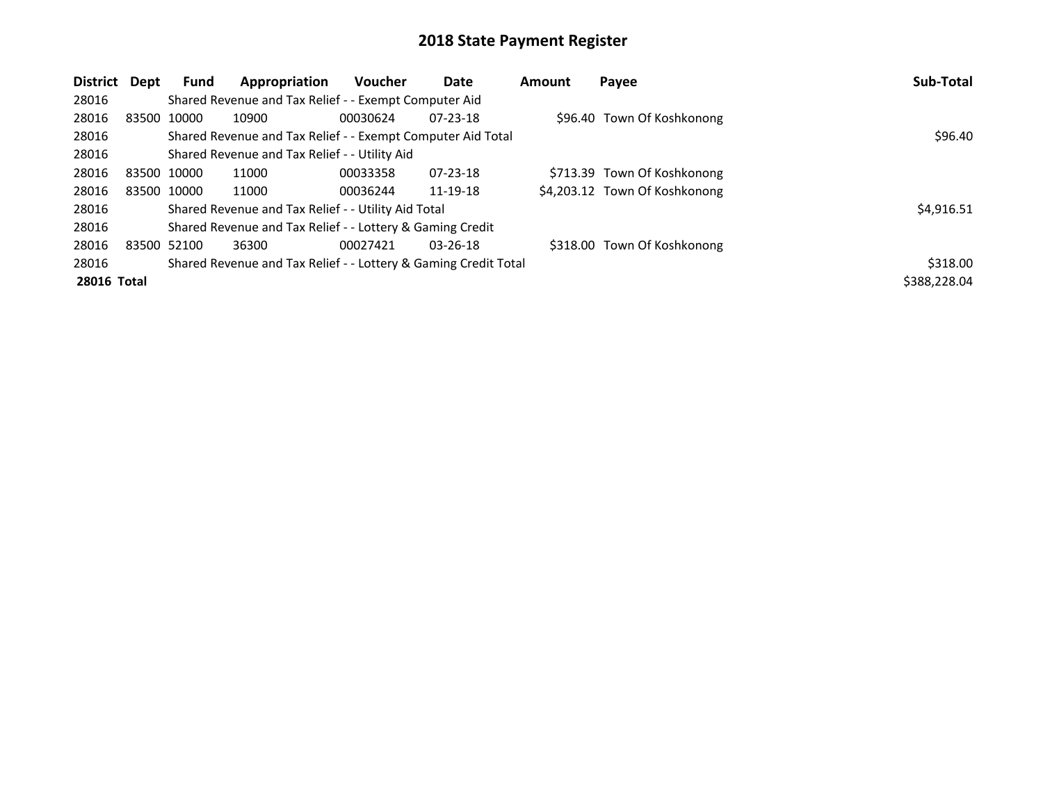# 2018 State Payment Register

| District | Dept | Fund | Appropriation | Voucher | Date | Amount | Payee | Sub-Total |
|---|---|---|---|---|---|---|---|---|
| 28016 | | Shared Revenue and Tax Relief - - Exempt Computer Aid | | | | | | |
| 28016 | 83500 | 10000 | 10900 | 00030624 | 07-23-18 | $96.40 | Town Of Koshkonong | |
| 28016 | | Shared Revenue and Tax Relief - - Exempt Computer Aid Total | | | | | | $96.40 |
| 28016 | | Shared Revenue and Tax Relief - - Utility Aid | | | | | | |
| 28016 | 83500 | 10000 | 11000 | 00033358 | 07-23-18 | $713.39 | Town Of Koshkonong | |
| 28016 | 83500 | 10000 | 11000 | 00036244 | 11-19-18 | $4,203.12 | Town Of Koshkonong | |
| 28016 | | Shared Revenue and Tax Relief - - Utility Aid Total | | | | | | $4,916.51 |
| 28016 | | Shared Revenue and Tax Relief - - Lottery & Gaming Credit | | | | | | |
| 28016 | 83500 | 52100 | 36300 | 00027421 | 03-26-18 | $318.00 | Town Of Koshkonong | |
| 28016 | | Shared Revenue and Tax Relief - - Lottery & Gaming Credit Total | | | | | | $318.00 |
| **28016 Total** | | | | | | | | $388,228.04 |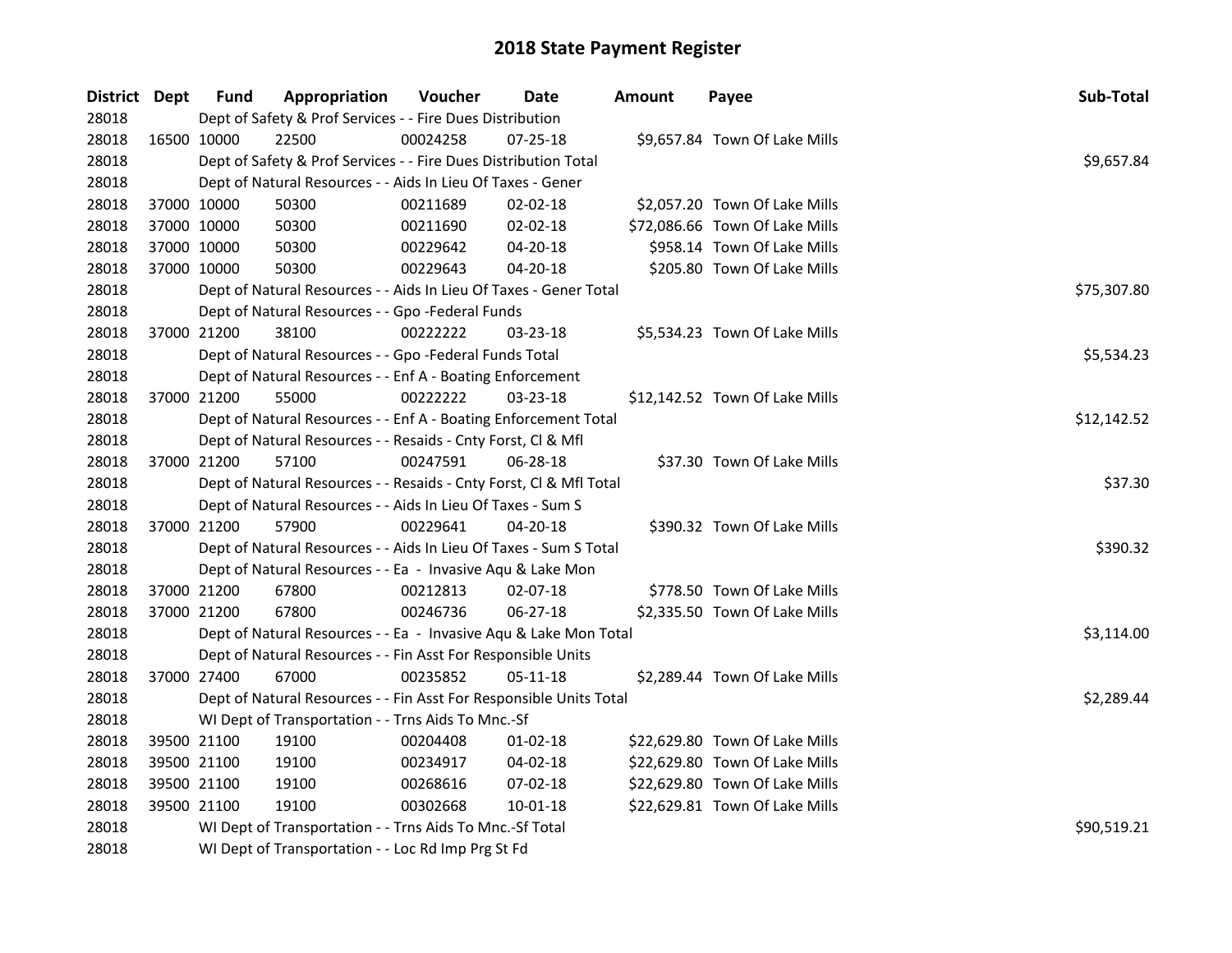# 2018 State Payment Register

| District | Dept | Fund | Appropriation | Voucher | Date | Amount | Payee | Sub-Total |
|---|---|---|---|---|---|---|---|---|
| 28018 | | Dept of Safety & Prof Services - - Fire Dues Distribution | | | | | | |
| 28018 | 16500 | 10000 | 22500 | 00024258 | 07-25-18 | $9,657.84 | Town Of Lake Mills | |
| 28018 | | Dept of Safety & Prof Services - - Fire Dues Distribution Total | | | | | | $9,657.84 |
| 28018 | | Dept of Natural Resources - - Aids In Lieu Of Taxes - Gener | | | | | | |
| 28018 | 37000 | 10000 | 50300 | 00211689 | 02-02-18 | $2,057.20 | Town Of Lake Mills | |
| 28018 | 37000 | 10000 | 50300 | 00211690 | 02-02-18 | $72,086.66 | Town Of Lake Mills | |
| 28018 | 37000 | 10000 | 50300 | 00229642 | 04-20-18 | $958.14 | Town Of Lake Mills | |
| 28018 | 37000 | 10000 | 50300 | 00229643 | 04-20-18 | $205.80 | Town Of Lake Mills | |
| 28018 | | Dept of Natural Resources - - Aids In Lieu Of Taxes - Gener Total | | | | | | $75,307.80 |
| 28018 | | Dept of Natural Resources - - Gpo -Federal Funds | | | | | | |
| 28018 | 37000 | 21200 | 38100 | 00222222 | 03-23-18 | $5,534.23 | Town Of Lake Mills | |
| 28018 | | Dept of Natural Resources - - Gpo -Federal Funds Total | | | | | | $5,534.23 |
| 28018 | | Dept of Natural Resources - - Enf A - Boating Enforcement | | | | | | |
| 28018 | 37000 | 21200 | 55000 | 00222222 | 03-23-18 | $12,142.52 | Town Of Lake Mills | |
| 28018 | | Dept of Natural Resources - - Enf A - Boating Enforcement Total | | | | | | $12,142.52 |
| 28018 | | Dept of Natural Resources - - Resaids - Cnty Forst, Cl & Mfl | | | | | | |
| 28018 | 37000 | 21200 | 57100 | 00247591 | 06-28-18 | $37.30 | Town Of Lake Mills | |
| 28018 | | Dept of Natural Resources - - Resaids - Cnty Forst, Cl & Mfl Total | | | | | | $37.30 |
| 28018 | | Dept of Natural Resources - - Aids In Lieu Of Taxes - Sum S | | | | | | |
| 28018 | 37000 | 21200 | 57900 | 00229641 | 04-20-18 | $390.32 | Town Of Lake Mills | |
| 28018 | | Dept of Natural Resources - - Aids In Lieu Of Taxes - Sum S Total | | | | | | $390.32 |
| 28018 | | Dept of Natural Resources - - Ea - Invasive Aqu & Lake Mon | | | | | | |
| 28018 | 37000 | 21200 | 67800 | 00212813 | 02-07-18 | $778.50 | Town Of Lake Mills | |
| 28018 | 37000 | 21200 | 67800 | 00246736 | 06-27-18 | $2,335.50 | Town Of Lake Mills | |
| 28018 | | Dept of Natural Resources - - Ea - Invasive Aqu & Lake Mon Total | | | | | | $3,114.00 |
| 28018 | | Dept of Natural Resources - - Fin Asst For Responsible Units | | | | | | |
| 28018 | 37000 | 27400 | 67000 | 00235852 | 05-11-18 | $2,289.44 | Town Of Lake Mills | |
| 28018 | | Dept of Natural Resources - - Fin Asst For Responsible Units Total | | | | | | $2,289.44 |
| 28018 | | WI Dept of Transportation - - Trns Aids To Mnc.-Sf | | | | | | |
| 28018 | 39500 | 21100 | 19100 | 00204408 | 01-02-18 | $22,629.80 | Town Of Lake Mills | |
| 28018 | 39500 | 21100 | 19100 | 00234917 | 04-02-18 | $22,629.80 | Town Of Lake Mills | |
| 28018 | 39500 | 21100 | 19100 | 00268616 | 07-02-18 | $22,629.80 | Town Of Lake Mills | |
| 28018 | 39500 | 21100 | 19100 | 00302668 | 10-01-18 | $22,629.81 | Town Of Lake Mills | |
| 28018 | | WI Dept of Transportation - - Trns Aids To Mnc.-Sf Total | | | | | | $90,519.21 |
| 28018 | | WI Dept of Transportation - - Loc Rd Imp Prg St Fd | | | | | | |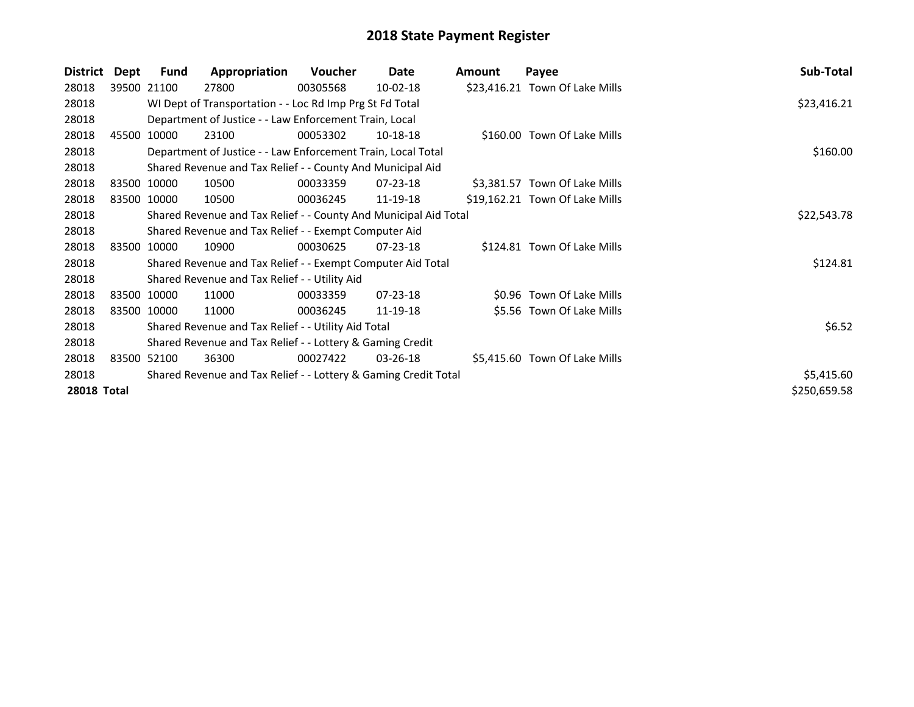# 2018 State Payment Register

| District | Dept | Fund | Appropriation | Voucher | Date | Amount | Payee | Sub-Total |
|---|---|---|---|---|---|---|---|---|
| 28018 | 39500 | 21100 | 27800 | 00305568 | 10-02-18 | $23,416.21 | Town Of Lake Mills | |
| 28018 | | WI Dept of Transportation - - Loc Rd Imp Prg St Fd Total | | | | | | $23,416.21 |
| 28018 | | Department of Justice - - Law Enforcement Train, Local | | | | | | |
| 28018 | 45500 | 10000 | 23100 | 00053302 | 10-18-18 | $160.00 | Town Of Lake Mills | |
| 28018 | | Department of Justice - - Law Enforcement Train, Local Total | | | | | | $160.00 |
| 28018 | | Shared Revenue and Tax Relief - - County And Municipal Aid | | | | | | |
| 28018 | 83500 | 10000 | 10500 | 00033359 | 07-23-18 | $3,381.57 | Town Of Lake Mills | |
| 28018 | 83500 | 10000 | 10500 | 00036245 | 11-19-18 | $19,162.21 | Town Of Lake Mills | |
| 28018 | | Shared Revenue and Tax Relief - - County And Municipal Aid Total | | | | | | $22,543.78 |
| 28018 | | Shared Revenue and Tax Relief - - Exempt Computer Aid | | | | | | |
| 28018 | 83500 | 10000 | 10900 | 00030625 | 07-23-18 | $124.81 | Town Of Lake Mills | |
| 28018 | | Shared Revenue and Tax Relief - - Exempt Computer Aid Total | | | | | | $124.81 |
| 28018 | | Shared Revenue and Tax Relief - - Utility Aid | | | | | | |
| 28018 | 83500 | 10000 | 11000 | 00033359 | 07-23-18 | $0.96 | Town Of Lake Mills | |
| 28018 | 83500 | 10000 | 11000 | 00036245 | 11-19-18 | $5.56 | Town Of Lake Mills | |
| 28018 | | Shared Revenue and Tax Relief - - Utility Aid Total | | | | | | $6.52 |
| 28018 | | Shared Revenue and Tax Relief - - Lottery & Gaming Credit | | | | | | |
| 28018 | 83500 | 52100 | 36300 | 00027422 | 03-26-18 | $5,415.60 | Town Of Lake Mills | |
| 28018 | | Shared Revenue and Tax Relief - - Lottery & Gaming Credit Total | | | | | | $5,415.60 |
| **28018 Total** | | | | | | | | $250,659.58 |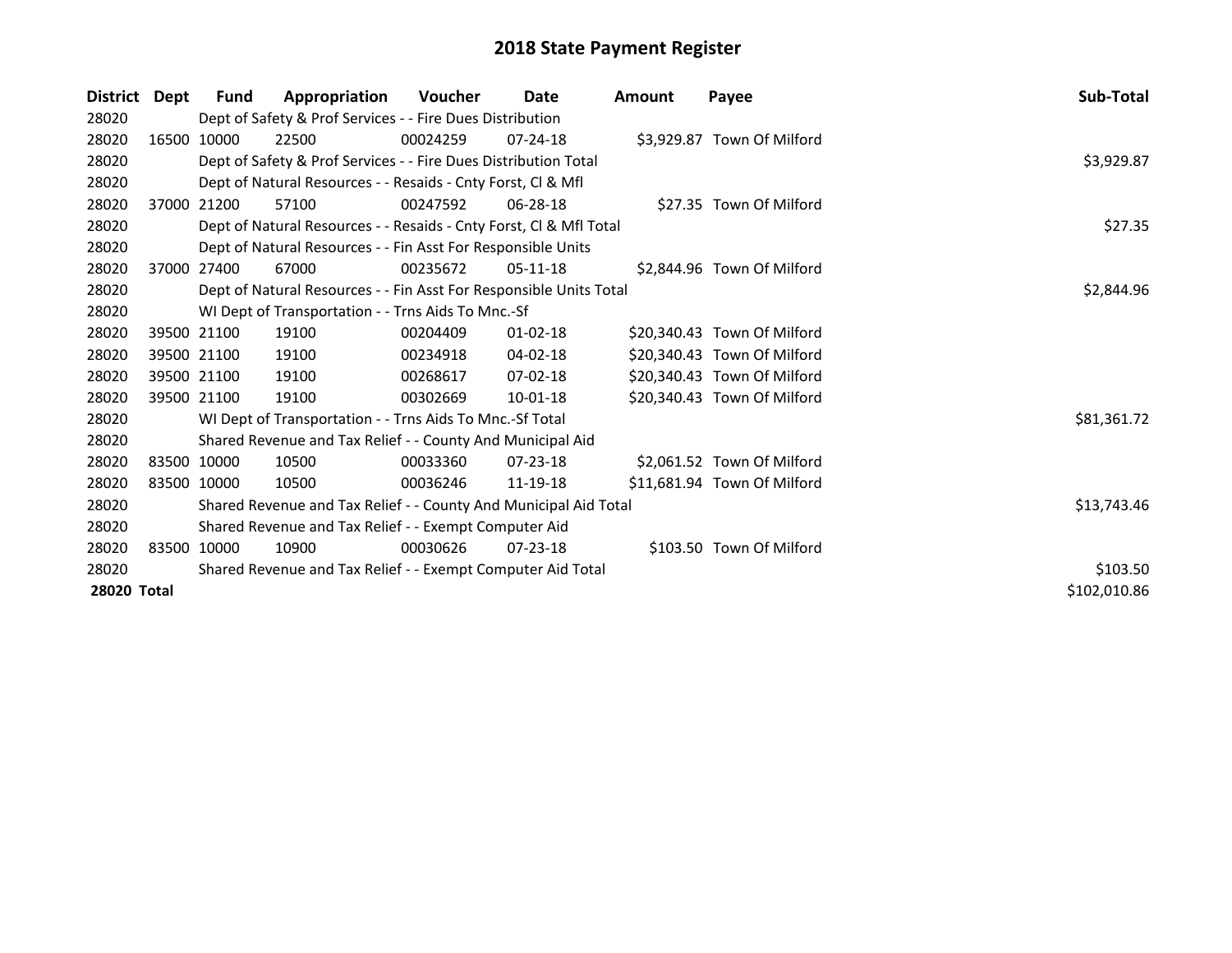# 2018 State Payment Register

| District | Dept | Fund | Appropriation | Voucher | Date | Amount | Payee | Sub-Total |
|---|---|---|---|---|---|---|---|---|
| 28020 | | Dept of Safety & Prof Services - - Fire Dues Distribution | | | | | | |
| 28020 | 16500 | 10000 | 22500 | 00024259 | 07-24-18 | $3,929.87 | Town Of Milford | |
| 28020 | | Dept of Safety & Prof Services - - Fire Dues Distribution Total | | | | | | $3,929.87 |
| 28020 | | Dept of Natural Resources - - Resaids - Cnty Forst, Cl & Mfl | | | | | | |
| 28020 | 37000 | 21200 | 57100 | 00247592 | 06-28-18 | $27.35 | Town Of Milford | |
| 28020 | | Dept of Natural Resources - - Resaids - Cnty Forst, Cl & Mfl Total | | | | | | $27.35 |
| 28020 | | Dept of Natural Resources - - Fin Asst For Responsible Units | | | | | | |
| 28020 | 37000 | 27400 | 67000 | 00235672 | 05-11-18 | $2,844.96 | Town Of Milford | |
| 28020 | | Dept of Natural Resources - - Fin Asst For Responsible Units Total | | | | | | $2,844.96 |
| 28020 | | WI Dept of Transportation - - Trns Aids To Mnc.-Sf | | | | | | |
| 28020 | 39500 | 21100 | 19100 | 00204409 | 01-02-18 | $20,340.43 | Town Of Milford | |
| 28020 | 39500 | 21100 | 19100 | 00234918 | 04-02-18 | $20,340.43 | Town Of Milford | |
| 28020 | 39500 | 21100 | 19100 | 00268617 | 07-02-18 | $20,340.43 | Town Of Milford | |
| 28020 | 39500 | 21100 | 19100 | 00302669 | 10-01-18 | $20,340.43 | Town Of Milford | |
| 28020 | | WI Dept of Transportation - - Trns Aids To Mnc.-Sf Total | | | | | | $81,361.72 |
| 28020 | | Shared Revenue and Tax Relief - - County And Municipal Aid | | | | | | |
| 28020 | 83500 | 10000 | 10500 | 00033360 | 07-23-18 | $2,061.52 | Town Of Milford | |
| 28020 | 83500 | 10000 | 10500 | 00036246 | 11-19-18 | $11,681.94 | Town Of Milford | |
| 28020 | | Shared Revenue and Tax Relief - - County And Municipal Aid Total | | | | | | $13,743.46 |
| 28020 | | Shared Revenue and Tax Relief - - Exempt Computer Aid | | | | | | |
| 28020 | 83500 | 10000 | 10900 | 00030626 | 07-23-18 | $103.50 | Town Of Milford | |
| 28020 | | Shared Revenue and Tax Relief - - Exempt Computer Aid Total | | | | | | $103.50 |
| **28020 Total** | | | | | | | | $102,010.86 |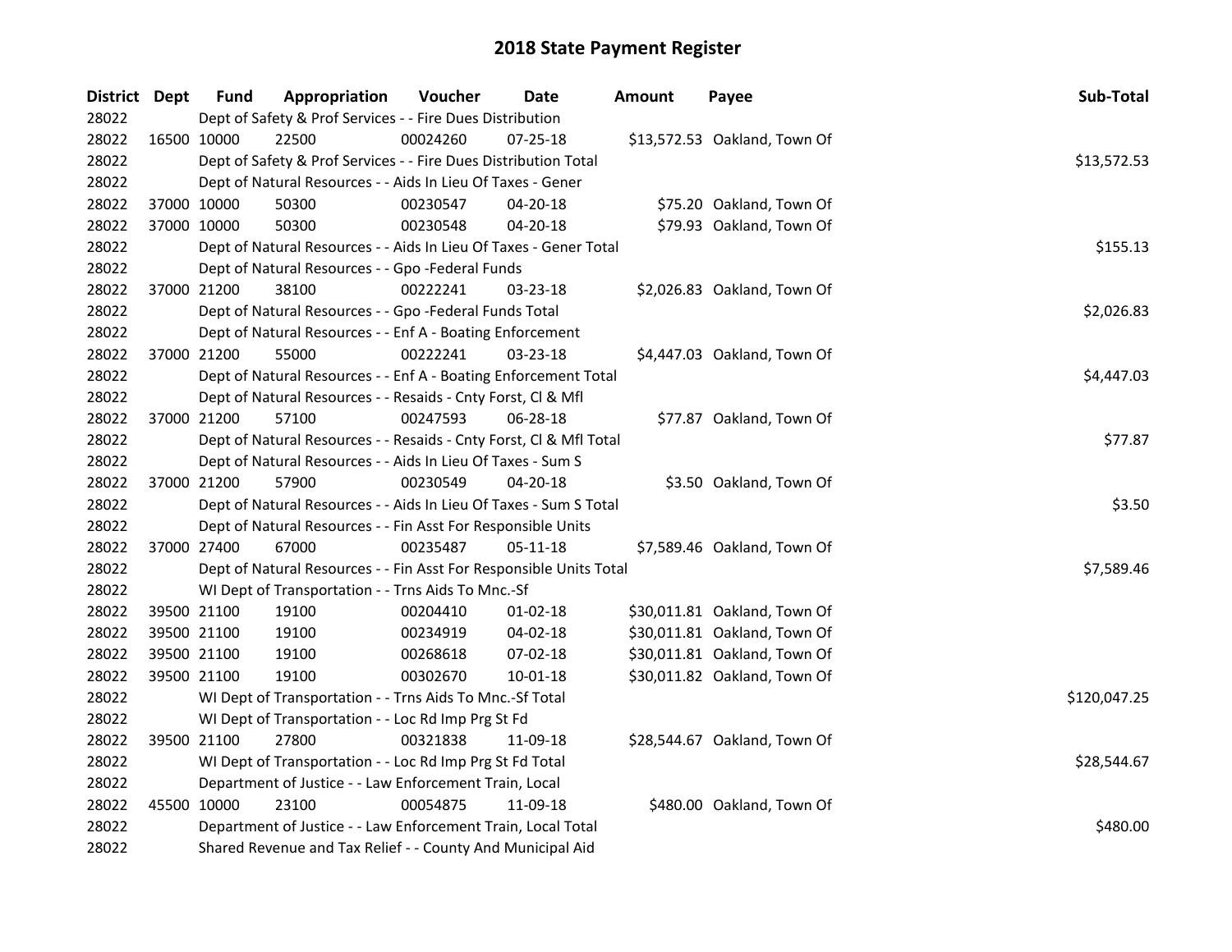# 2018 State Payment Register

| District | Dept | Fund | Appropriation | Voucher | Date | Amount | Payee | Sub-Total |
|---|---|---|---|---|---|---|---|---|
| 28022 | | Dept of Safety & Prof Services - - Fire Dues Distribution | | | | | | |
| 28022 | 16500 | 10000 | 22500 | 00024260 | 07-25-18 | $13,572.53 | Oakland, Town Of | |
| 28022 | | Dept of Safety & Prof Services - - Fire Dues Distribution Total | | | | | | $13,572.53 |
| 28022 | | Dept of Natural Resources - - Aids In Lieu Of Taxes - Gener | | | | | | |
| 28022 | 37000 | 10000 | 50300 | 00230547 | 04-20-18 | $75.20 | Oakland, Town Of | |
| 28022 | 37000 | 10000 | 50300 | 00230548 | 04-20-18 | $79.93 | Oakland, Town Of | |
| 28022 | | Dept of Natural Resources - - Aids In Lieu Of Taxes - Gener Total | | | | | | $155.13 |
| 28022 | | Dept of Natural Resources - - Gpo -Federal Funds | | | | | | |
| 28022 | 37000 | 21200 | 38100 | 00222241 | 03-23-18 | $2,026.83 | Oakland, Town Of | |
| 28022 | | Dept of Natural Resources - - Gpo -Federal Funds Total | | | | | | $2,026.83 |
| 28022 | | Dept of Natural Resources - - Enf A - Boating Enforcement | | | | | | |
| 28022 | 37000 | 21200 | 55000 | 00222241 | 03-23-18 | $4,447.03 | Oakland, Town Of | |
| 28022 | | Dept of Natural Resources - - Enf A - Boating Enforcement Total | | | | | | $4,447.03 |
| 28022 | | Dept of Natural Resources - - Resaids - Cnty Forst, Cl & Mfl | | | | | | |
| 28022 | 37000 | 21200 | 57100 | 00247593 | 06-28-18 | $77.87 | Oakland, Town Of | |
| 28022 | | Dept of Natural Resources - - Resaids - Cnty Forst, Cl & Mfl Total | | | | | | $77.87 |
| 28022 | | Dept of Natural Resources - - Aids In Lieu Of Taxes - Sum S | | | | | | |
| 28022 | 37000 | 21200 | 57900 | 00230549 | 04-20-18 | $3.50 | Oakland, Town Of | |
| 28022 | | Dept of Natural Resources - - Aids In Lieu Of Taxes - Sum S Total | | | | | | $3.50 |
| 28022 | | Dept of Natural Resources - - Fin Asst For Responsible Units | | | | | | |
| 28022 | 37000 | 27400 | 67000 | 00235487 | 05-11-18 | $7,589.46 | Oakland, Town Of | |
| 28022 | | Dept of Natural Resources - - Fin Asst For Responsible Units Total | | | | | | $7,589.46 |
| 28022 | | WI Dept of Transportation - - Trns Aids To Mnc.-Sf | | | | | | |
| 28022 | 39500 | 21100 | 19100 | 00204410 | 01-02-18 | $30,011.81 | Oakland, Town Of | |
| 28022 | 39500 | 21100 | 19100 | 00234919 | 04-02-18 | $30,011.81 | Oakland, Town Of | |
| 28022 | 39500 | 21100 | 19100 | 00268618 | 07-02-18 | $30,011.81 | Oakland, Town Of | |
| 28022 | 39500 | 21100 | 19100 | 00302670 | 10-01-18 | $30,011.82 | Oakland, Town Of | |
| 28022 | | WI Dept of Transportation - - Trns Aids To Mnc.-Sf Total | | | | | | $120,047.25 |
| 28022 | | WI Dept of Transportation - - Loc Rd Imp Prg St Fd | | | | | | |
| 28022 | 39500 | 21100 | 27800 | 00321838 | 11-09-18 | $28,544.67 | Oakland, Town Of | |
| 28022 | | WI Dept of Transportation - - Loc Rd Imp Prg St Fd Total | | | | | | $28,544.67 |
| 28022 | | Department of Justice - - Law Enforcement Train, Local | | | | | | |
| 28022 | 45500 | 10000 | 23100 | 00054875 | 11-09-18 | $480.00 | Oakland, Town Of | |
| 28022 | | Department of Justice - - Law Enforcement Train, Local Total | | | | | | $480.00 |
| 28022 | | Shared Revenue and Tax Relief - - County And Municipal Aid | | | | | | |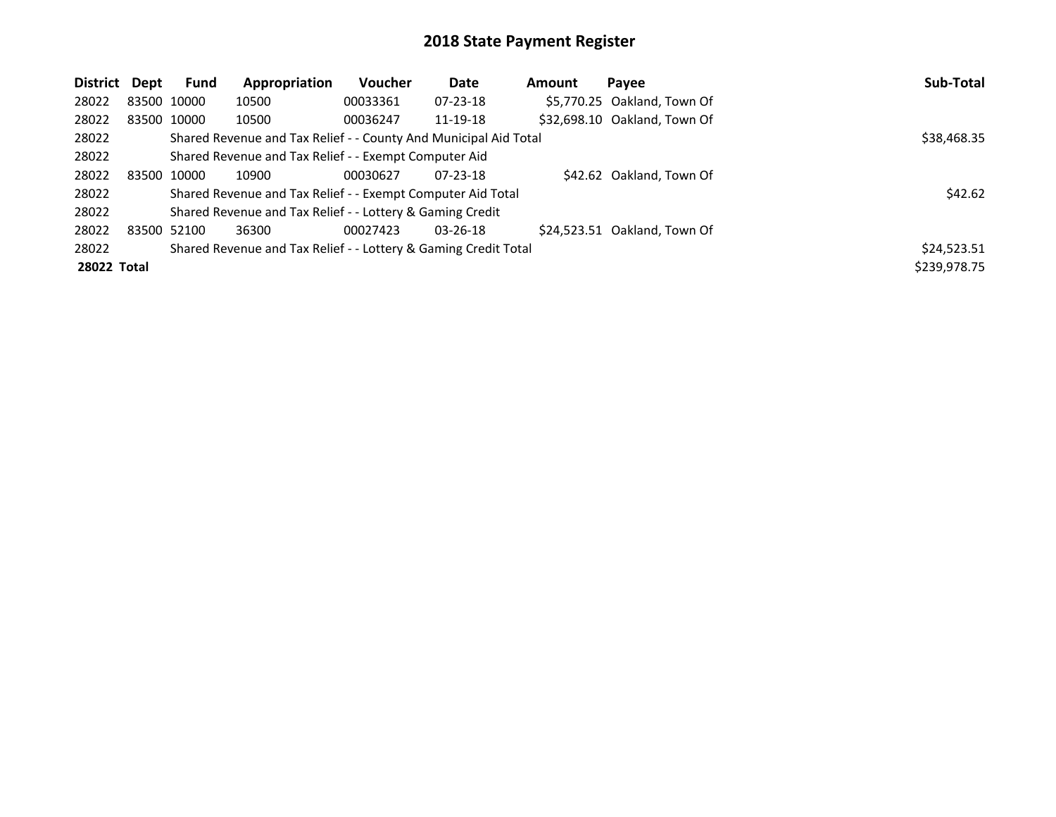# 2018 State Payment Register

| District | Dept | Fund | Appropriation | Voucher | Date | Amount | Payee | Sub-Total |
|---|---|---|---|---|---|---|---|---|
| 28022 | 83500 | 10000 | 10500 | 00033361 | 07-23-18 | $5,770.25 | Oakland, Town Of | |
| 28022 | 83500 | 10000 | 10500 | 00036247 | 11-19-18 | $32,698.10 | Oakland, Town Of | |
| 28022 | | Shared Revenue and Tax Relief - - County And Municipal Aid Total | | | | | | $38,468.35 |
| 28022 | | Shared Revenue and Tax Relief - - Exempt Computer Aid | | | | | | |
| 28022 | 83500 | 10000 | 10900 | 00030627 | 07-23-18 | $42.62 | Oakland, Town Of | |
| 28022 | | Shared Revenue and Tax Relief - - Exempt Computer Aid Total | | | | | | $42.62 |
| 28022 | | Shared Revenue and Tax Relief - - Lottery & Gaming Credit | | | | | | |
| 28022 | 83500 | 52100 | 36300 | 00027423 | 03-26-18 | $24,523.51 | Oakland, Town Of | |
| 28022 | | Shared Revenue and Tax Relief - - Lottery & Gaming Credit Total | | | | | | $24,523.51 |
| **28022 Total** | | | | | | | | $239,978.75 |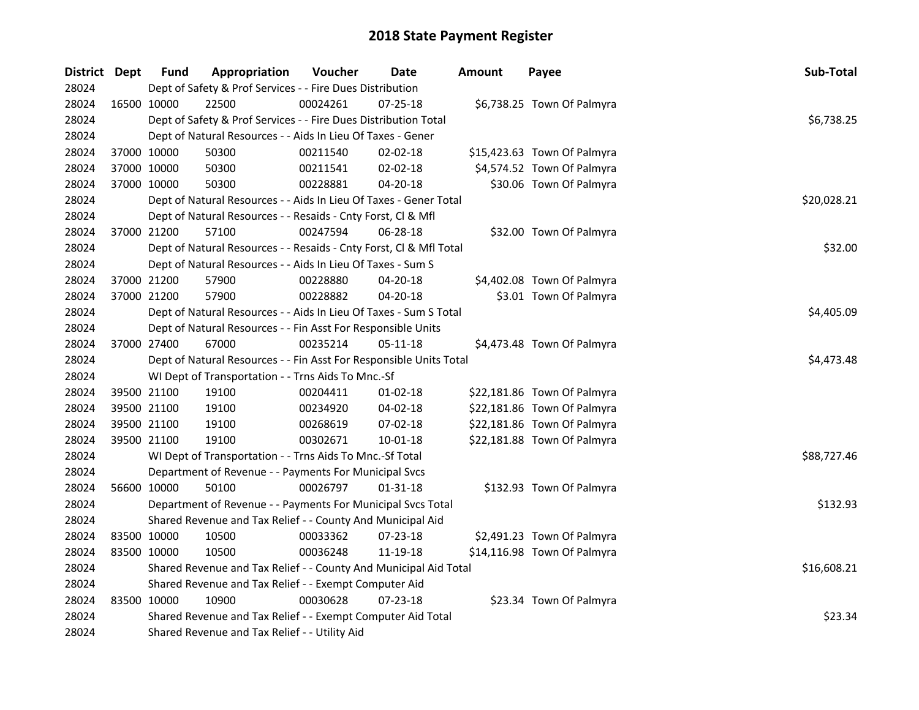# 2018 State Payment Register

| District | Dept | Fund | Appropriation | Voucher | Date | Amount | Payee | Sub-Total |
|---|---|---|---|---|---|---|---|---|
| 28024 | | Dept of Safety & Prof Services - - Fire Dues Distribution | | | | | | |
| 28024 | 16500 | 10000 | 22500 | 00024261 | 07-25-18 | $6,738.25 | Town Of Palmyra | |
| 28024 | | Dept of Safety & Prof Services - - Fire Dues Distribution Total | | | | | | $6,738.25 |
| 28024 | | Dept of Natural Resources - - Aids In Lieu Of Taxes - Gener | | | | | | |
| 28024 | 37000 | 10000 | 50300 | 00211540 | 02-02-18 | $15,423.63 | Town Of Palmyra | |
| 28024 | 37000 | 10000 | 50300 | 00211541 | 02-02-18 | $4,574.52 | Town Of Palmyra | |
| 28024 | 37000 | 10000 | 50300 | 00228881 | 04-20-18 | $30.06 | Town Of Palmyra | |
| 28024 | | Dept of Natural Resources - - Aids In Lieu Of Taxes - Gener Total | | | | | | $20,028.21 |
| 28024 | | Dept of Natural Resources - - Resaids - Cnty Forst, Cl & Mfl | | | | | | |
| 28024 | 37000 | 21200 | 57100 | 00247594 | 06-28-18 | $32.00 | Town Of Palmyra | |
| 28024 | | Dept of Natural Resources - - Resaids - Cnty Forst, Cl & Mfl Total | | | | | | $32.00 |
| 28024 | | Dept of Natural Resources - - Aids In Lieu Of Taxes - Sum S | | | | | | |
| 28024 | 37000 | 21200 | 57900 | 00228880 | 04-20-18 | $4,402.08 | Town Of Palmyra | |
| 28024 | 37000 | 21200 | 57900 | 00228882 | 04-20-18 | $3.01 | Town Of Palmyra | |
| 28024 | | Dept of Natural Resources - - Aids In Lieu Of Taxes - Sum S Total | | | | | | $4,405.09 |
| 28024 | | Dept of Natural Resources - - Fin Asst For Responsible Units | | | | | | |
| 28024 | 37000 | 27400 | 67000 | 00235214 | 05-11-18 | $4,473.48 | Town Of Palmyra | |
| 28024 | | Dept of Natural Resources - - Fin Asst For Responsible Units Total | | | | | | $4,473.48 |
| 28024 | | WI Dept of Transportation - - Trns Aids To Mnc.-Sf | | | | | | |
| 28024 | 39500 | 21100 | 19100 | 00204411 | 01-02-18 | $22,181.86 | Town Of Palmyra | |
| 28024 | 39500 | 21100 | 19100 | 00234920 | 04-02-18 | $22,181.86 | Town Of Palmyra | |
| 28024 | 39500 | 21100 | 19100 | 00268619 | 07-02-18 | $22,181.86 | Town Of Palmyra | |
| 28024 | 39500 | 21100 | 19100 | 00302671 | 10-01-18 | $22,181.88 | Town Of Palmyra | |
| 28024 | | WI Dept of Transportation - - Trns Aids To Mnc.-Sf Total | | | | | | $88,727.46 |
| 28024 | | Department of Revenue - - Payments For Municipal Svcs | | | | | | |
| 28024 | 56600 | 10000 | 50100 | 00026797 | 01-31-18 | $132.93 | Town Of Palmyra | |
| 28024 | | Department of Revenue - - Payments For Municipal Svcs Total | | | | | | $132.93 |
| 28024 | | Shared Revenue and Tax Relief - - County And Municipal Aid | | | | | | |
| 28024 | 83500 | 10000 | 10500 | 00033362 | 07-23-18 | $2,491.23 | Town Of Palmyra | |
| 28024 | 83500 | 10000 | 10500 | 00036248 | 11-19-18 | $14,116.98 | Town Of Palmyra | |
| 28024 | | Shared Revenue and Tax Relief - - County And Municipal Aid Total | | | | | | $16,608.21 |
| 28024 | | Shared Revenue and Tax Relief - - Exempt Computer Aid | | | | | | |
| 28024 | 83500 | 10000 | 10900 | 00030628 | 07-23-18 | $23.34 | Town Of Palmyra | |
| 28024 | | Shared Revenue and Tax Relief - - Exempt Computer Aid Total | | | | | | $23.34 |
| 28024 | | Shared Revenue and Tax Relief - - Utility Aid | | | | | | |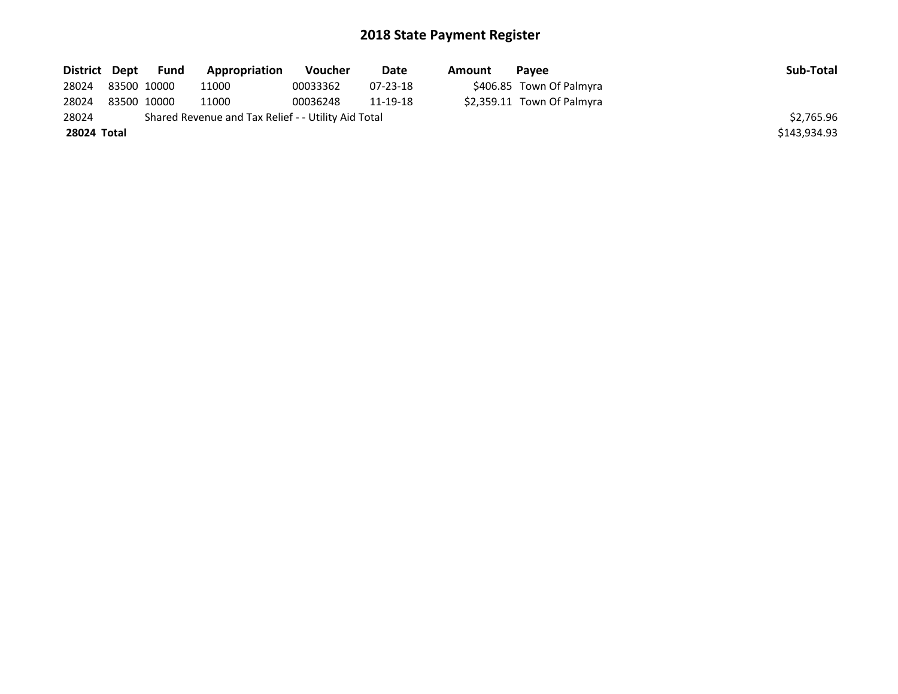# 2018 State Payment Register

| District | Dept | Fund | Appropriation | Voucher | Date | Amount | Payee | Sub-Total |
|---|---|---|---|---|---|---|---|---|
| 28024 | 83500 | 10000 | 11000 | 00033362 | 07-23-18 | $406.85 | Town Of Palmyra | |
| 28024 | 83500 | 10000 | 11000 | 00036248 | 11-19-18 | $2,359.11 | Town Of Palmyra | |
| 28024 | | Shared Revenue and Tax Relief - - Utility Aid Total | | | | | | $2,765.96 |
| **28024** | **Total** | | | | | | | $143,934.93 |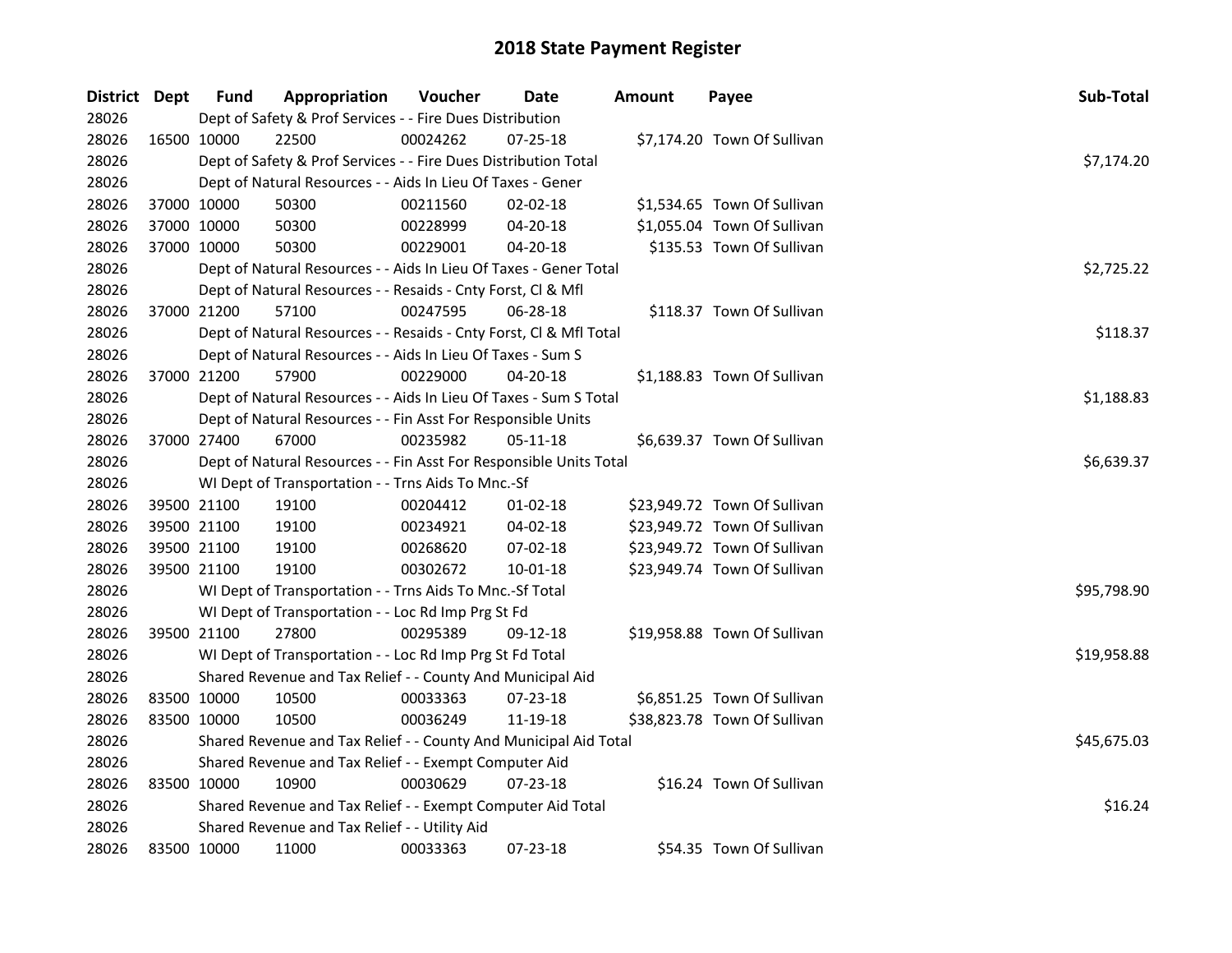# 2018 State Payment Register

| District | Dept | Fund | Appropriation | Voucher | Date | Amount | Payee | Sub-Total |
|---|---|---|---|---|---|---|---|---|
| 28026 | | Dept of Safety & Prof Services - - Fire Dues Distribution | | | | | | |
| 28026 | 16500 | 10000 | 22500 | 00024262 | 07-25-18 | $7,174.20 | Town Of Sullivan | |
| 28026 | | Dept of Safety & Prof Services - - Fire Dues Distribution Total | | | | | | $7,174.20 |
| 28026 | | Dept of Natural Resources - - Aids In Lieu Of Taxes - Gener | | | | | | |
| 28026 | 37000 | 10000 | 50300 | 00211560 | 02-02-18 | $1,534.65 | Town Of Sullivan | |
| 28026 | 37000 | 10000 | 50300 | 00228999 | 04-20-18 | $1,055.04 | Town Of Sullivan | |
| 28026 | 37000 | 10000 | 50300 | 00229001 | 04-20-18 | $135.53 | Town Of Sullivan | |
| 28026 | | Dept of Natural Resources - - Aids In Lieu Of Taxes - Gener Total | | | | | | $2,725.22 |
| 28026 | | Dept of Natural Resources - - Resaids - Cnty Forst, Cl & Mfl | | | | | | |
| 28026 | 37000 | 21200 | 57100 | 00247595 | 06-28-18 | $118.37 | Town Of Sullivan | |
| 28026 | | Dept of Natural Resources - - Resaids - Cnty Forst, Cl & Mfl Total | | | | | | $118.37 |
| 28026 | | Dept of Natural Resources - - Aids In Lieu Of Taxes - Sum S | | | | | | |
| 28026 | 37000 | 21200 | 57900 | 00229000 | 04-20-18 | $1,188.83 | Town Of Sullivan | |
| 28026 | | Dept of Natural Resources - - Aids In Lieu Of Taxes - Sum S Total | | | | | | $1,188.83 |
| 28026 | | Dept of Natural Resources - - Fin Asst For Responsible Units | | | | | | |
| 28026 | 37000 | 27400 | 67000 | 00235982 | 05-11-18 | $6,639.37 | Town Of Sullivan | |
| 28026 | | Dept of Natural Resources - - Fin Asst For Responsible Units Total | | | | | | $6,639.37 |
| 28026 | | WI Dept of Transportation - - Trns Aids To Mnc.-Sf | | | | | | |
| 28026 | 39500 | 21100 | 19100 | 00204412 | 01-02-18 | $23,949.72 | Town Of Sullivan | |
| 28026 | 39500 | 21100 | 19100 | 00234921 | 04-02-18 | $23,949.72 | Town Of Sullivan | |
| 28026 | 39500 | 21100 | 19100 | 00268620 | 07-02-18 | $23,949.72 | Town Of Sullivan | |
| 28026 | 39500 | 21100 | 19100 | 00302672 | 10-01-18 | $23,949.74 | Town Of Sullivan | |
| 28026 | | WI Dept of Transportation - - Trns Aids To Mnc.-Sf Total | | | | | | $95,798.90 |
| 28026 | | WI Dept of Transportation - - Loc Rd Imp Prg St Fd | | | | | | |
| 28026 | 39500 | 21100 | 27800 | 00295389 | 09-12-18 | $19,958.88 | Town Of Sullivan | |
| 28026 | | WI Dept of Transportation - - Loc Rd Imp Prg St Fd Total | | | | | | $19,958.88 |
| 28026 | | Shared Revenue and Tax Relief - - County And Municipal Aid | | | | | | |
| 28026 | 83500 | 10000 | 10500 | 00033363 | 07-23-18 | $6,851.25 | Town Of Sullivan | |
| 28026 | 83500 | 10000 | 10500 | 00036249 | 11-19-18 | $38,823.78 | Town Of Sullivan | |
| 28026 | | Shared Revenue and Tax Relief - - County And Municipal Aid Total | | | | | | $45,675.03 |
| 28026 | | Shared Revenue and Tax Relief - - Exempt Computer Aid | | | | | | |
| 28026 | 83500 | 10000 | 10900 | 00030629 | 07-23-18 | $16.24 | Town Of Sullivan | |
| 28026 | | Shared Revenue and Tax Relief - - Exempt Computer Aid Total | | | | | | $16.24 |
| 28026 | | Shared Revenue and Tax Relief - - Utility Aid | | | | | | |
| 28026 | 83500 | 10000 | 11000 | 00033363 | 07-23-18 | $54.35 | Town Of Sullivan | |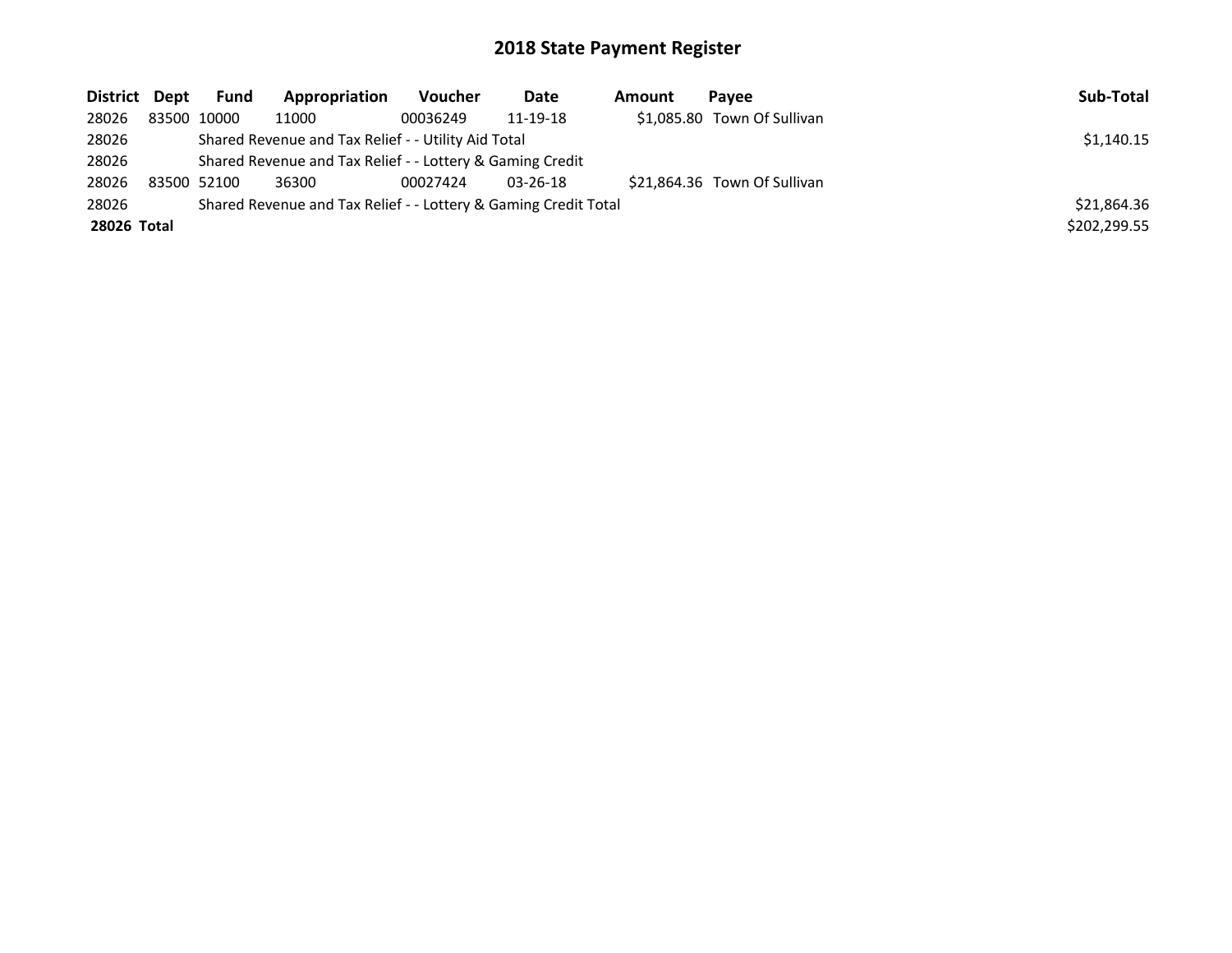# 2018 State Payment Register

| District | Dept | Fund | Appropriation | Voucher | Date | Amount | Payee | Sub-Total |
|---|---|---|---|---|---|---|---|---|
| 28026 | 83500 | 10000 | 11000 | 00036249 | 11-19-18 | $1,085.80 | Town Of Sullivan | |
| 28026 | | Shared Revenue and Tax Relief - - Utility Aid Total | | | | | | $1,140.15 |
| 28026 | | Shared Revenue and Tax Relief - - Lottery & Gaming Credit | | | | | | |
| 28026 | 83500 | 52100 | 36300 | 00027424 | 03-26-18 | $21,864.36 | Town Of Sullivan | |
| 28026 | | Shared Revenue and Tax Relief - - Lottery & Gaming Credit Total | | | | | | $21,864.36 |
| **28026 Total** | | | | | | | | $202,299.55 |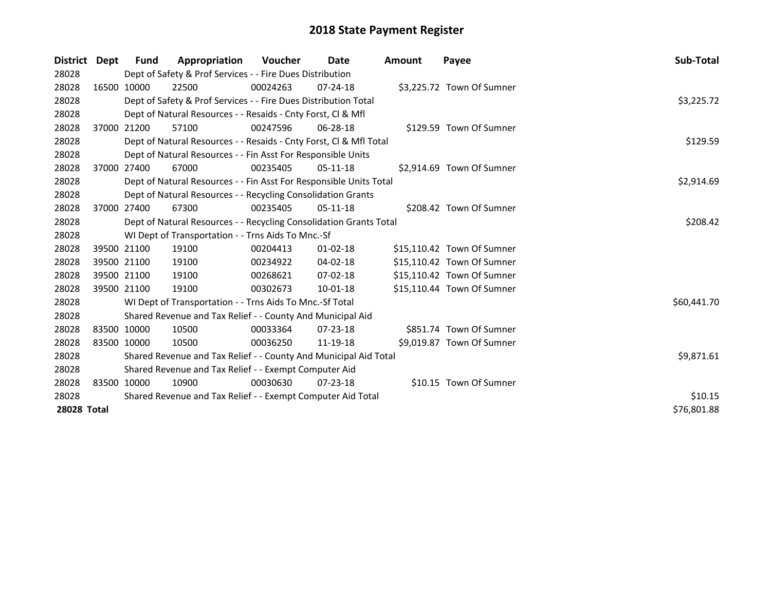# 2018 State Payment Register

| District | Dept | Fund | Appropriation | Voucher | Date | Amount | Payee | Sub-Total |
|---|---|---|---|---|---|---|---|---|
| 28028 | | Dept of Safety & Prof Services - - Fire Dues Distribution | | | | | | |
| 28028 | 16500 | 10000 | 22500 | 00024263 | 07-24-18 | $3,225.72 | Town Of Sumner | |
| 28028 | | Dept of Safety & Prof Services - - Fire Dues Distribution Total | | | | | | $3,225.72 |
| 28028 | | Dept of Natural Resources - - Resaids - Cnty Forst, Cl & Mfl | | | | | | |
| 28028 | 37000 | 21200 | 57100 | 00247596 | 06-28-18 | $129.59 | Town Of Sumner | |
| 28028 | | Dept of Natural Resources - - Resaids - Cnty Forst, Cl & Mfl Total | | | | | | $129.59 |
| 28028 | | Dept of Natural Resources - - Fin Asst For Responsible Units | | | | | | |
| 28028 | 37000 | 27400 | 67000 | 00235405 | 05-11-18 | $2,914.69 | Town Of Sumner | |
| 28028 | | Dept of Natural Resources - - Fin Asst For Responsible Units Total | | | | | | $2,914.69 |
| 28028 | | Dept of Natural Resources - - Recycling Consolidation Grants | | | | | | |
| 28028 | 37000 | 27400 | 67300 | 00235405 | 05-11-18 | $208.42 | Town Of Sumner | |
| 28028 | | Dept of Natural Resources - - Recycling Consolidation Grants Total | | | | | | $208.42 |
| 28028 | | WI Dept of Transportation - - Trns Aids To Mnc.-Sf | | | | | | |
| 28028 | 39500 | 21100 | 19100 | 00204413 | 01-02-18 | $15,110.42 | Town Of Sumner | |
| 28028 | 39500 | 21100 | 19100 | 00234922 | 04-02-18 | $15,110.42 | Town Of Sumner | |
| 28028 | 39500 | 21100 | 19100 | 00268621 | 07-02-18 | $15,110.42 | Town Of Sumner | |
| 28028 | 39500 | 21100 | 19100 | 00302673 | 10-01-18 | $15,110.44 | Town Of Sumner | |
| 28028 | | WI Dept of Transportation - - Trns Aids To Mnc.-Sf Total | | | | | | $60,441.70 |
| 28028 | | Shared Revenue and Tax Relief - - County And Municipal Aid | | | | | | |
| 28028 | 83500 | 10000 | 10500 | 00033364 | 07-23-18 | $851.74 | Town Of Sumner | |
| 28028 | 83500 | 10000 | 10500 | 00036250 | 11-19-18 | $9,019.87 | Town Of Sumner | |
| 28028 | | Shared Revenue and Tax Relief - - County And Municipal Aid Total | | | | | | $9,871.61 |
| 28028 | | Shared Revenue and Tax Relief - - Exempt Computer Aid | | | | | | |
| 28028 | 83500 | 10000 | 10900 | 00030630 | 07-23-18 | $10.15 | Town Of Sumner | |
| 28028 | | Shared Revenue and Tax Relief - - Exempt Computer Aid Total | | | | | | $10.15 |
| **28028 Total** | | | | | | | | $76,801.88 |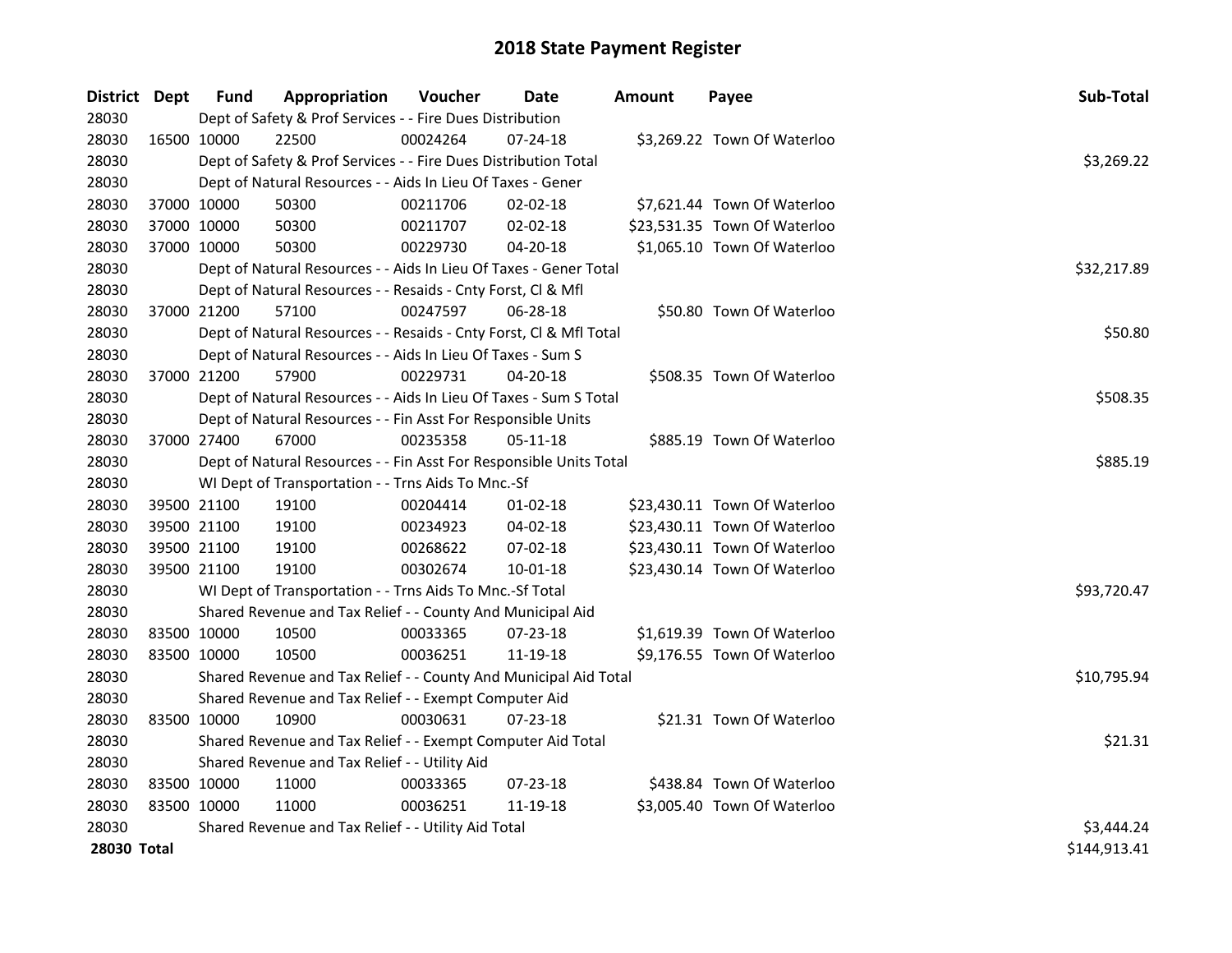# 2018 State Payment Register

| District | Dept | Fund | Appropriation | Voucher | Date | Amount | Payee | Sub-Total |
|---|---|---|---|---|---|---|---|---|
| 28030 | | Dept of Safety & Prof Services - - Fire Dues Distribution | | | | | | |
| 28030 | 16500 | 10000 | 22500 | 00024264 | 07-24-18 | $3,269.22 | Town Of Waterloo | |
| 28030 | | Dept of Safety & Prof Services - - Fire Dues Distribution Total | | | | | | $3,269.22 |
| 28030 | | Dept of Natural Resources - - Aids In Lieu Of Taxes - Gener | | | | | | |
| 28030 | 37000 | 10000 | 50300 | 00211706 | 02-02-18 | $7,621.44 | Town Of Waterloo | |
| 28030 | 37000 | 10000 | 50300 | 00211707 | 02-02-18 | $23,531.35 | Town Of Waterloo | |
| 28030 | 37000 | 10000 | 50300 | 00229730 | 04-20-18 | $1,065.10 | Town Of Waterloo | |
| 28030 | | Dept of Natural Resources - - Aids In Lieu Of Taxes - Gener Total | | | | | | $32,217.89 |
| 28030 | | Dept of Natural Resources - - Resaids - Cnty Forst, Cl & Mfl | | | | | | |
| 28030 | 37000 | 21200 | 57100 | 00247597 | 06-28-18 | $50.80 | Town Of Waterloo | |
| 28030 | | Dept of Natural Resources - - Resaids - Cnty Forst, Cl & Mfl Total | | | | | | $50.80 |
| 28030 | | Dept of Natural Resources - - Aids In Lieu Of Taxes - Sum S | | | | | | |
| 28030 | 37000 | 21200 | 57900 | 00229731 | 04-20-18 | $508.35 | Town Of Waterloo | |
| 28030 | | Dept of Natural Resources - - Aids In Lieu Of Taxes - Sum S Total | | | | | | $508.35 |
| 28030 | | Dept of Natural Resources - - Fin Asst For Responsible Units | | | | | | |
| 28030 | 37000 | 27400 | 67000 | 00235358 | 05-11-18 | $885.19 | Town Of Waterloo | |
| 28030 | | Dept of Natural Resources - - Fin Asst For Responsible Units Total | | | | | | $885.19 |
| 28030 | | WI Dept of Transportation - - Trns Aids To Mnc.-Sf | | | | | | |
| 28030 | 39500 | 21100 | 19100 | 00204414 | 01-02-18 | $23,430.11 | Town Of Waterloo | |
| 28030 | 39500 | 21100 | 19100 | 00234923 | 04-02-18 | $23,430.11 | Town Of Waterloo | |
| 28030 | 39500 | 21100 | 19100 | 00268622 | 07-02-18 | $23,430.11 | Town Of Waterloo | |
| 28030 | 39500 | 21100 | 19100 | 00302674 | 10-01-18 | $23,430.14 | Town Of Waterloo | |
| 28030 | | WI Dept of Transportation - - Trns Aids To Mnc.-Sf Total | | | | | | $93,720.47 |
| 28030 | | Shared Revenue and Tax Relief - - County And Municipal Aid | | | | | | |
| 28030 | 83500 | 10000 | 10500 | 00033365 | 07-23-18 | $1,619.39 | Town Of Waterloo | |
| 28030 | 83500 | 10000 | 10500 | 00036251 | 11-19-18 | $9,176.55 | Town Of Waterloo | |
| 28030 | | Shared Revenue and Tax Relief - - County And Municipal Aid Total | | | | | | $10,795.94 |
| 28030 | | Shared Revenue and Tax Relief - - Exempt Computer Aid | | | | | | |
| 28030 | 83500 | 10000 | 10900 | 00030631 | 07-23-18 | $21.31 | Town Of Waterloo | |
| 28030 | | Shared Revenue and Tax Relief - - Exempt Computer Aid Total | | | | | | $21.31 |
| 28030 | | Shared Revenue and Tax Relief - - Utility Aid | | | | | | |
| 28030 | 83500 | 10000 | 11000 | 00033365 | 07-23-18 | $438.84 | Town Of Waterloo | |
| 28030 | 83500 | 10000 | 11000 | 00036251 | 11-19-18 | $3,005.40 | Town Of Waterloo | |
| 28030 | | Shared Revenue and Tax Relief - - Utility Aid Total | | | | | | $3,444.24 |
| **28030 Total** | | | | | | | | $144,913.41 |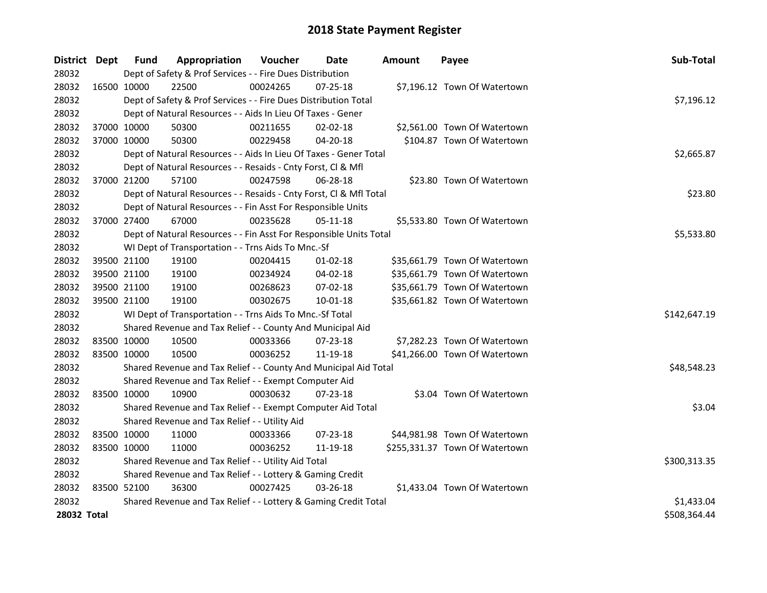# 2018 State Payment Register

| District | Dept | Fund | Appropriation | Voucher | Date | Amount | Payee | Sub-Total |
|---|---|---|---|---|---|---|---|---|
| 28032 | | Dept of Safety & Prof Services - - Fire Dues Distribution | | | | | | |
| 28032 | 16500 | 10000 | 22500 | 00024265 | 07-25-18 | $7,196.12 | Town Of Watertown | |
| 28032 | | Dept of Safety & Prof Services - - Fire Dues Distribution Total | | | | | | $7,196.12 |
| 28032 | | Dept of Natural Resources - - Aids In Lieu Of Taxes - Gener | | | | | | |
| 28032 | 37000 | 10000 | 50300 | 00211655 | 02-02-18 | $2,561.00 | Town Of Watertown | |
| 28032 | 37000 | 10000 | 50300 | 00229458 | 04-20-18 | $104.87 | Town Of Watertown | |
| 28032 | | Dept of Natural Resources - - Aids In Lieu Of Taxes - Gener Total | | | | | | $2,665.87 |
| 28032 | | Dept of Natural Resources - - Resaids - Cnty Forst, Cl & Mfl | | | | | | |
| 28032 | 37000 | 21200 | 57100 | 00247598 | 06-28-18 | $23.80 | Town Of Watertown | |
| 28032 | | Dept of Natural Resources - - Resaids - Cnty Forst, Cl & Mfl Total | | | | | | $23.80 |
| 28032 | | Dept of Natural Resources - - Fin Asst For Responsible Units | | | | | | |
| 28032 | 37000 | 27400 | 67000 | 00235628 | 05-11-18 | $5,533.80 | Town Of Watertown | |
| 28032 | | Dept of Natural Resources - - Fin Asst For Responsible Units Total | | | | | | $5,533.80 |
| 28032 | | WI Dept of Transportation - - Trns Aids To Mnc.-Sf | | | | | | |
| 28032 | 39500 | 21100 | 19100 | 00204415 | 01-02-18 | $35,661.79 | Town Of Watertown | |
| 28032 | 39500 | 21100 | 19100 | 00234924 | 04-02-18 | $35,661.79 | Town Of Watertown | |
| 28032 | 39500 | 21100 | 19100 | 00268623 | 07-02-18 | $35,661.79 | Town Of Watertown | |
| 28032 | 39500 | 21100 | 19100 | 00302675 | 10-01-18 | $35,661.82 | Town Of Watertown | |
| 28032 | | WI Dept of Transportation - - Trns Aids To Mnc.-Sf Total | | | | | | $142,647.19 |
| 28032 | | Shared Revenue and Tax Relief - - County And Municipal Aid | | | | | | |
| 28032 | 83500 | 10000 | 10500 | 00033366 | 07-23-18 | $7,282.23 | Town Of Watertown | |
| 28032 | 83500 | 10000 | 10500 | 00036252 | 11-19-18 | $41,266.00 | Town Of Watertown | |
| 28032 | | Shared Revenue and Tax Relief - - County And Municipal Aid Total | | | | | | $48,548.23 |
| 28032 | | Shared Revenue and Tax Relief - - Exempt Computer Aid | | | | | | |
| 28032 | 83500 | 10000 | 10900 | 00030632 | 07-23-18 | $3.04 | Town Of Watertown | |
| 28032 | | Shared Revenue and Tax Relief - - Exempt Computer Aid Total | | | | | | $3.04 |
| 28032 | | Shared Revenue and Tax Relief - - Utility Aid | | | | | | |
| 28032 | 83500 | 10000 | 11000 | 00033366 | 07-23-18 | $44,981.98 | Town Of Watertown | |
| 28032 | 83500 | 10000 | 11000 | 00036252 | 11-19-18 | $255,331.37 | Town Of Watertown | |
| 28032 | | Shared Revenue and Tax Relief - - Utility Aid Total | | | | | | $300,313.35 |
| 28032 | | Shared Revenue and Tax Relief - - Lottery & Gaming Credit | | | | | | |
| 28032 | 83500 | 52100 | 36300 | 00027425 | 03-26-18 | $1,433.04 | Town Of Watertown | |
| 28032 | | Shared Revenue and Tax Relief - - Lottery & Gaming Credit Total | | | | | | $1,433.04 |
| **28032 Total** | | | | | | | | $508,364.44 |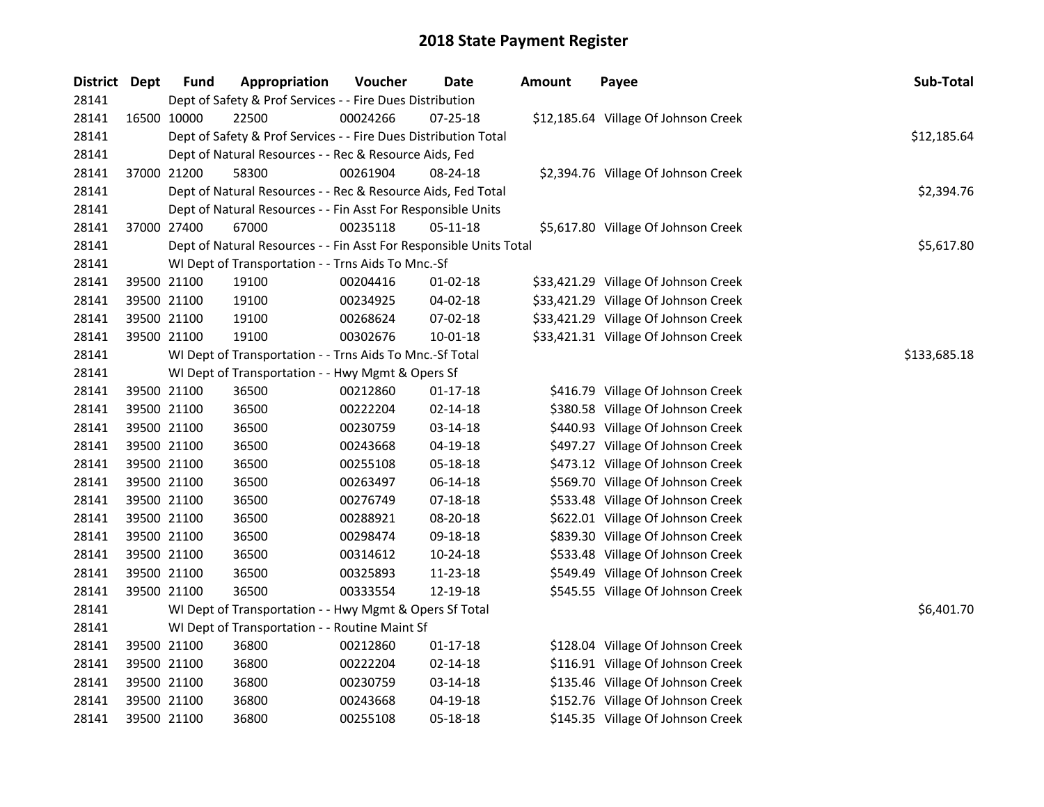# 2018 State Payment Register

| District | Dept | Fund | Appropriation | Voucher | Date | Amount | Payee | Sub-Total |
|---|---|---|---|---|---|---|---|---|
| 28141 | | Dept of Safety & Prof Services - - Fire Dues Distribution | | | | | | |
| 28141 | 16500 | 10000 | 22500 | 00024266 | 07-25-18 | $12,185.64 | Village Of Johnson Creek | |
| 28141 | | Dept of Safety & Prof Services - - Fire Dues Distribution Total | | | | | | $12,185.64 |
| 28141 | | Dept of Natural Resources - - Rec & Resource Aids, Fed | | | | | | |
| 28141 | 37000 | 21200 | 58300 | 00261904 | 08-24-18 | $2,394.76 | Village Of Johnson Creek | |
| 28141 | | Dept of Natural Resources - - Rec & Resource Aids, Fed Total | | | | | | $2,394.76 |
| 28141 | | Dept of Natural Resources - - Fin Asst For Responsible Units | | | | | | |
| 28141 | 37000 | 27400 | 67000 | 00235118 | 05-11-18 | $5,617.80 | Village Of Johnson Creek | |
| 28141 | | Dept of Natural Resources - - Fin Asst For Responsible Units Total | | | | | | $5,617.80 |
| 28141 | | WI Dept of Transportation - - Trns Aids To Mnc.-Sf | | | | | | |
| 28141 | 39500 | 21100 | 19100 | 00204416 | 01-02-18 | $33,421.29 | Village Of Johnson Creek | |
| 28141 | 39500 | 21100 | 19100 | 00234925 | 04-02-18 | $33,421.29 | Village Of Johnson Creek | |
| 28141 | 39500 | 21100 | 19100 | 00268624 | 07-02-18 | $33,421.29 | Village Of Johnson Creek | |
| 28141 | 39500 | 21100 | 19100 | 00302676 | 10-01-18 | $33,421.31 | Village Of Johnson Creek | |
| 28141 | | WI Dept of Transportation - - Trns Aids To Mnc.-Sf Total | | | | | | $133,685.18 |
| 28141 | | WI Dept of Transportation - - Hwy Mgmt & Opers Sf | | | | | | |
| 28141 | 39500 | 21100 | 36500 | 00212860 | 01-17-18 | $416.79 | Village Of Johnson Creek | |
| 28141 | 39500 | 21100 | 36500 | 00222204 | 02-14-18 | $380.58 | Village Of Johnson Creek | |
| 28141 | 39500 | 21100 | 36500 | 00230759 | 03-14-18 | $440.93 | Village Of Johnson Creek | |
| 28141 | 39500 | 21100 | 36500 | 00243668 | 04-19-18 | $497.27 | Village Of Johnson Creek | |
| 28141 | 39500 | 21100 | 36500 | 00255108 | 05-18-18 | $473.12 | Village Of Johnson Creek | |
| 28141 | 39500 | 21100 | 36500 | 00263497 | 06-14-18 | $569.70 | Village Of Johnson Creek | |
| 28141 | 39500 | 21100 | 36500 | 00276749 | 07-18-18 | $533.48 | Village Of Johnson Creek | |
| 28141 | 39500 | 21100 | 36500 | 00288921 | 08-20-18 | $622.01 | Village Of Johnson Creek | |
| 28141 | 39500 | 21100 | 36500 | 00298474 | 09-18-18 | $839.30 | Village Of Johnson Creek | |
| 28141 | 39500 | 21100 | 36500 | 00314612 | 10-24-18 | $533.48 | Village Of Johnson Creek | |
| 28141 | 39500 | 21100 | 36500 | 00325893 | 11-23-18 | $549.49 | Village Of Johnson Creek | |
| 28141 | 39500 | 21100 | 36500 | 00333554 | 12-19-18 | $545.55 | Village Of Johnson Creek | |
| 28141 | | WI Dept of Transportation - - Hwy Mgmt & Opers Sf Total | | | | | | $6,401.70 |
| 28141 | | WI Dept of Transportation - - Routine Maint Sf | | | | | | |
| 28141 | 39500 | 21100 | 36800 | 00212860 | 01-17-18 | $128.04 | Village Of Johnson Creek | |
| 28141 | 39500 | 21100 | 36800 | 00222204 | 02-14-18 | $116.91 | Village Of Johnson Creek | |
| 28141 | 39500 | 21100 | 36800 | 00230759 | 03-14-18 | $135.46 | Village Of Johnson Creek | |
| 28141 | 39500 | 21100 | 36800 | 00243668 | 04-19-18 | $152.76 | Village Of Johnson Creek | |
| 28141 | 39500 | 21100 | 36800 | 00255108 | 05-18-18 | $145.35 | Village Of Johnson Creek | |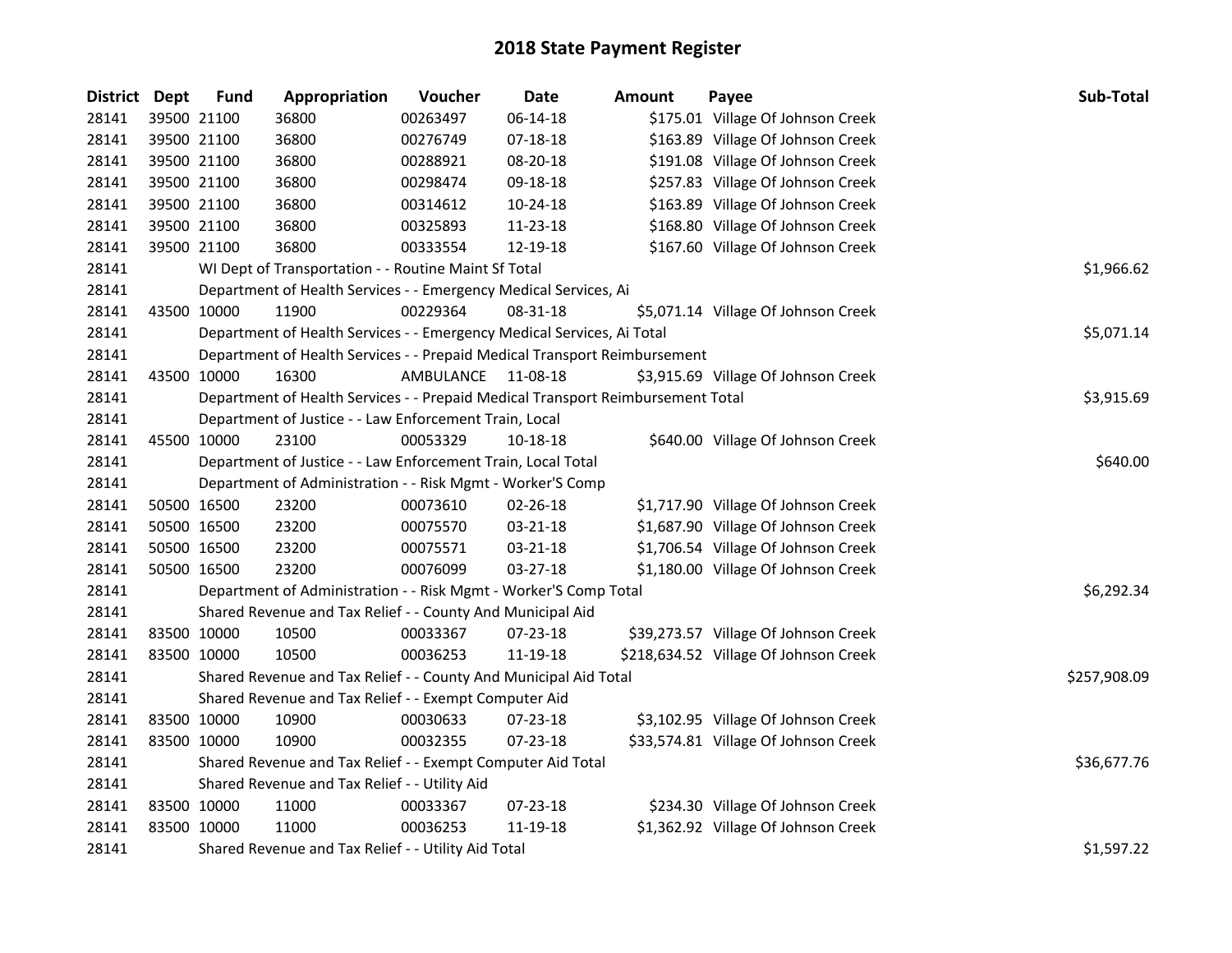# 2018 State Payment Register

| District | Dept | Fund | Appropriation | Voucher | Date | Amount | Payee | Sub-Total |
|---|---|---|---|---|---|---|---|---|
| 28141 | 39500 | 21100 | 36800 | 00263497 | 06-14-18 | $175.01 | Village Of Johnson Creek | |
| 28141 | 39500 | 21100 | 36800 | 00276749 | 07-18-18 | $163.89 | Village Of Johnson Creek | |
| 28141 | 39500 | 21100 | 36800 | 00288921 | 08-20-18 | $191.08 | Village Of Johnson Creek | |
| 28141 | 39500 | 21100 | 36800 | 00298474 | 09-18-18 | $257.83 | Village Of Johnson Creek | |
| 28141 | 39500 | 21100 | 36800 | 00314612 | 10-24-18 | $163.89 | Village Of Johnson Creek | |
| 28141 | 39500 | 21100 | 36800 | 00325893 | 11-23-18 | $168.80 | Village Of Johnson Creek | |
| 28141 | 39500 | 21100 | 36800 | 00333554 | 12-19-18 | $167.60 | Village Of Johnson Creek | |
| 28141 | | WI Dept of Transportation - - Routine Maint Sf Total | | | | | | $1,966.62 |
| 28141 | | Department of Health Services - - Emergency Medical Services, Ai | | | | | | |
| 28141 | 43500 | 10000 | 11900 | 00229364 | 08-31-18 | $5,071.14 | Village Of Johnson Creek | |
| 28141 | | Department of Health Services - - Emergency Medical Services, Ai Total | | | | | | $5,071.14 |
| 28141 | | Department of Health Services - - Prepaid Medical Transport Reimbursement | | | | | | |
| 28141 | 43500 | 10000 | 16300 | AMBULANCE | 11-08-18 | $3,915.69 | Village Of Johnson Creek | |
| 28141 | | Department of Health Services - - Prepaid Medical Transport Reimbursement Total | | | | | | $3,915.69 |
| 28141 | | Department of Justice - - Law Enforcement Train, Local | | | | | | |
| 28141 | 45500 | 10000 | 23100 | 00053329 | 10-18-18 | $640.00 | Village Of Johnson Creek | |
| 28141 | | Department of Justice - - Law Enforcement Train, Local Total | | | | | | $640.00 |
| 28141 | | Department of Administration - - Risk Mgmt - Worker'S Comp | | | | | | |
| 28141 | 50500 | 16500 | 23200 | 00073610 | 02-26-18 | $1,717.90 | Village Of Johnson Creek | |
| 28141 | 50500 | 16500 | 23200 | 00075570 | 03-21-18 | $1,687.90 | Village Of Johnson Creek | |
| 28141 | 50500 | 16500 | 23200 | 00075571 | 03-21-18 | $1,706.54 | Village Of Johnson Creek | |
| 28141 | 50500 | 16500 | 23200 | 00076099 | 03-27-18 | $1,180.00 | Village Of Johnson Creek | |
| 28141 | | Department of Administration - - Risk Mgmt - Worker'S Comp Total | | | | | | $6,292.34 |
| 28141 | | Shared Revenue and Tax Relief - - County And Municipal Aid | | | | | | |
| 28141 | 83500 | 10000 | 10500 | 00033367 | 07-23-18 | $39,273.57 | Village Of Johnson Creek | |
| 28141 | 83500 | 10000 | 10500 | 00036253 | 11-19-18 | $218,634.52 | Village Of Johnson Creek | |
| 28141 | | Shared Revenue and Tax Relief - - County And Municipal Aid Total | | | | | | $257,908.09 |
| 28141 | | Shared Revenue and Tax Relief - - Exempt Computer Aid | | | | | | |
| 28141 | 83500 | 10000 | 10900 | 00030633 | 07-23-18 | $3,102.95 | Village Of Johnson Creek | |
| 28141 | 83500 | 10000 | 10900 | 00032355 | 07-23-18 | $33,574.81 | Village Of Johnson Creek | |
| 28141 | | Shared Revenue and Tax Relief - - Exempt Computer Aid Total | | | | | | $36,677.76 |
| 28141 | | Shared Revenue and Tax Relief - - Utility Aid | | | | | | |
| 28141 | 83500 | 10000 | 11000 | 00033367 | 07-23-18 | $234.30 | Village Of Johnson Creek | |
| 28141 | 83500 | 10000 | 11000 | 00036253 | 11-19-18 | $1,362.92 | Village Of Johnson Creek | |
| 28141 | | Shared Revenue and Tax Relief - - Utility Aid Total | | | | | | $1,597.22 |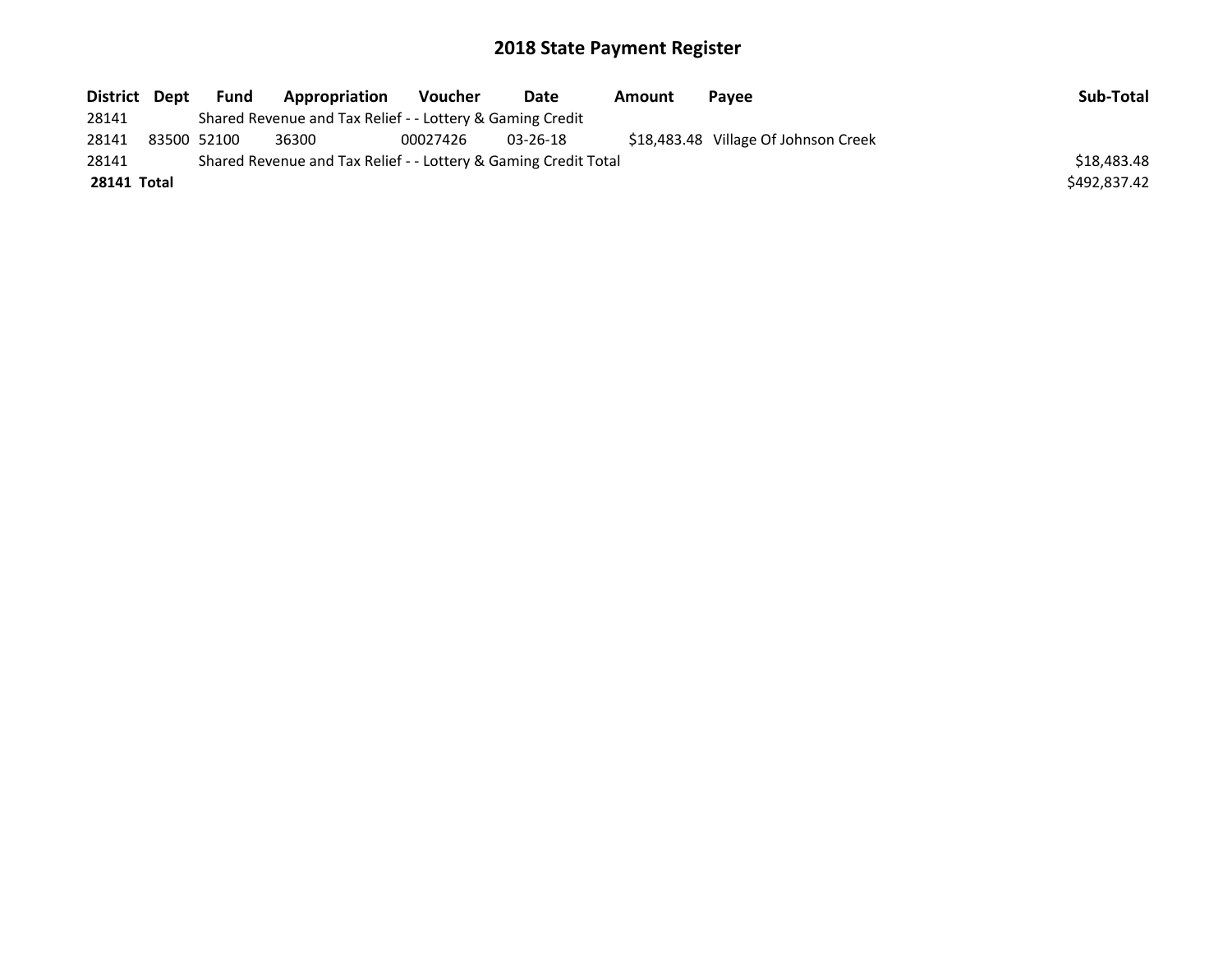# 2018 State Payment Register

| District | Dept | Fund | Appropriation | Voucher | Date | Amount | Payee | Sub-Total |
|---|---|---|---|---|---|---|---|---|
| 28141 | | Shared Revenue and Tax Relief - - Lottery & Gaming Credit | | | | | | |
| 28141 | 83500 | 52100 | 36300 | 00027426 | 03-26-18 | $18,483.48 | Village Of Johnson Creek | |
| 28141 | | Shared Revenue and Tax Relief - - Lottery & Gaming Credit Total | | | | | | $18,483.48 |
| **28141 Total** | | | | | | | | $492,837.42 |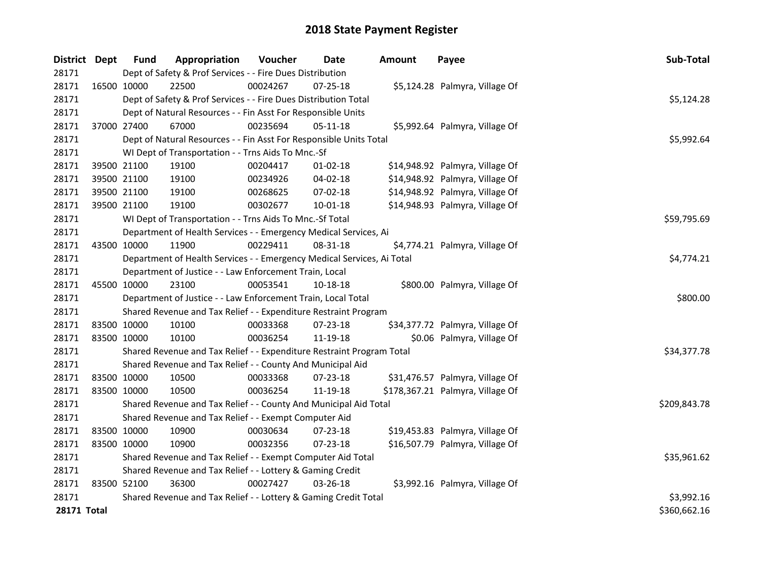# 2018 State Payment Register

| District | Dept | Fund | Appropriation | Voucher | Date | Amount | Payee | Sub-Total |
|---|---|---|---|---|---|---|---|---|
| 28171 | | Dept of Safety & Prof Services - - Fire Dues Distribution | | | | | | |
| 28171 | 16500 | 10000 | 22500 | 00024267 | 07-25-18 | $5,124.28 | Palmyra, Village Of | |
| 28171 | | Dept of Safety & Prof Services - - Fire Dues Distribution Total | | | | | | $5,124.28 |
| 28171 | | Dept of Natural Resources - - Fin Asst For Responsible Units | | | | | | |
| 28171 | 37000 | 27400 | 67000 | 00235694 | 05-11-18 | $5,992.64 | Palmyra, Village Of | |
| 28171 | | Dept of Natural Resources - - Fin Asst For Responsible Units Total | | | | | | $5,992.64 |
| 28171 | | WI Dept of Transportation - - Trns Aids To Mnc.-Sf | | | | | | |
| 28171 | 39500 | 21100 | 19100 | 00204417 | 01-02-18 | $14,948.92 | Palmyra, Village Of | |
| 28171 | 39500 | 21100 | 19100 | 00234926 | 04-02-18 | $14,948.92 | Palmyra, Village Of | |
| 28171 | 39500 | 21100 | 19100 | 00268625 | 07-02-18 | $14,948.92 | Palmyra, Village Of | |
| 28171 | 39500 | 21100 | 19100 | 00302677 | 10-01-18 | $14,948.93 | Palmyra, Village Of | |
| 28171 | | WI Dept of Transportation - - Trns Aids To Mnc.-Sf Total | | | | | | $59,795.69 |
| 28171 | | Department of Health Services - - Emergency Medical Services, Ai | | | | | | |
| 28171 | 43500 | 10000 | 11900 | 00229411 | 08-31-18 | $4,774.21 | Palmyra, Village Of | |
| 28171 | | Department of Health Services - - Emergency Medical Services, Ai Total | | | | | | $4,774.21 |
| 28171 | | Department of Justice - - Law Enforcement Train, Local | | | | | | |
| 28171 | 45500 | 10000 | 23100 | 00053541 | 10-18-18 | $800.00 | Palmyra, Village Of | |
| 28171 | | Department of Justice - - Law Enforcement Train, Local Total | | | | | | $800.00 |
| 28171 | | Shared Revenue and Tax Relief - - Expenditure Restraint Program | | | | | | |
| 28171 | 83500 | 10000 | 10100 | 00033368 | 07-23-18 | $34,377.72 | Palmyra, Village Of | |
| 28171 | 83500 | 10000 | 10100 | 00036254 | 11-19-18 | $0.06 | Palmyra, Village Of | |
| 28171 | | Shared Revenue and Tax Relief - - Expenditure Restraint Program Total | | | | | | $34,377.78 |
| 28171 | | Shared Revenue and Tax Relief - - County And Municipal Aid | | | | | | |
| 28171 | 83500 | 10000 | 10500 | 00033368 | 07-23-18 | $31,476.57 | Palmyra, Village Of | |
| 28171 | 83500 | 10000 | 10500 | 00036254 | 11-19-18 | $178,367.21 | Palmyra, Village Of | |
| 28171 | | Shared Revenue and Tax Relief - - County And Municipal Aid Total | | | | | | $209,843.78 |
| 28171 | | Shared Revenue and Tax Relief - - Exempt Computer Aid | | | | | | |
| 28171 | 83500 | 10000 | 10900 | 00030634 | 07-23-18 | $19,453.83 | Palmyra, Village Of | |
| 28171 | 83500 | 10000 | 10900 | 00032356 | 07-23-18 | $16,507.79 | Palmyra, Village Of | |
| 28171 | | Shared Revenue and Tax Relief - - Exempt Computer Aid Total | | | | | | $35,961.62 |
| 28171 | | Shared Revenue and Tax Relief - - Lottery & Gaming Credit | | | | | | |
| 28171 | 83500 | 52100 | 36300 | 00027427 | 03-26-18 | $3,992.16 | Palmyra, Village Of | |
| 28171 | | Shared Revenue and Tax Relief - - Lottery & Gaming Credit Total | | | | | | $3,992.16 |
| **28171 Total** | | | | | | | | $360,662.16 |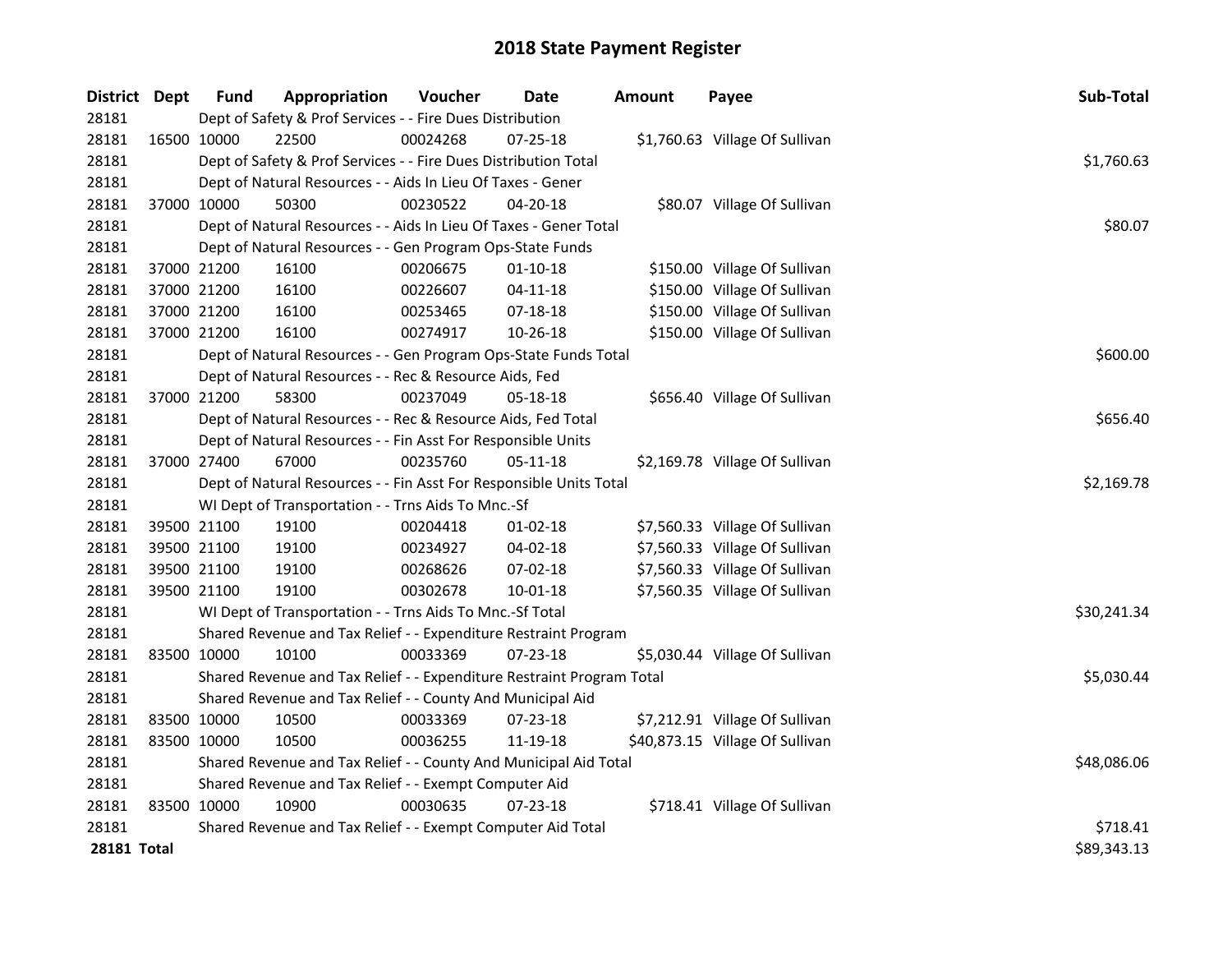# 2018 State Payment Register

| District | Dept | Fund | Appropriation | Voucher | Date | Amount | Payee | Sub-Total |
|---|---|---|---|---|---|---|---|---|
| 28181 | | Dept of Safety & Prof Services - - Fire Dues Distribution | | | | | | |
| 28181 | 16500 | 10000 | 22500 | 00024268 | 07-25-18 | $1,760.63 | Village Of Sullivan | |
| 28181 | | Dept of Safety & Prof Services - - Fire Dues Distribution Total | | | | | | $1,760.63 |
| 28181 | | Dept of Natural Resources - - Aids In Lieu Of Taxes - Gener | | | | | | |
| 28181 | 37000 | 10000 | 50300 | 00230522 | 04-20-18 | $80.07 | Village Of Sullivan | |
| 28181 | | Dept of Natural Resources - - Aids In Lieu Of Taxes - Gener Total | | | | | | $80.07 |
| 28181 | | Dept of Natural Resources - - Gen Program Ops-State Funds | | | | | | |
| 28181 | 37000 | 21200 | 16100 | 00206675 | 01-10-18 | $150.00 | Village Of Sullivan | |
| 28181 | 37000 | 21200 | 16100 | 00226607 | 04-11-18 | $150.00 | Village Of Sullivan | |
| 28181 | 37000 | 21200 | 16100 | 00253465 | 07-18-18 | $150.00 | Village Of Sullivan | |
| 28181 | 37000 | 21200 | 16100 | 00274917 | 10-26-18 | $150.00 | Village Of Sullivan | |
| 28181 | | Dept of Natural Resources - - Gen Program Ops-State Funds Total | | | | | | $600.00 |
| 28181 | | Dept of Natural Resources - - Rec & Resource Aids, Fed | | | | | | |
| 28181 | 37000 | 21200 | 58300 | 00237049 | 05-18-18 | $656.40 | Village Of Sullivan | |
| 28181 | | Dept of Natural Resources - - Rec & Resource Aids, Fed Total | | | | | | $656.40 |
| 28181 | | Dept of Natural Resources - - Fin Asst For Responsible Units | | | | | | |
| 28181 | 37000 | 27400 | 67000 | 00235760 | 05-11-18 | $2,169.78 | Village Of Sullivan | |
| 28181 | | Dept of Natural Resources - - Fin Asst For Responsible Units Total | | | | | | $2,169.78 |
| 28181 | | WI Dept of Transportation - - Trns Aids To Mnc.-Sf | | | | | | |
| 28181 | 39500 | 21100 | 19100 | 00204418 | 01-02-18 | $7,560.33 | Village Of Sullivan | |
| 28181 | 39500 | 21100 | 19100 | 00234927 | 04-02-18 | $7,560.33 | Village Of Sullivan | |
| 28181 | 39500 | 21100 | 19100 | 00268626 | 07-02-18 | $7,560.33 | Village Of Sullivan | |
| 28181 | 39500 | 21100 | 19100 | 00302678 | 10-01-18 | $7,560.35 | Village Of Sullivan | |
| 28181 | | WI Dept of Transportation - - Trns Aids To Mnc.-Sf Total | | | | | | $30,241.34 |
| 28181 | | Shared Revenue and Tax Relief - - Expenditure Restraint Program | | | | | | |
| 28181 | 83500 | 10000 | 10100 | 00033369 | 07-23-18 | $5,030.44 | Village Of Sullivan | |
| 28181 | | Shared Revenue and Tax Relief - - Expenditure Restraint Program Total | | | | | | $5,030.44 |
| 28181 | | Shared Revenue and Tax Relief - - County And Municipal Aid | | | | | | |
| 28181 | 83500 | 10000 | 10500 | 00033369 | 07-23-18 | $7,212.91 | Village Of Sullivan | |
| 28181 | 83500 | 10000 | 10500 | 00036255 | 11-19-18 | $40,873.15 | Village Of Sullivan | |
| 28181 | | Shared Revenue and Tax Relief - - County And Municipal Aid Total | | | | | | $48,086.06 |
| 28181 | | Shared Revenue and Tax Relief - - Exempt Computer Aid | | | | | | |
| 28181 | 83500 | 10000 | 10900 | 00030635 | 07-23-18 | $718.41 | Village Of Sullivan | |
| 28181 | | Shared Revenue and Tax Relief - - Exempt Computer Aid Total | | | | | | $718.41 |
| **28181 Total** | | | | | | | | $89,343.13 |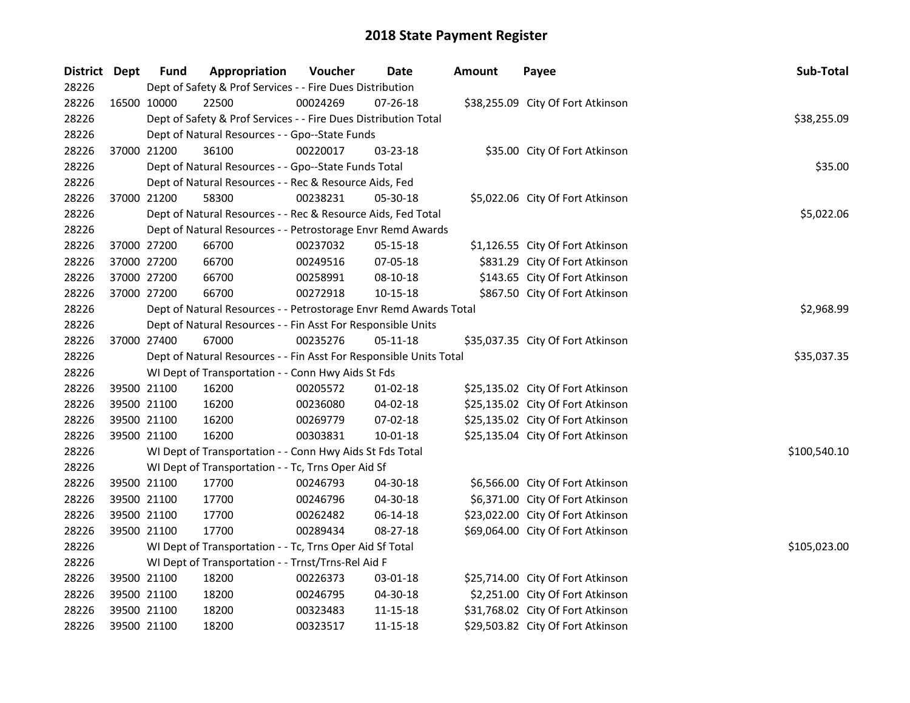# 2018 State Payment Register

| District | Dept | Fund | Appropriation | Voucher | Date | Amount | Payee | Sub-Total |
|---|---|---|---|---|---|---|---|---|
| 28226 | | Dept of Safety & Prof Services - - Fire Dues Distribution | | | | | | |
| 28226 | 16500 | 10000 | 22500 | 00024269 | 07-26-18 | $38,255.09 | City Of Fort Atkinson | |
| 28226 | | Dept of Safety & Prof Services - - Fire Dues Distribution Total | | | | | | $38,255.09 |
| 28226 | | Dept of Natural Resources - - Gpo--State Funds | | | | | | |
| 28226 | 37000 | 21200 | 36100 | 00220017 | 03-23-18 | $35.00 | City Of Fort Atkinson | |
| 28226 | | Dept of Natural Resources - - Gpo--State Funds Total | | | | | | $35.00 |
| 28226 | | Dept of Natural Resources - - Rec & Resource Aids, Fed | | | | | | |
| 28226 | 37000 | 21200 | 58300 | 00238231 | 05-30-18 | $5,022.06 | City Of Fort Atkinson | |
| 28226 | | Dept of Natural Resources - - Rec & Resource Aids, Fed Total | | | | | | $5,022.06 |
| 28226 | | Dept of Natural Resources - - Petrostorage Envr Remd Awards | | | | | | |
| 28226 | 37000 | 27200 | 66700 | 00237032 | 05-15-18 | $1,126.55 | City Of Fort Atkinson | |
| 28226 | 37000 | 27200 | 66700 | 00249516 | 07-05-18 | $831.29 | City Of Fort Atkinson | |
| 28226 | 37000 | 27200 | 66700 | 00258991 | 08-10-18 | $143.65 | City Of Fort Atkinson | |
| 28226 | 37000 | 27200 | 66700 | 00272918 | 10-15-18 | $867.50 | City Of Fort Atkinson | |
| 28226 | | Dept of Natural Resources - - Petrostorage Envr Remd Awards Total | | | | | | $2,968.99 |
| 28226 | | Dept of Natural Resources - - Fin Asst For Responsible Units | | | | | | |
| 28226 | 37000 | 27400 | 67000 | 00235276 | 05-11-18 | $35,037.35 | City Of Fort Atkinson | |
| 28226 | | Dept of Natural Resources - - Fin Asst For Responsible Units Total | | | | | | $35,037.35 |
| 28226 | | WI Dept of Transportation - - Conn Hwy Aids St Fds | | | | | | |
| 28226 | 39500 | 21100 | 16200 | 00205572 | 01-02-18 | $25,135.02 | City Of Fort Atkinson | |
| 28226 | 39500 | 21100 | 16200 | 00236080 | 04-02-18 | $25,135.02 | City Of Fort Atkinson | |
| 28226 | 39500 | 21100 | 16200 | 00269779 | 07-02-18 | $25,135.02 | City Of Fort Atkinson | |
| 28226 | 39500 | 21100 | 16200 | 00303831 | 10-01-18 | $25,135.04 | City Of Fort Atkinson | |
| 28226 | | WI Dept of Transportation - - Conn Hwy Aids St Fds Total | | | | | | $100,540.10 |
| 28226 | | WI Dept of Transportation - - Tc, Trns Oper Aid Sf | | | | | | |
| 28226 | 39500 | 21100 | 17700 | 00246793 | 04-30-18 | $6,566.00 | City Of Fort Atkinson | |
| 28226 | 39500 | 21100 | 17700 | 00246796 | 04-30-18 | $6,371.00 | City Of Fort Atkinson | |
| 28226 | 39500 | 21100 | 17700 | 00262482 | 06-14-18 | $23,022.00 | City Of Fort Atkinson | |
| 28226 | 39500 | 21100 | 17700 | 00289434 | 08-27-18 | $69,064.00 | City Of Fort Atkinson | |
| 28226 | | WI Dept of Transportation - - Tc, Trns Oper Aid Sf Total | | | | | | $105,023.00 |
| 28226 | | WI Dept of Transportation - - Trnst/Trns-Rel Aid F | | | | | | |
| 28226 | 39500 | 21100 | 18200 | 00226373 | 03-01-18 | $25,714.00 | City Of Fort Atkinson | |
| 28226 | 39500 | 21100 | 18200 | 00246795 | 04-30-18 | $2,251.00 | City Of Fort Atkinson | |
| 28226 | 39500 | 21100 | 18200 | 00323483 | 11-15-18 | $31,768.02 | City Of Fort Atkinson | |
| 28226 | 39500 | 21100 | 18200 | 00323517 | 11-15-18 | $29,503.82 | City Of Fort Atkinson | |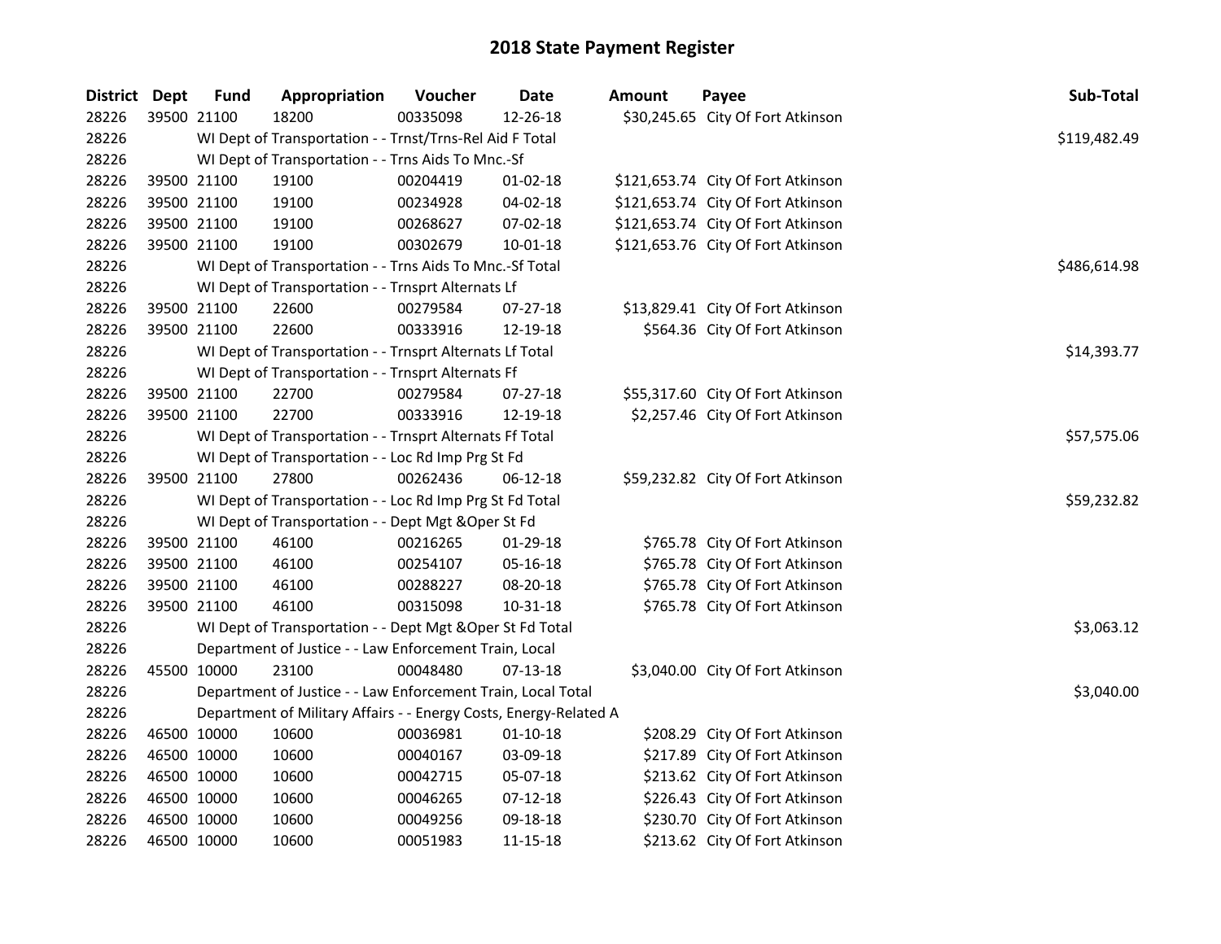# 2018 State Payment Register

| District | Dept | Fund | Appropriation | Voucher | Date | Amount | Payee | Sub-Total |
|---|---|---|---|---|---|---|---|---|
| 28226 | 39500 | 21100 | 18200 | 00335098 | 12-26-18 | $30,245.65 | City Of Fort Atkinson | |
| 28226 | | | WI Dept of Transportation - - Trnst/Trns-Rel Aid F Total | | | | | $119,482.49 |
| 28226 | | | WI Dept of Transportation - - Trns Aids To Mnc.-Sf | | | | | |
| 28226 | 39500 | 21100 | 19100 | 00204419 | 01-02-18 | $121,653.74 | City Of Fort Atkinson | |
| 28226 | 39500 | 21100 | 19100 | 00234928 | 04-02-18 | $121,653.74 | City Of Fort Atkinson | |
| 28226 | 39500 | 21100 | 19100 | 00268627 | 07-02-18 | $121,653.74 | City Of Fort Atkinson | |
| 28226 | 39500 | 21100 | 19100 | 00302679 | 10-01-18 | $121,653.76 | City Of Fort Atkinson | |
| 28226 | | | WI Dept of Transportation - - Trns Aids To Mnc.-Sf Total | | | | | $486,614.98 |
| 28226 | | | WI Dept of Transportation - - Trnsprt Alternats Lf | | | | | |
| 28226 | 39500 | 21100 | 22600 | 00279584 | 07-27-18 | $13,829.41 | City Of Fort Atkinson | |
| 28226 | 39500 | 21100 | 22600 | 00333916 | 12-19-18 | $564.36 | City Of Fort Atkinson | |
| 28226 | | | WI Dept of Transportation - - Trnsprt Alternats Lf Total | | | | | $14,393.77 |
| 28226 | | | WI Dept of Transportation - - Trnsprt Alternats Ff | | | | | |
| 28226 | 39500 | 21100 | 22700 | 00279584 | 07-27-18 | $55,317.60 | City Of Fort Atkinson | |
| 28226 | 39500 | 21100 | 22700 | 00333916 | 12-19-18 | $2,257.46 | City Of Fort Atkinson | |
| 28226 | | | WI Dept of Transportation - - Trnsprt Alternats Ff Total | | | | | $57,575.06 |
| 28226 | | | WI Dept of Transportation - - Loc Rd Imp Prg St Fd | | | | | |
| 28226 | 39500 | 21100 | 27800 | 00262436 | 06-12-18 | $59,232.82 | City Of Fort Atkinson | |
| 28226 | | | WI Dept of Transportation - - Loc Rd Imp Prg St Fd Total | | | | | $59,232.82 |
| 28226 | | | WI Dept of Transportation - - Dept Mgt &Oper St Fd | | | | | |
| 28226 | 39500 | 21100 | 46100 | 00216265 | 01-29-18 | $765.78 | City Of Fort Atkinson | |
| 28226 | 39500 | 21100 | 46100 | 00254107 | 05-16-18 | $765.78 | City Of Fort Atkinson | |
| 28226 | 39500 | 21100 | 46100 | 00288227 | 08-20-18 | $765.78 | City Of Fort Atkinson | |
| 28226 | 39500 | 21100 | 46100 | 00315098 | 10-31-18 | $765.78 | City Of Fort Atkinson | |
| 28226 | | | WI Dept of Transportation - - Dept Mgt &Oper St Fd Total | | | | | $3,063.12 |
| 28226 | | | Department of Justice - - Law Enforcement Train, Local | | | | | |
| 28226 | 45500 | 10000 | 23100 | 00048480 | 07-13-18 | $3,040.00 | City Of Fort Atkinson | |
| 28226 | | | Department of Justice - - Law Enforcement Train, Local Total | | | | | $3,040.00 |
| 28226 | | | Department of Military Affairs - - Energy Costs, Energy-Related A | | | | | |
| 28226 | 46500 | 10000 | 10600 | 00036981 | 01-10-18 | $208.29 | City Of Fort Atkinson | |
| 28226 | 46500 | 10000 | 10600 | 00040167 | 03-09-18 | $217.89 | City Of Fort Atkinson | |
| 28226 | 46500 | 10000 | 10600 | 00042715 | 05-07-18 | $213.62 | City Of Fort Atkinson | |
| 28226 | 46500 | 10000 | 10600 | 00046265 | 07-12-18 | $226.43 | City Of Fort Atkinson | |
| 28226 | 46500 | 10000 | 10600 | 00049256 | 09-18-18 | $230.70 | City Of Fort Atkinson | |
| 28226 | 46500 | 10000 | 10600 | 00051983 | 11-15-18 | $213.62 | City Of Fort Atkinson | |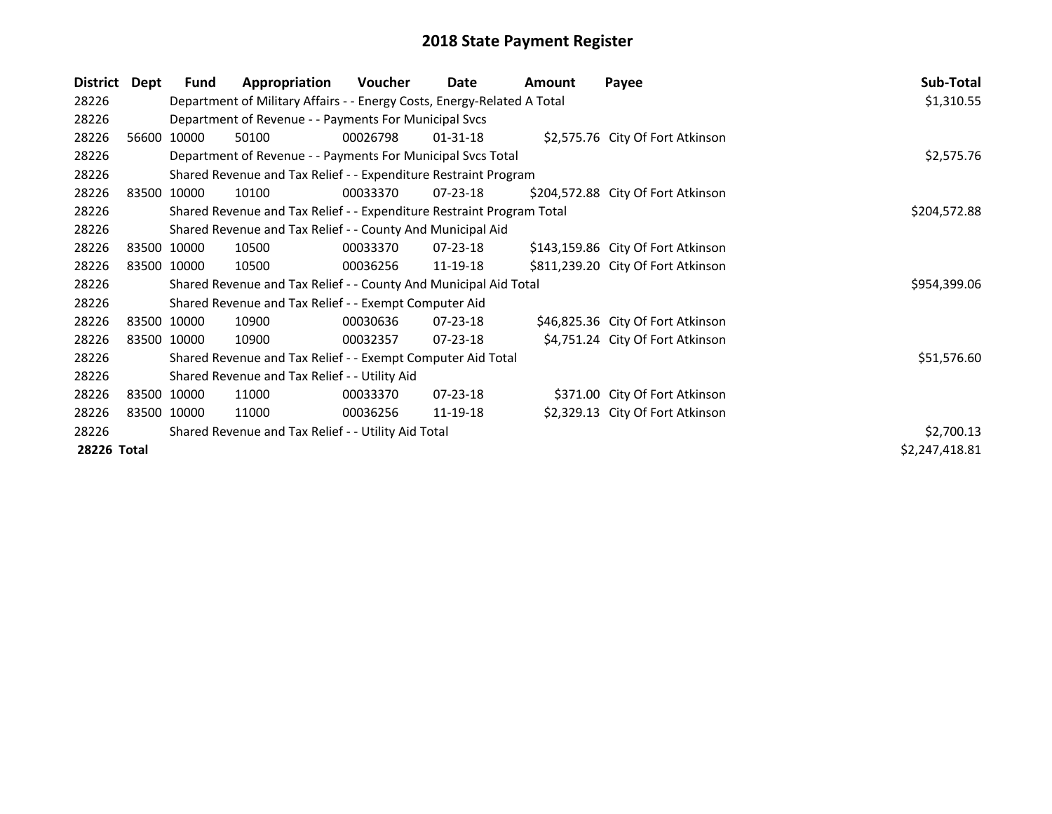# 2018 State Payment Register

| District | Dept | Fund | Appropriation | Voucher | Date | Amount | Payee | Sub-Total |
|---|---|---|---|---|---|---|---|---|
| 28226 | | Department of Military Affairs - - Energy Costs, Energy-Related A Total | | | | | | $1,310.55 |
| 28226 | | Department of Revenue - - Payments For Municipal Svcs | | | | | | |
| 28226 | 56600 | 10000 | 50100 | 00026798 | 01-31-18 | $2,575.76 | City Of Fort Atkinson | |
| 28226 | | Department of Revenue - - Payments For Municipal Svcs Total | | | | | | $2,575.76 |
| 28226 | | Shared Revenue and Tax Relief - - Expenditure Restraint Program | | | | | | |
| 28226 | 83500 | 10000 | 10100 | 00033370 | 07-23-18 | $204,572.88 | City Of Fort Atkinson | |
| 28226 | | Shared Revenue and Tax Relief - - Expenditure Restraint Program Total | | | | | | $204,572.88 |
| 28226 | | Shared Revenue and Tax Relief - - County And Municipal Aid | | | | | | |
| 28226 | 83500 | 10000 | 10500 | 00033370 | 07-23-18 | $143,159.86 | City Of Fort Atkinson | |
| 28226 | 83500 | 10000 | 10500 | 00036256 | 11-19-18 | $811,239.20 | City Of Fort Atkinson | |
| 28226 | | Shared Revenue and Tax Relief - - County And Municipal Aid Total | | | | | | $954,399.06 |
| 28226 | | Shared Revenue and Tax Relief - - Exempt Computer Aid | | | | | | |
| 28226 | 83500 | 10000 | 10900 | 00030636 | 07-23-18 | $46,825.36 | City Of Fort Atkinson | |
| 28226 | 83500 | 10000 | 10900 | 00032357 | 07-23-18 | $4,751.24 | City Of Fort Atkinson | |
| 28226 | | Shared Revenue and Tax Relief - - Exempt Computer Aid Total | | | | | | $51,576.60 |
| 28226 | | Shared Revenue and Tax Relief - - Utility Aid | | | | | | |
| 28226 | 83500 | 10000 | 11000 | 00033370 | 07-23-18 | $371.00 | City Of Fort Atkinson | |
| 28226 | 83500 | 10000 | 11000 | 00036256 | 11-19-18 | $2,329.13 | City Of Fort Atkinson | |
| 28226 | | Shared Revenue and Tax Relief - - Utility Aid Total | | | | | | $2,700.13 |
| **28226 Total** | | | | | | | | $2,247,418.81 |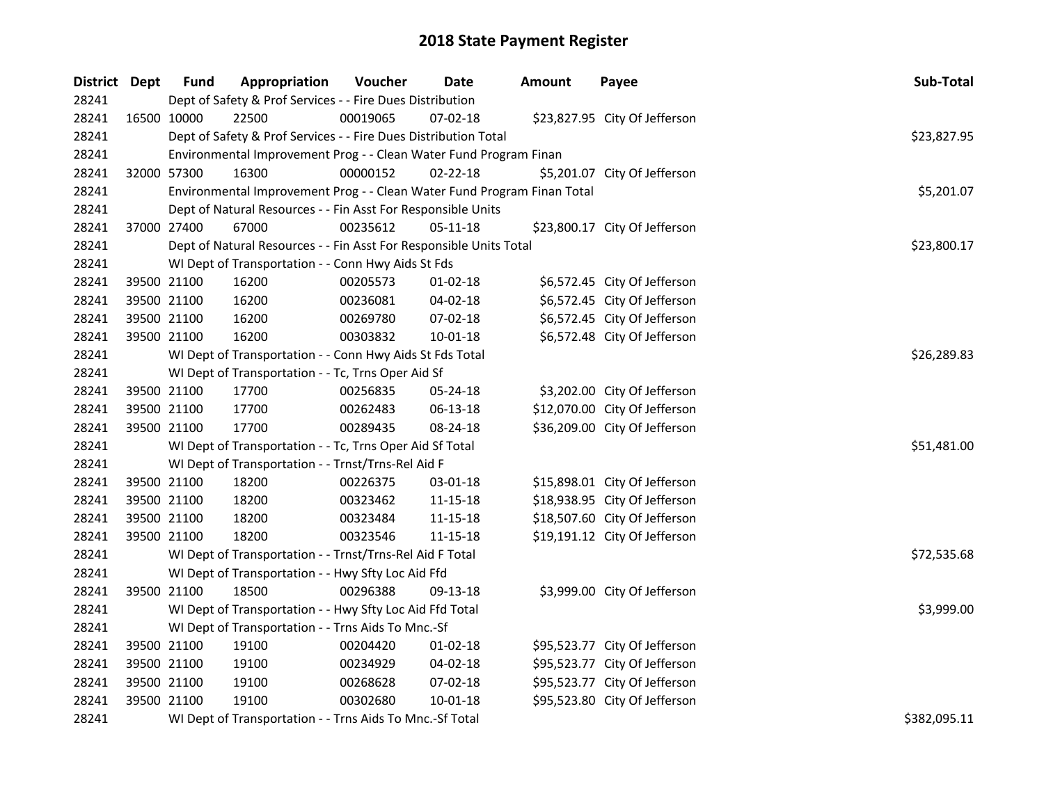# 2018 State Payment Register

| District | Dept | Fund | Appropriation | Voucher | Date | Amount | Payee | Sub-Total |
|---|---|---|---|---|---|---|---|---|
| 28241 | | Dept of Safety & Prof Services - - Fire Dues Distribution | | | | | | |
| 28241 | 16500 | 10000 | 22500 | 00019065 | 07-02-18 | $23,827.95 | City Of Jefferson | |
| 28241 | | Dept of Safety & Prof Services - - Fire Dues Distribution Total | | | | | | $23,827.95 |
| 28241 | | Environmental Improvement Prog - - Clean Water Fund Program Finan | | | | | | |
| 28241 | 32000 | 57300 | 16300 | 00000152 | 02-22-18 | $5,201.07 | City Of Jefferson | |
| 28241 | | Environmental Improvement Prog - - Clean Water Fund Program Finan Total | | | | | | $5,201.07 |
| 28241 | | Dept of Natural Resources - - Fin Asst For Responsible Units | | | | | | |
| 28241 | 37000 | 27400 | 67000 | 00235612 | 05-11-18 | $23,800.17 | City Of Jefferson | |
| 28241 | | Dept of Natural Resources - - Fin Asst For Responsible Units Total | | | | | | $23,800.17 |
| 28241 | | WI Dept of Transportation - - Conn Hwy Aids St Fds | | | | | | |
| 28241 | 39500 | 21100 | 16200 | 00205573 | 01-02-18 | $6,572.45 | City Of Jefferson | |
| 28241 | 39500 | 21100 | 16200 | 00236081 | 04-02-18 | $6,572.45 | City Of Jefferson | |
| 28241 | 39500 | 21100 | 16200 | 00269780 | 07-02-18 | $6,572.45 | City Of Jefferson | |
| 28241 | 39500 | 21100 | 16200 | 00303832 | 10-01-18 | $6,572.48 | City Of Jefferson | |
| 28241 | | WI Dept of Transportation - - Conn Hwy Aids St Fds Total | | | | | | $26,289.83 |
| 28241 | | WI Dept of Transportation - - Tc, Trns Oper Aid Sf | | | | | | |
| 28241 | 39500 | 21100 | 17700 | 00256835 | 05-24-18 | $3,202.00 | City Of Jefferson | |
| 28241 | 39500 | 21100 | 17700 | 00262483 | 06-13-18 | $12,070.00 | City Of Jefferson | |
| 28241 | 39500 | 21100 | 17700 | 00289435 | 08-24-18 | $36,209.00 | City Of Jefferson | |
| 28241 | | WI Dept of Transportation - - Tc, Trns Oper Aid Sf Total | | | | | | $51,481.00 |
| 28241 | | WI Dept of Transportation - - Trnst/Trns-Rel Aid F | | | | | | |
| 28241 | 39500 | 21100 | 18200 | 00226375 | 03-01-18 | $15,898.01 | City Of Jefferson | |
| 28241 | 39500 | 21100 | 18200 | 00323462 | 11-15-18 | $18,938.95 | City Of Jefferson | |
| 28241 | 39500 | 21100 | 18200 | 00323484 | 11-15-18 | $18,507.60 | City Of Jefferson | |
| 28241 | 39500 | 21100 | 18200 | 00323546 | 11-15-18 | $19,191.12 | City Of Jefferson | |
| 28241 | | WI Dept of Transportation - - Trnst/Trns-Rel Aid F Total | | | | | | $72,535.68 |
| 28241 | | WI Dept of Transportation - - Hwy Sfty Loc Aid Ffd | | | | | | |
| 28241 | 39500 | 21100 | 18500 | 00296388 | 09-13-18 | $3,999.00 | City Of Jefferson | |
| 28241 | | WI Dept of Transportation - - Hwy Sfty Loc Aid Ffd Total | | | | | | $3,999.00 |
| 28241 | | WI Dept of Transportation - - Trns Aids To Mnc.-Sf | | | | | | |
| 28241 | 39500 | 21100 | 19100 | 00204420 | 01-02-18 | $95,523.77 | City Of Jefferson | |
| 28241 | 39500 | 21100 | 19100 | 00234929 | 04-02-18 | $95,523.77 | City Of Jefferson | |
| 28241 | 39500 | 21100 | 19100 | 00268628 | 07-02-18 | $95,523.77 | City Of Jefferson | |
| 28241 | 39500 | 21100 | 19100 | 00302680 | 10-01-18 | $95,523.80 | City Of Jefferson | |
| 28241 | | WI Dept of Transportation - - Trns Aids To Mnc.-Sf Total | | | | | | $382,095.11 |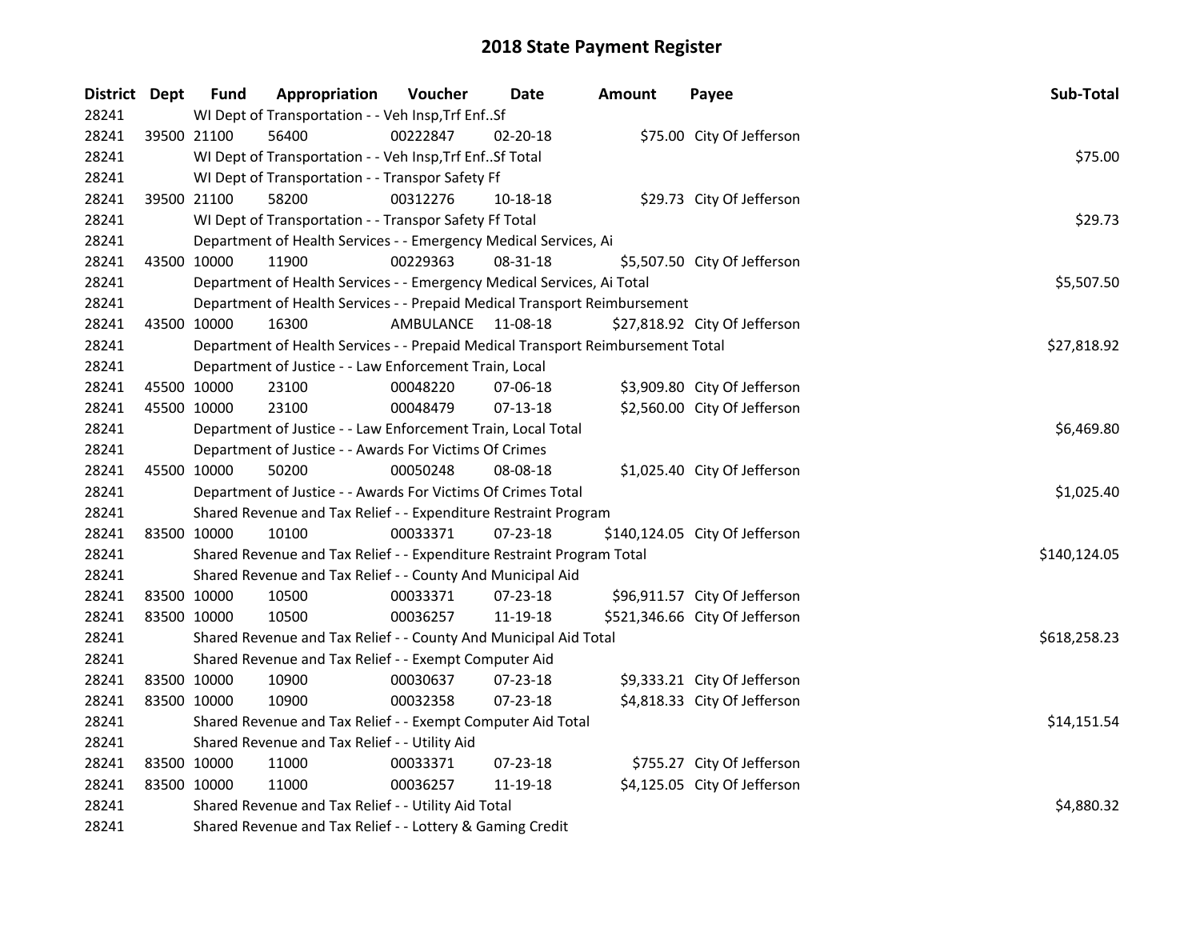# 2018 State Payment Register

| District | Dept | Fund | Appropriation | Voucher | Date | Amount | Payee | Sub-Total |
|---|---|---|---|---|---|---|---|---|
| 28241 | WI Dept of Transportation - - Veh Insp,Trf Enf..Sf | | | | | | | |
| 28241 | 39500 | 21100 | 56400 | 00222847 | 02-20-18 | $75.00 | City Of Jefferson | |
| 28241 | WI Dept of Transportation - - Veh Insp,Trf Enf..Sf Total | | | | | | | $75.00 |
| 28241 | WI Dept of Transportation - - Transpor Safety Ff | | | | | | | |
| 28241 | 39500 | 21100 | 58200 | 00312276 | 10-18-18 | $29.73 | City Of Jefferson | |
| 28241 | WI Dept of Transportation - - Transpor Safety Ff Total | | | | | | | $29.73 |
| 28241 | Department of Health Services - - Emergency Medical Services, Ai | | | | | | | |
| 28241 | 43500 | 10000 | 11900 | 00229363 | 08-31-18 | $5,507.50 | City Of Jefferson | |
| 28241 | Department of Health Services - - Emergency Medical Services, Ai Total | | | | | | | $5,507.50 |
| 28241 | Department of Health Services - - Prepaid Medical Transport Reimbursement | | | | | | | |
| 28241 | 43500 | 10000 | 16300 | AMBULANCE | 11-08-18 | $27,818.92 | City Of Jefferson | |
| 28241 | Department of Health Services - - Prepaid Medical Transport Reimbursement Total | | | | | | | $27,818.92 |
| 28241 | Department of Justice - - Law Enforcement Train, Local | | | | | | | |
| 28241 | 45500 | 10000 | 23100 | 00048220 | 07-06-18 | $3,909.80 | City Of Jefferson | |
| 28241 | 45500 | 10000 | 23100 | 00048479 | 07-13-18 | $2,560.00 | City Of Jefferson | |
| 28241 | Department of Justice - - Law Enforcement Train, Local Total | | | | | | | $6,469.80 |
| 28241 | Department of Justice - - Awards For Victims Of Crimes | | | | | | | |
| 28241 | 45500 | 10000 | 50200 | 00050248 | 08-08-18 | $1,025.40 | City Of Jefferson | |
| 28241 | Department of Justice - - Awards For Victims Of Crimes Total | | | | | | | $1,025.40 |
| 28241 | Shared Revenue and Tax Relief - - Expenditure Restraint Program | | | | | | | |
| 28241 | 83500 | 10000 | 10100 | 00033371 | 07-23-18 | $140,124.05 | City Of Jefferson | |
| 28241 | Shared Revenue and Tax Relief - - Expenditure Restraint Program Total | | | | | | | $140,124.05 |
| 28241 | Shared Revenue and Tax Relief - - County And Municipal Aid | | | | | | | |
| 28241 | 83500 | 10000 | 10500 | 00033371 | 07-23-18 | $96,911.57 | City Of Jefferson | |
| 28241 | 83500 | 10000 | 10500 | 00036257 | 11-19-18 | $521,346.66 | City Of Jefferson | |
| 28241 | Shared Revenue and Tax Relief - - County And Municipal Aid Total | | | | | | | $618,258.23 |
| 28241 | Shared Revenue and Tax Relief - - Exempt Computer Aid | | | | | | | |
| 28241 | 83500 | 10000 | 10900 | 00030637 | 07-23-18 | $9,333.21 | City Of Jefferson | |
| 28241 | 83500 | 10000 | 10900 | 00032358 | 07-23-18 | $4,818.33 | City Of Jefferson | |
| 28241 | Shared Revenue and Tax Relief - - Exempt Computer Aid Total | | | | | | | $14,151.54 |
| 28241 | Shared Revenue and Tax Relief - - Utility Aid | | | | | | | |
| 28241 | 83500 | 10000 | 11000 | 00033371 | 07-23-18 | $755.27 | City Of Jefferson | |
| 28241 | 83500 | 10000 | 11000 | 00036257 | 11-19-18 | $4,125.05 | City Of Jefferson | |
| 28241 | Shared Revenue and Tax Relief - - Utility Aid Total | | | | | | | $4,880.32 |
| 28241 | Shared Revenue and Tax Relief - - Lottery & Gaming Credit | | | | | | | |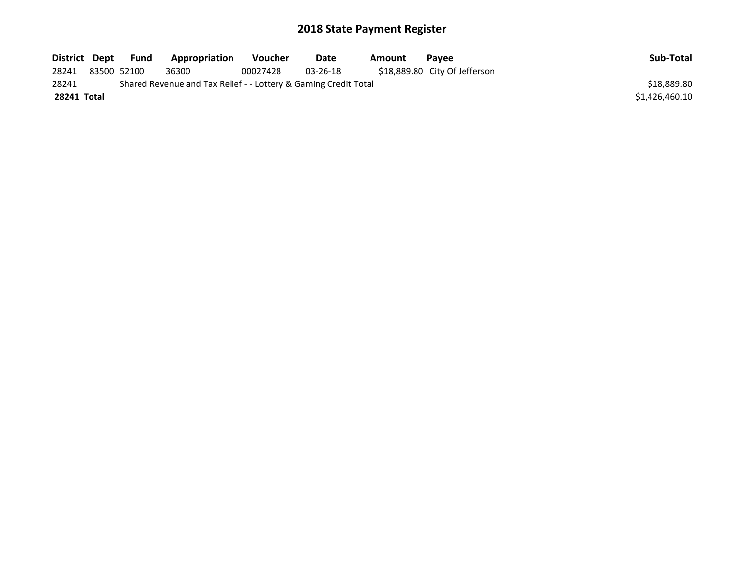# 2018 State Payment Register

| District | Dept | Fund | Appropriation | Voucher | Date | Amount | Payee | Sub-Total |
|---|---|---|---|---|---|---|---|---|
| 28241 | 83500 | 52100 | 36300 | 00027428 | 03-26-18 | $18,889.80 | City Of Jefferson | |
| 28241 | Shared Revenue and Tax Relief - - Lottery & Gaming Credit Total | | | | | | | $18,889.80 |
| **28241 Total** | | | | | | | | $1,426,460.10 |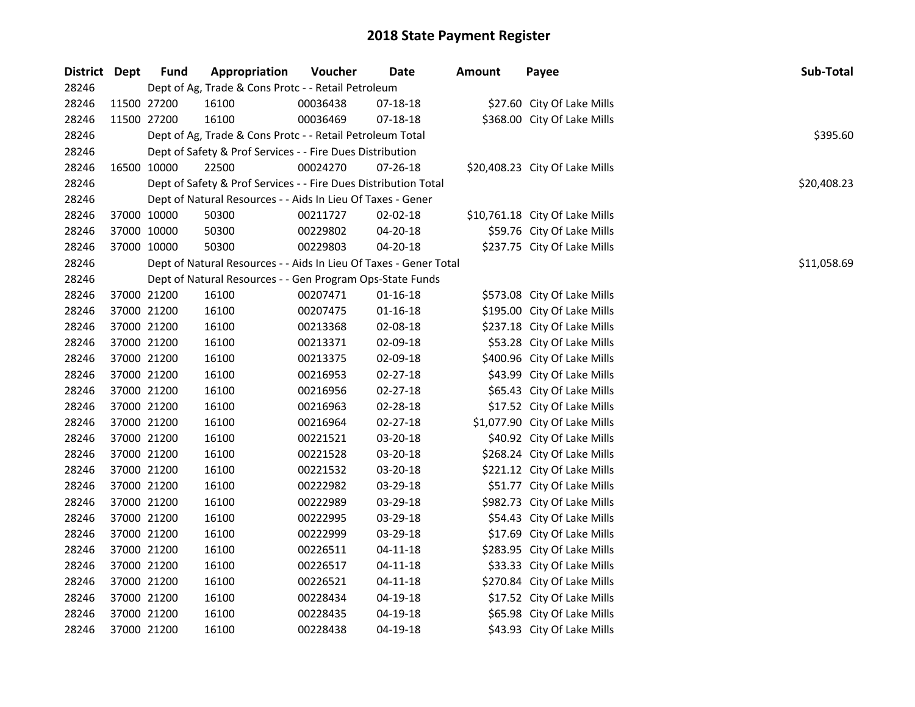# 2018 State Payment Register

| District | Dept | Fund | Appropriation | Voucher | Date | Amount | Payee | Sub-Total |
|---|---|---|---|---|---|---|---|---|
| 28246 | | Dept of Ag, Trade & Cons Protc - - Retail Petroleum | | | | | | |
| 28246 | 11500 | 27200 | 16100 | 00036438 | 07-18-18 | $27.60 | City Of Lake Mills | |
| 28246 | 11500 | 27200 | 16100 | 00036469 | 07-18-18 | $368.00 | City Of Lake Mills | |
| 28246 | | Dept of Ag, Trade & Cons Protc - - Retail Petroleum Total | | | | | | $395.60 |
| 28246 | | Dept of Safety & Prof Services - - Fire Dues Distribution | | | | | | |
| 28246 | 16500 | 10000 | 22500 | 00024270 | 07-26-18 | $20,408.23 | City Of Lake Mills | |
| 28246 | | Dept of Safety & Prof Services - - Fire Dues Distribution Total | | | | | | $20,408.23 |
| 28246 | | Dept of Natural Resources - - Aids In Lieu Of Taxes - Gener | | | | | | |
| 28246 | 37000 | 10000 | 50300 | 00211727 | 02-02-18 | $10,761.18 | City Of Lake Mills | |
| 28246 | 37000 | 10000 | 50300 | 00229802 | 04-20-18 | $59.76 | City Of Lake Mills | |
| 28246 | 37000 | 10000 | 50300 | 00229803 | 04-20-18 | $237.75 | City Of Lake Mills | |
| 28246 | | Dept of Natural Resources - - Aids In Lieu Of Taxes - Gener Total | | | | | | $11,058.69 |
| 28246 | | Dept of Natural Resources - - Gen Program Ops-State Funds | | | | | | |
| 28246 | 37000 | 21200 | 16100 | 00207471 | 01-16-18 | $573.08 | City Of Lake Mills | |
| 28246 | 37000 | 21200 | 16100 | 00207475 | 01-16-18 | $195.00 | City Of Lake Mills | |
| 28246 | 37000 | 21200 | 16100 | 00213368 | 02-08-18 | $237.18 | City Of Lake Mills | |
| 28246 | 37000 | 21200 | 16100 | 00213371 | 02-09-18 | $53.28 | City Of Lake Mills | |
| 28246 | 37000 | 21200 | 16100 | 00213375 | 02-09-18 | $400.96 | City Of Lake Mills | |
| 28246 | 37000 | 21200 | 16100 | 00216953 | 02-27-18 | $43.99 | City Of Lake Mills | |
| 28246 | 37000 | 21200 | 16100 | 00216956 | 02-27-18 | $65.43 | City Of Lake Mills | |
| 28246 | 37000 | 21200 | 16100 | 00216963 | 02-28-18 | $17.52 | City Of Lake Mills | |
| 28246 | 37000 | 21200 | 16100 | 00216964 | 02-27-18 | $1,077.90 | City Of Lake Mills | |
| 28246 | 37000 | 21200 | 16100 | 00221521 | 03-20-18 | $40.92 | City Of Lake Mills | |
| 28246 | 37000 | 21200 | 16100 | 00221528 | 03-20-18 | $268.24 | City Of Lake Mills | |
| 28246 | 37000 | 21200 | 16100 | 00221532 | 03-20-18 | $221.12 | City Of Lake Mills | |
| 28246 | 37000 | 21200 | 16100 | 00222982 | 03-29-18 | $51.77 | City Of Lake Mills | |
| 28246 | 37000 | 21200 | 16100 | 00222989 | 03-29-18 | $982.73 | City Of Lake Mills | |
| 28246 | 37000 | 21200 | 16100 | 00222995 | 03-29-18 | $54.43 | City Of Lake Mills | |
| 28246 | 37000 | 21200 | 16100 | 00222999 | 03-29-18 | $17.69 | City Of Lake Mills | |
| 28246 | 37000 | 21200 | 16100 | 00226511 | 04-11-18 | $283.95 | City Of Lake Mills | |
| 28246 | 37000 | 21200 | 16100 | 00226517 | 04-11-18 | $33.33 | City Of Lake Mills | |
| 28246 | 37000 | 21200 | 16100 | 00226521 | 04-11-18 | $270.84 | City Of Lake Mills | |
| 28246 | 37000 | 21200 | 16100 | 00228434 | 04-19-18 | $17.52 | City Of Lake Mills | |
| 28246 | 37000 | 21200 | 16100 | 00228435 | 04-19-18 | $65.98 | City Of Lake Mills | |
| 28246 | 37000 | 21200 | 16100 | 00228438 | 04-19-18 | $43.93 | City Of Lake Mills | |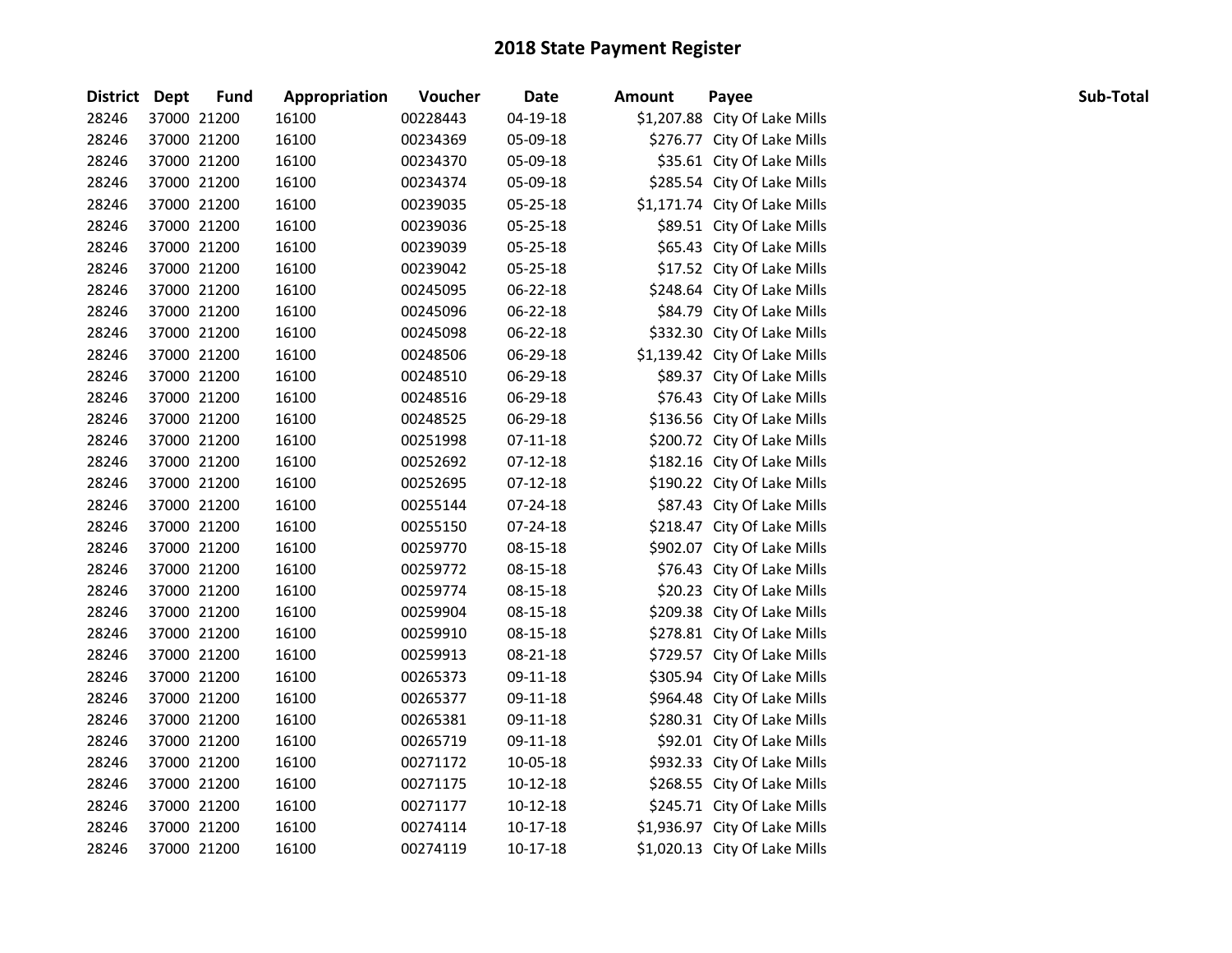# 2018 State Payment Register

| District | Dept | Fund | Appropriation | Voucher | Date | Amount | Payee | Sub-Total |
|---|---|---|---|---|---|---|---|---|
| 28246 | 37000 | 21200 | 16100 | 00228443 | 04-19-18 | $1,207.88 | City Of Lake Mills | |
| 28246 | 37000 | 21200 | 16100 | 00234369 | 05-09-18 | $276.77 | City Of Lake Mills | |
| 28246 | 37000 | 21200 | 16100 | 00234370 | 05-09-18 | $35.61 | City Of Lake Mills | |
| 28246 | 37000 | 21200 | 16100 | 00234374 | 05-09-18 | $285.54 | City Of Lake Mills | |
| 28246 | 37000 | 21200 | 16100 | 00239035 | 05-25-18 | $1,171.74 | City Of Lake Mills | |
| 28246 | 37000 | 21200 | 16100 | 00239036 | 05-25-18 | $89.51 | City Of Lake Mills | |
| 28246 | 37000 | 21200 | 16100 | 00239039 | 05-25-18 | $65.43 | City Of Lake Mills | |
| 28246 | 37000 | 21200 | 16100 | 00239042 | 05-25-18 | $17.52 | City Of Lake Mills | |
| 28246 | 37000 | 21200 | 16100 | 00245095 | 06-22-18 | $248.64 | City Of Lake Mills | |
| 28246 | 37000 | 21200 | 16100 | 00245096 | 06-22-18 | $84.79 | City Of Lake Mills | |
| 28246 | 37000 | 21200 | 16100 | 00245098 | 06-22-18 | $332.30 | City Of Lake Mills | |
| 28246 | 37000 | 21200 | 16100 | 00248506 | 06-29-18 | $1,139.42 | City Of Lake Mills | |
| 28246 | 37000 | 21200 | 16100 | 00248510 | 06-29-18 | $89.37 | City Of Lake Mills | |
| 28246 | 37000 | 21200 | 16100 | 00248516 | 06-29-18 | $76.43 | City Of Lake Mills | |
| 28246 | 37000 | 21200 | 16100 | 00248525 | 06-29-18 | $136.56 | City Of Lake Mills | |
| 28246 | 37000 | 21200 | 16100 | 00251998 | 07-11-18 | $200.72 | City Of Lake Mills | |
| 28246 | 37000 | 21200 | 16100 | 00252692 | 07-12-18 | $182.16 | City Of Lake Mills | |
| 28246 | 37000 | 21200 | 16100 | 00252695 | 07-12-18 | $190.22 | City Of Lake Mills | |
| 28246 | 37000 | 21200 | 16100 | 00255144 | 07-24-18 | $87.43 | City Of Lake Mills | |
| 28246 | 37000 | 21200 | 16100 | 00255150 | 07-24-18 | $218.47 | City Of Lake Mills | |
| 28246 | 37000 | 21200 | 16100 | 00259770 | 08-15-18 | $902.07 | City Of Lake Mills | |
| 28246 | 37000 | 21200 | 16100 | 00259772 | 08-15-18 | $76.43 | City Of Lake Mills | |
| 28246 | 37000 | 21200 | 16100 | 00259774 | 08-15-18 | $20.23 | City Of Lake Mills | |
| 28246 | 37000 | 21200 | 16100 | 00259904 | 08-15-18 | $209.38 | City Of Lake Mills | |
| 28246 | 37000 | 21200 | 16100 | 00259910 | 08-15-18 | $278.81 | City Of Lake Mills | |
| 28246 | 37000 | 21200 | 16100 | 00259913 | 08-21-18 | $729.57 | City Of Lake Mills | |
| 28246 | 37000 | 21200 | 16100 | 00265373 | 09-11-18 | $305.94 | City Of Lake Mills | |
| 28246 | 37000 | 21200 | 16100 | 00265377 | 09-11-18 | $964.48 | City Of Lake Mills | |
| 28246 | 37000 | 21200 | 16100 | 00265381 | 09-11-18 | $280.31 | City Of Lake Mills | |
| 28246 | 37000 | 21200 | 16100 | 00265719 | 09-11-18 | $92.01 | City Of Lake Mills | |
| 28246 | 37000 | 21200 | 16100 | 00271172 | 10-05-18 | $932.33 | City Of Lake Mills | |
| 28246 | 37000 | 21200 | 16100 | 00271175 | 10-12-18 | $268.55 | City Of Lake Mills | |
| 28246 | 37000 | 21200 | 16100 | 00271177 | 10-12-18 | $245.71 | City Of Lake Mills | |
| 28246 | 37000 | 21200 | 16100 | 00274114 | 10-17-18 | $1,936.97 | City Of Lake Mills | |
| 28246 | 37000 | 21200 | 16100 | 00274119 | 10-17-18 | $1,020.13 | City Of Lake Mills | |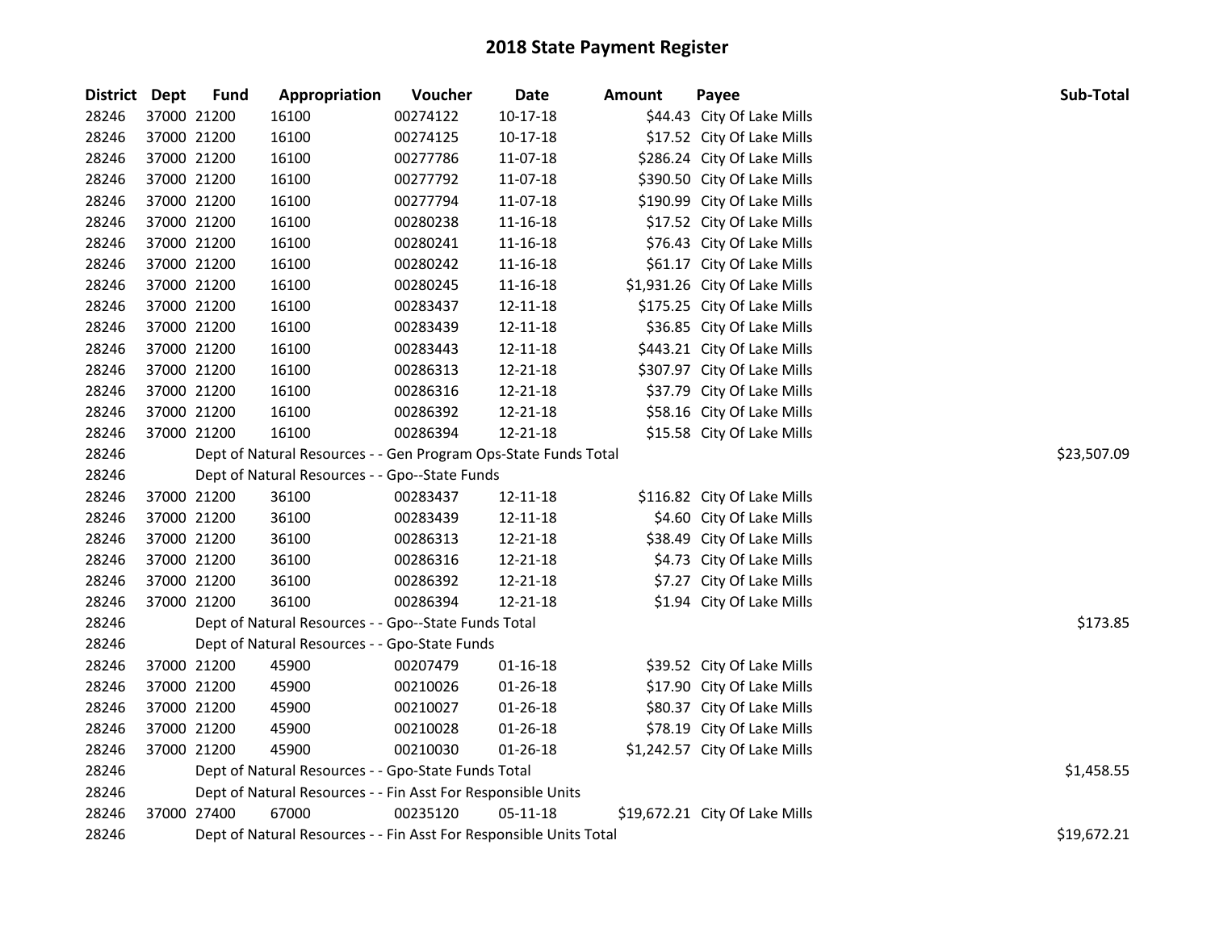# 2018 State Payment Register

| District | Dept | Fund | Appropriation | Voucher | Date | Amount | Payee | Sub-Total |
|---|---|---|---|---|---|---|---|---|
| 28246 | 37000 | 21200 | 16100 | 00274122 | 10-17-18 | $44.43 | City Of Lake Mills | |
| 28246 | 37000 | 21200 | 16100 | 00274125 | 10-17-18 | $17.52 | City Of Lake Mills | |
| 28246 | 37000 | 21200 | 16100 | 00277786 | 11-07-18 | $286.24 | City Of Lake Mills | |
| 28246 | 37000 | 21200 | 16100 | 00277792 | 11-07-18 | $390.50 | City Of Lake Mills | |
| 28246 | 37000 | 21200 | 16100 | 00277794 | 11-07-18 | $190.99 | City Of Lake Mills | |
| 28246 | 37000 | 21200 | 16100 | 00280238 | 11-16-18 | $17.52 | City Of Lake Mills | |
| 28246 | 37000 | 21200 | 16100 | 00280241 | 11-16-18 | $76.43 | City Of Lake Mills | |
| 28246 | 37000 | 21200 | 16100 | 00280242 | 11-16-18 | $61.17 | City Of Lake Mills | |
| 28246 | 37000 | 21200 | 16100 | 00280245 | 11-16-18 | $1,931.26 | City Of Lake Mills | |
| 28246 | 37000 | 21200 | 16100 | 00283437 | 12-11-18 | $175.25 | City Of Lake Mills | |
| 28246 | 37000 | 21200 | 16100 | 00283439 | 12-11-18 | $36.85 | City Of Lake Mills | |
| 28246 | 37000 | 21200 | 16100 | 00283443 | 12-11-18 | $443.21 | City Of Lake Mills | |
| 28246 | 37000 | 21200 | 16100 | 00286313 | 12-21-18 | $307.97 | City Of Lake Mills | |
| 28246 | 37000 | 21200 | 16100 | 00286316 | 12-21-18 | $37.79 | City Of Lake Mills | |
| 28246 | 37000 | 21200 | 16100 | 00286392 | 12-21-18 | $58.16 | City Of Lake Mills | |
| 28246 | 37000 | 21200 | 16100 | 00286394 | 12-21-18 | $15.58 | City Of Lake Mills | |
| 28246 | | | Dept of Natural Resources - - Gen Program Ops-State Funds Total | | | | | $23,507.09 |
| 28246 | | | Dept of Natural Resources - - Gpo--State Funds | | | | | |
| 28246 | 37000 | 21200 | 36100 | 00283437 | 12-11-18 | $116.82 | City Of Lake Mills | |
| 28246 | 37000 | 21200 | 36100 | 00283439 | 12-11-18 | $4.60 | City Of Lake Mills | |
| 28246 | 37000 | 21200 | 36100 | 00286313 | 12-21-18 | $38.49 | City Of Lake Mills | |
| 28246 | 37000 | 21200 | 36100 | 00286316 | 12-21-18 | $4.73 | City Of Lake Mills | |
| 28246 | 37000 | 21200 | 36100 | 00286392 | 12-21-18 | $7.27 | City Of Lake Mills | |
| 28246 | 37000 | 21200 | 36100 | 00286394 | 12-21-18 | $1.94 | City Of Lake Mills | |
| 28246 | | | Dept of Natural Resources - - Gpo--State Funds Total | | | | | $173.85 |
| 28246 | | | Dept of Natural Resources - - Gpo-State Funds | | | | | |
| 28246 | 37000 | 21200 | 45900 | 00207479 | 01-16-18 | $39.52 | City Of Lake Mills | |
| 28246 | 37000 | 21200 | 45900 | 00210026 | 01-26-18 | $17.90 | City Of Lake Mills | |
| 28246 | 37000 | 21200 | 45900 | 00210027 | 01-26-18 | $80.37 | City Of Lake Mills | |
| 28246 | 37000 | 21200 | 45900 | 00210028 | 01-26-18 | $78.19 | City Of Lake Mills | |
| 28246 | 37000 | 21200 | 45900 | 00210030 | 01-26-18 | $1,242.57 | City Of Lake Mills | |
| 28246 | | | Dept of Natural Resources - - Gpo-State Funds Total | | | | | $1,458.55 |
| 28246 | | | Dept of Natural Resources - - Fin Asst For Responsible Units | | | | | |
| 28246 | 37000 | 27400 | 67000 | 00235120 | 05-11-18 | $19,672.21 | City Of Lake Mills | |
| 28246 | | | Dept of Natural Resources - - Fin Asst For Responsible Units Total | | | | | $19,672.21 |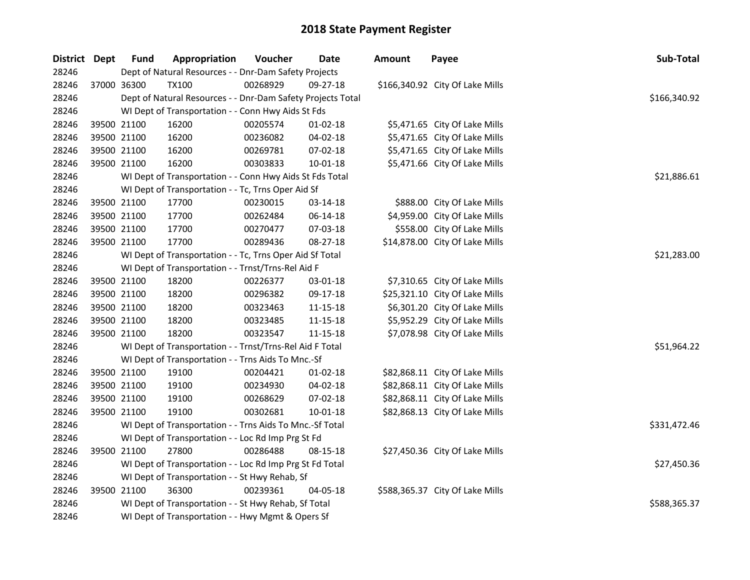## 2018 State Payment Register

| District | Dept | Fund | Appropriation | Voucher | Date | Amount | Payee | Sub-Total |
|---|---|---|---|---|---|---|---|---|
| 28246 | | | Dept of Natural Resources - - Dnr-Dam Safety Projects | | | | | |
| 28246 | 37000 | 36300 | TX100 | 00268929 | 09-27-18 | $166,340.92 | City Of Lake Mills | |
| 28246 | | | Dept of Natural Resources - - Dnr-Dam Safety Projects Total | | | | | $166,340.92 |
| 28246 | | | WI Dept of Transportation - - Conn Hwy Aids St Fds | | | | | |
| 28246 | 39500 | 21100 | 16200 | 00205574 | 01-02-18 | $5,471.65 | City Of Lake Mills | |
| 28246 | 39500 | 21100 | 16200 | 00236082 | 04-02-18 | $5,471.65 | City Of Lake Mills | |
| 28246 | 39500 | 21100 | 16200 | 00269781 | 07-02-18 | $5,471.65 | City Of Lake Mills | |
| 28246 | 39500 | 21100 | 16200 | 00303833 | 10-01-18 | $5,471.66 | City Of Lake Mills | |
| 28246 | | | WI Dept of Transportation - - Conn Hwy Aids St Fds Total | | | | | $21,886.61 |
| 28246 | | | WI Dept of Transportation - - Tc, Trns Oper Aid Sf | | | | | |
| 28246 | 39500 | 21100 | 17700 | 00230015 | 03-14-18 | $888.00 | City Of Lake Mills | |
| 28246 | 39500 | 21100 | 17700 | 00262484 | 06-14-18 | $4,959.00 | City Of Lake Mills | |
| 28246 | 39500 | 21100 | 17700 | 00270477 | 07-03-18 | $558.00 | City Of Lake Mills | |
| 28246 | 39500 | 21100 | 17700 | 00289436 | 08-27-18 | $14,878.00 | City Of Lake Mills | |
| 28246 | | | WI Dept of Transportation - - Tc, Trns Oper Aid Sf Total | | | | | $21,283.00 |
| 28246 | | | WI Dept of Transportation - - Trnst/Trns-Rel Aid F | | | | | |
| 28246 | 39500 | 21100 | 18200 | 00226377 | 03-01-18 | $7,310.65 | City Of Lake Mills | |
| 28246 | 39500 | 21100 | 18200 | 00296382 | 09-17-18 | $25,321.10 | City Of Lake Mills | |
| 28246 | 39500 | 21100 | 18200 | 00323463 | 11-15-18 | $6,301.20 | City Of Lake Mills | |
| 28246 | 39500 | 21100 | 18200 | 00323485 | 11-15-18 | $5,952.29 | City Of Lake Mills | |
| 28246 | 39500 | 21100 | 18200 | 00323547 | 11-15-18 | $7,078.98 | City Of Lake Mills | |
| 28246 | | | WI Dept of Transportation - - Trnst/Trns-Rel Aid F Total | | | | | $51,964.22 |
| 28246 | | | WI Dept of Transportation - - Trns Aids To Mnc.-Sf | | | | | |
| 28246 | 39500 | 21100 | 19100 | 00204421 | 01-02-18 | $82,868.11 | City Of Lake Mills | |
| 28246 | 39500 | 21100 | 19100 | 00234930 | 04-02-18 | $82,868.11 | City Of Lake Mills | |
| 28246 | 39500 | 21100 | 19100 | 00268629 | 07-02-18 | $82,868.11 | City Of Lake Mills | |
| 28246 | 39500 | 21100 | 19100 | 00302681 | 10-01-18 | $82,868.13 | City Of Lake Mills | |
| 28246 | | | WI Dept of Transportation - - Trns Aids To Mnc.-Sf Total | | | | | $331,472.46 |
| 28246 | | | WI Dept of Transportation - - Loc Rd Imp Prg St Fd | | | | | |
| 28246 | 39500 | 21100 | 27800 | 00286488 | 08-15-18 | $27,450.36 | City Of Lake Mills | |
| 28246 | | | WI Dept of Transportation - - Loc Rd Imp Prg St Fd Total | | | | | $27,450.36 |
| 28246 | | | WI Dept of Transportation - - St Hwy Rehab, Sf | | | | | |
| 28246 | 39500 | 21100 | 36300 | 00239361 | 04-05-18 | $588,365.37 | City Of Lake Mills | |
| 28246 | | | WI Dept of Transportation - - St Hwy Rehab, Sf Total | | | | | $588,365.37 |
| 28246 | | | WI Dept of Transportation - - Hwy Mgmt & Opers Sf | | | | | |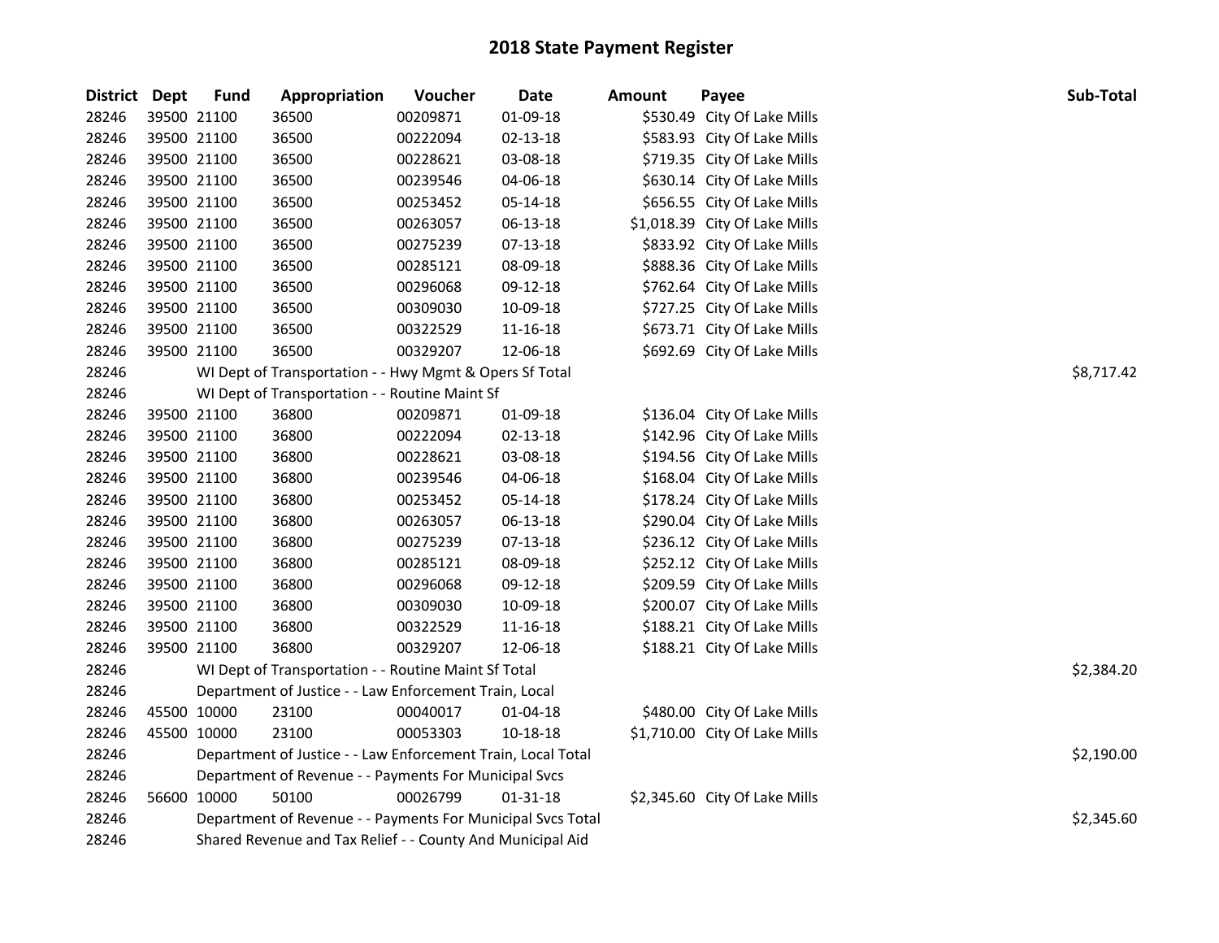# 2018 State Payment Register

| District | Dept | Fund | Appropriation | Voucher | Date | Amount | Payee | Sub-Total |
|---|---|---|---|---|---|---|---|---|
| 28246 | 39500 | 21100 | 36500 | 00209871 | 01-09-18 | $530.49 | City Of Lake Mills | |
| 28246 | 39500 | 21100 | 36500 | 00222094 | 02-13-18 | $583.93 | City Of Lake Mills | |
| 28246 | 39500 | 21100 | 36500 | 00228621 | 03-08-18 | $719.35 | City Of Lake Mills | |
| 28246 | 39500 | 21100 | 36500 | 00239546 | 04-06-18 | $630.14 | City Of Lake Mills | |
| 28246 | 39500 | 21100 | 36500 | 00253452 | 05-14-18 | $656.55 | City Of Lake Mills | |
| 28246 | 39500 | 21100 | 36500 | 00263057 | 06-13-18 | $1,018.39 | City Of Lake Mills | |
| 28246 | 39500 | 21100 | 36500 | 00275239 | 07-13-18 | $833.92 | City Of Lake Mills | |
| 28246 | 39500 | 21100 | 36500 | 00285121 | 08-09-18 | $888.36 | City Of Lake Mills | |
| 28246 | 39500 | 21100 | 36500 | 00296068 | 09-12-18 | $762.64 | City Of Lake Mills | |
| 28246 | 39500 | 21100 | 36500 | 00309030 | 10-09-18 | $727.25 | City Of Lake Mills | |
| 28246 | 39500 | 21100 | 36500 | 00322529 | 11-16-18 | $673.71 | City Of Lake Mills | |
| 28246 | 39500 | 21100 | 36500 | 00329207 | 12-06-18 | $692.69 | City Of Lake Mills | |
| 28246 | | WI Dept of Transportation - - Hwy Mgmt & Opers Sf Total | | | | | | $8,717.42 |
| 28246 | | WI Dept of Transportation - - Routine Maint Sf | | | | | | |
| 28246 | 39500 | 21100 | 36800 | 00209871 | 01-09-18 | $136.04 | City Of Lake Mills | |
| 28246 | 39500 | 21100 | 36800 | 00222094 | 02-13-18 | $142.96 | City Of Lake Mills | |
| 28246 | 39500 | 21100 | 36800 | 00228621 | 03-08-18 | $194.56 | City Of Lake Mills | |
| 28246 | 39500 | 21100 | 36800 | 00239546 | 04-06-18 | $168.04 | City Of Lake Mills | |
| 28246 | 39500 | 21100 | 36800 | 00253452 | 05-14-18 | $178.24 | City Of Lake Mills | |
| 28246 | 39500 | 21100 | 36800 | 00263057 | 06-13-18 | $290.04 | City Of Lake Mills | |
| 28246 | 39500 | 21100 | 36800 | 00275239 | 07-13-18 | $236.12 | City Of Lake Mills | |
| 28246 | 39500 | 21100 | 36800 | 00285121 | 08-09-18 | $252.12 | City Of Lake Mills | |
| 28246 | 39500 | 21100 | 36800 | 00296068 | 09-12-18 | $209.59 | City Of Lake Mills | |
| 28246 | 39500 | 21100 | 36800 | 00309030 | 10-09-18 | $200.07 | City Of Lake Mills | |
| 28246 | 39500 | 21100 | 36800 | 00322529 | 11-16-18 | $188.21 | City Of Lake Mills | |
| 28246 | 39500 | 21100 | 36800 | 00329207 | 12-06-18 | $188.21 | City Of Lake Mills | |
| 28246 | | WI Dept of Transportation - - Routine Maint Sf Total | | | | | | $2,384.20 |
| 28246 | | Department of Justice - - Law Enforcement Train, Local | | | | | | |
| 28246 | 45500 | 10000 | 23100 | 00040017 | 01-04-18 | $480.00 | City Of Lake Mills | |
| 28246 | 45500 | 10000 | 23100 | 00053303 | 10-18-18 | $1,710.00 | City Of Lake Mills | |
| 28246 | | Department of Justice - - Law Enforcement Train, Local Total | | | | | | $2,190.00 |
| 28246 | | Department of Revenue - - Payments For Municipal Svcs | | | | | | |
| 28246 | 56600 | 10000 | 50100 | 00026799 | 01-31-18 | $2,345.60 | City Of Lake Mills | |
| 28246 | | Department of Revenue - - Payments For Municipal Svcs Total | | | | | | $2,345.60 |
| 28246 | | Shared Revenue and Tax Relief - - County And Municipal Aid | | | | | | |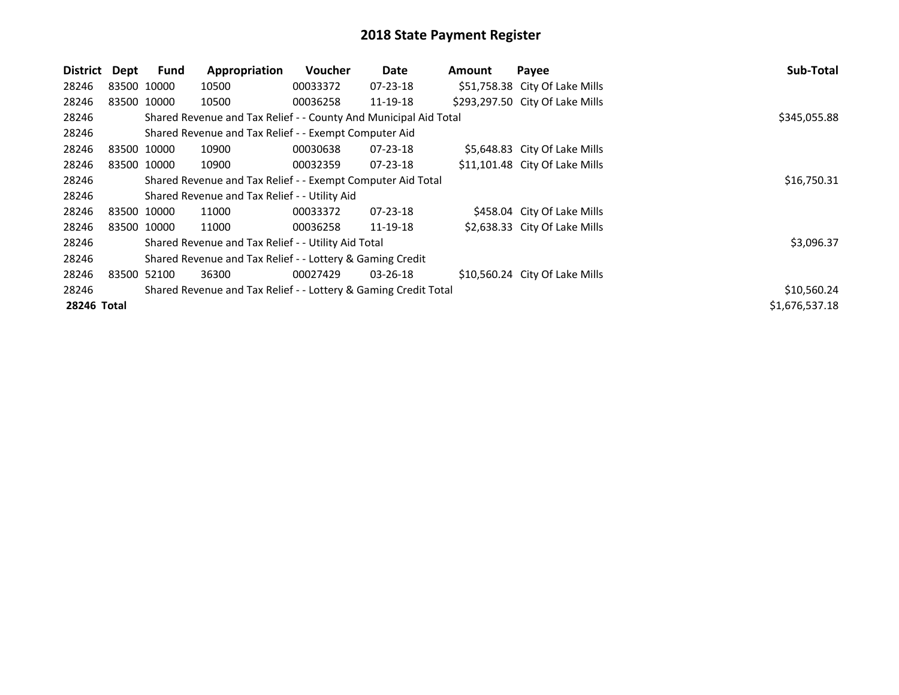# 2018 State Payment Register

| District | Dept | Fund | Appropriation | Voucher | Date | Amount | Payee | Sub-Total |
|---|---|---|---|---|---|---|---|---|
| 28246 | 83500 | 10000 | 10500 | 00033372 | 07-23-18 | $51,758.38 | City Of Lake Mills | |
| 28246 | 83500 | 10000 | 10500 | 00036258 | 11-19-18 | $293,297.50 | City Of Lake Mills | |
| 28246 | | Shared Revenue and Tax Relief - - County And Municipal Aid Total | | | | | | $345,055.88 |
| 28246 | | Shared Revenue and Tax Relief - - Exempt Computer Aid | | | | | | |
| 28246 | 83500 | 10000 | 10900 | 00030638 | 07-23-18 | $5,648.83 | City Of Lake Mills | |
| 28246 | 83500 | 10000 | 10900 | 00032359 | 07-23-18 | $11,101.48 | City Of Lake Mills | |
| 28246 | | Shared Revenue and Tax Relief - - Exempt Computer Aid Total | | | | | | $16,750.31 |
| 28246 | | Shared Revenue and Tax Relief - - Utility Aid | | | | | | |
| 28246 | 83500 | 10000 | 11000 | 00033372 | 07-23-18 | $458.04 | City Of Lake Mills | |
| 28246 | 83500 | 10000 | 11000 | 00036258 | 11-19-18 | $2,638.33 | City Of Lake Mills | |
| 28246 | | Shared Revenue and Tax Relief - - Utility Aid Total | | | | | | $3,096.37 |
| 28246 | | Shared Revenue and Tax Relief - - Lottery & Gaming Credit | | | | | | |
| 28246 | 83500 | 52100 | 36300 | 00027429 | 03-26-18 | $10,560.24 | City Of Lake Mills | |
| 28246 | | Shared Revenue and Tax Relief - - Lottery & Gaming Credit Total | | | | | | $10,560.24 |
| **28246 Total** | | | | | | | | $1,676,537.18 |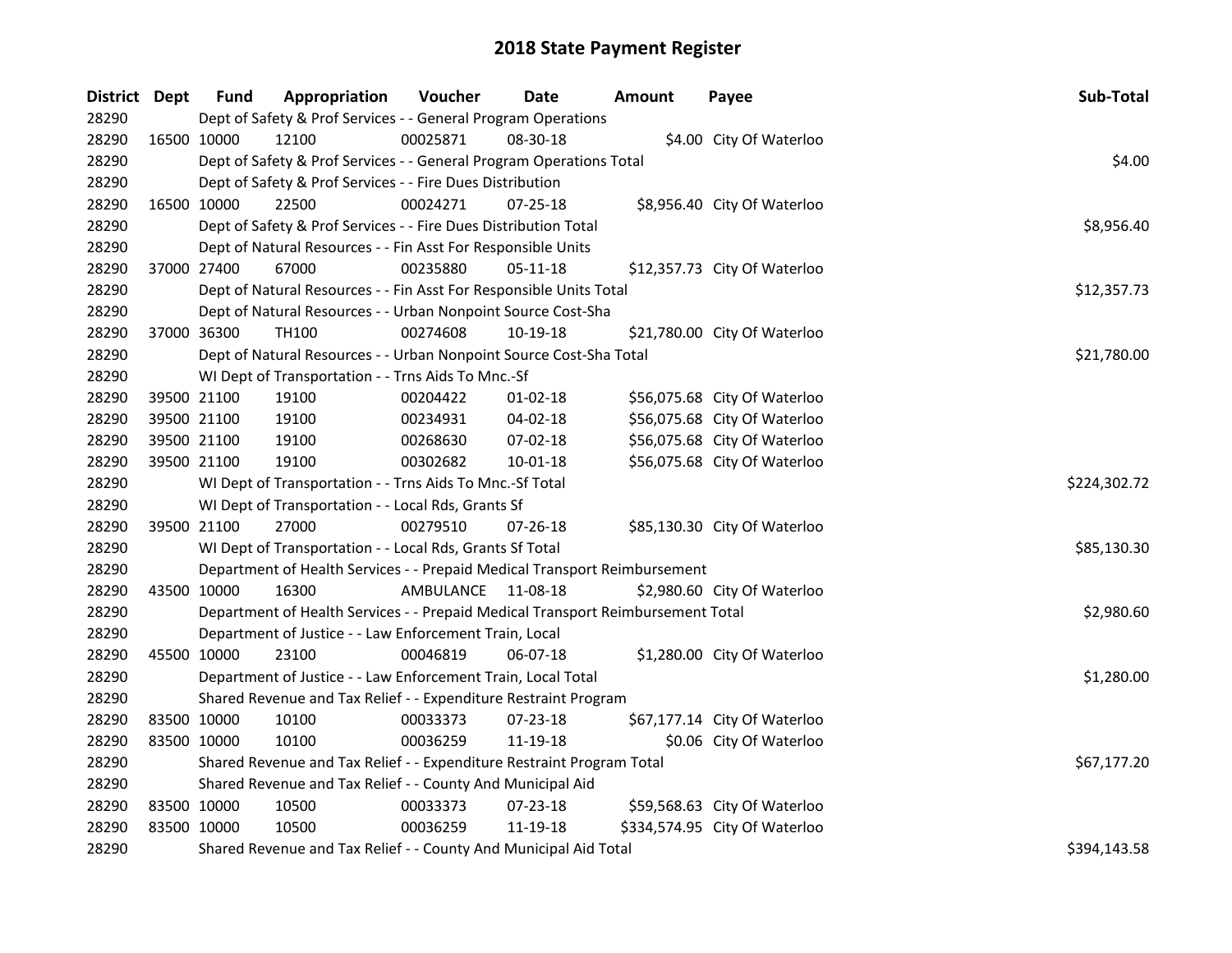# 2018 State Payment Register

| District | Dept | Fund | Appropriation | Voucher | Date | Amount | Payee | Sub-Total |
|---|---|---|---|---|---|---|---|---|
| 28290 | | Dept of Safety & Prof Services - - General Program Operations | | | | | | |
| 28290 | 16500 | 10000 | 12100 | 00025871 | 08-30-18 | $4.00 | City Of Waterloo | |
| 28290 | | Dept of Safety & Prof Services - - General Program Operations Total | | | | | | $4.00 |
| 28290 | | Dept of Safety & Prof Services - - Fire Dues Distribution | | | | | | |
| 28290 | 16500 | 10000 | 22500 | 00024271 | 07-25-18 | $8,956.40 | City Of Waterloo | |
| 28290 | | Dept of Safety & Prof Services - - Fire Dues Distribution Total | | | | | | $8,956.40 |
| 28290 | | Dept of Natural Resources - - Fin Asst For Responsible Units | | | | | | |
| 28290 | 37000 | 27400 | 67000 | 00235880 | 05-11-18 | $12,357.73 | City Of Waterloo | |
| 28290 | | Dept of Natural Resources - - Fin Asst For Responsible Units Total | | | | | | $12,357.73 |
| 28290 | | Dept of Natural Resources - - Urban Nonpoint Source Cost-Sha | | | | | | |
| 28290 | 37000 | 36300 | TH100 | 00274608 | 10-19-18 | $21,780.00 | City Of Waterloo | |
| 28290 | | Dept of Natural Resources - - Urban Nonpoint Source Cost-Sha Total | | | | | | $21,780.00 |
| 28290 | | WI Dept of Transportation - - Trns Aids To Mnc.-Sf | | | | | | |
| 28290 | 39500 | 21100 | 19100 | 00204422 | 01-02-18 | $56,075.68 | City Of Waterloo | |
| 28290 | 39500 | 21100 | 19100 | 00234931 | 04-02-18 | $56,075.68 | City Of Waterloo | |
| 28290 | 39500 | 21100 | 19100 | 00268630 | 07-02-18 | $56,075.68 | City Of Waterloo | |
| 28290 | 39500 | 21100 | 19100 | 00302682 | 10-01-18 | $56,075.68 | City Of Waterloo | |
| 28290 | | WI Dept of Transportation - - Trns Aids To Mnc.-Sf Total | | | | | | $224,302.72 |
| 28290 | | WI Dept of Transportation - - Local Rds, Grants Sf | | | | | | |
| 28290 | 39500 | 21100 | 27000 | 00279510 | 07-26-18 | $85,130.30 | City Of Waterloo | |
| 28290 | | WI Dept of Transportation - - Local Rds, Grants Sf Total | | | | | | $85,130.30 |
| 28290 | | Department of Health Services - - Prepaid Medical Transport Reimbursement | | | | | | |
| 28290 | 43500 | 10000 | 16300 | AMBULANCE | 11-08-18 | $2,980.60 | City Of Waterloo | |
| 28290 | | Department of Health Services - - Prepaid Medical Transport Reimbursement Total | | | | | | $2,980.60 |
| 28290 | | Department of Justice - - Law Enforcement Train, Local | | | | | | |
| 28290 | 45500 | 10000 | 23100 | 00046819 | 06-07-18 | $1,280.00 | City Of Waterloo | |
| 28290 | | Department of Justice - - Law Enforcement Train, Local Total | | | | | | $1,280.00 |
| 28290 | | Shared Revenue and Tax Relief - - Expenditure Restraint Program | | | | | | |
| 28290 | 83500 | 10000 | 10100 | 00033373 | 07-23-18 | $67,177.14 | City Of Waterloo | |
| 28290 | 83500 | 10000 | 10100 | 00036259 | 11-19-18 | $0.06 | City Of Waterloo | |
| 28290 | | Shared Revenue and Tax Relief - - Expenditure Restraint Program Total | | | | | | $67,177.20 |
| 28290 | | Shared Revenue and Tax Relief - - County And Municipal Aid | | | | | | |
| 28290 | 83500 | 10000 | 10500 | 00033373 | 07-23-18 | $59,568.63 | City Of Waterloo | |
| 28290 | 83500 | 10000 | 10500 | 00036259 | 11-19-18 | $334,574.95 | City Of Waterloo | |
| 28290 | | Shared Revenue and Tax Relief - - County And Municipal Aid Total | | | | | | $394,143.58 |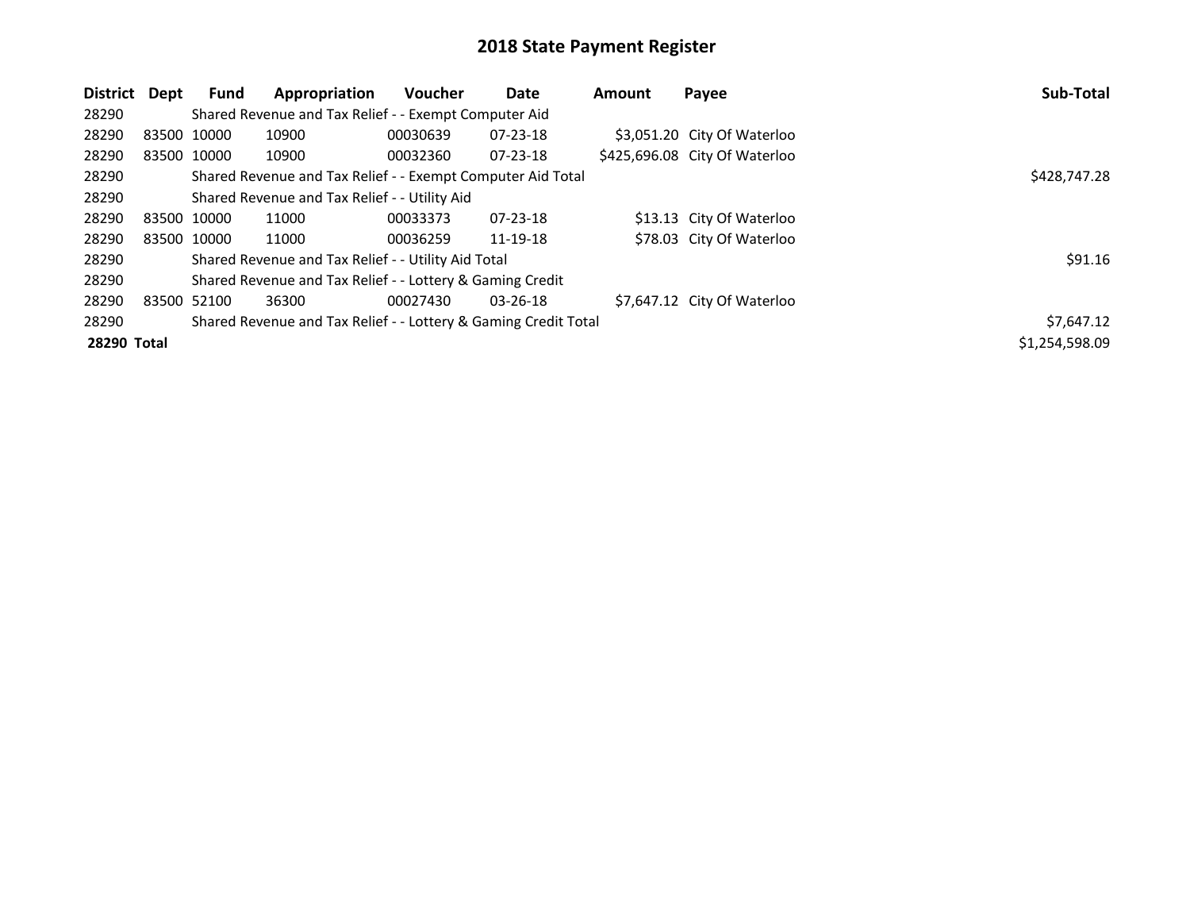# 2018 State Payment Register

| District | Dept | Fund | Appropriation | Voucher | Date | Amount | Payee | Sub-Total |
|---|---|---|---|---|---|---|---|---|
| 28290 | | Shared Revenue and Tax Relief - - Exempt Computer Aid | | | | | | |
| 28290 | 83500 | 10000 | 10900 | 00030639 | 07-23-18 | $3,051.20 | City Of Waterloo | |
| 28290 | 83500 | 10000 | 10900 | 00032360 | 07-23-18 | $425,696.08 | City Of Waterloo | |
| 28290 | | Shared Revenue and Tax Relief - - Exempt Computer Aid Total | | | | | | $428,747.28 |
| 28290 | | Shared Revenue and Tax Relief - - Utility Aid | | | | | | |
| 28290 | 83500 | 10000 | 11000 | 00033373 | 07-23-18 | $13.13 | City Of Waterloo | |
| 28290 | 83500 | 10000 | 11000 | 00036259 | 11-19-18 | $78.03 | City Of Waterloo | |
| 28290 | | Shared Revenue and Tax Relief - - Utility Aid Total | | | | | | $91.16 |
| 28290 | | Shared Revenue and Tax Relief - - Lottery & Gaming Credit | | | | | | |
| 28290 | 83500 | 52100 | 36300 | 00027430 | 03-26-18 | $7,647.12 | City Of Waterloo | |
| 28290 | | Shared Revenue and Tax Relief - - Lottery & Gaming Credit Total | | | | | | $7,647.12 |
| **28290 Total** | | | | | | | | $1,254,598.09 |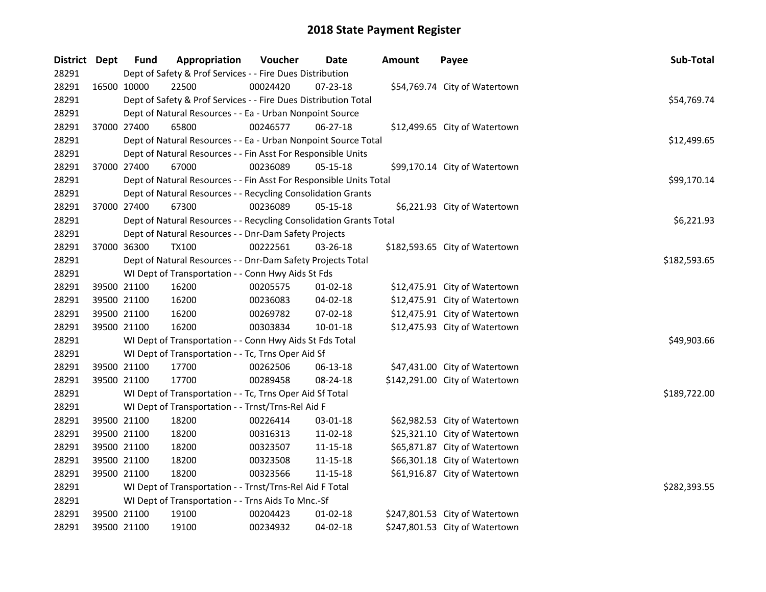# 2018 State Payment Register

| District | Dept | Fund | Appropriation | Voucher | Date | Amount | Payee | Sub-Total |
|---|---|---|---|---|---|---|---|---|
| 28291 | | | Dept of Safety & Prof Services - - Fire Dues Distribution | | | | | |
| 28291 | 16500 | 10000 | 22500 | 00024420 | 07-23-18 | $54,769.74 | City of Watertown | |
| 28291 | | | Dept of Safety & Prof Services - - Fire Dues Distribution Total | | | | | $54,769.74 |
| 28291 | | | Dept of Natural Resources - - Ea - Urban Nonpoint Source | | | | | |
| 28291 | 37000 | 27400 | 65800 | 00246577 | 06-27-18 | $12,499.65 | City of Watertown | |
| 28291 | | | Dept of Natural Resources - - Ea - Urban Nonpoint Source Total | | | | | $12,499.65 |
| 28291 | | | Dept of Natural Resources - - Fin Asst For Responsible Units | | | | | |
| 28291 | 37000 | 27400 | 67000 | 00236089 | 05-15-18 | $99,170.14 | City of Watertown | |
| 28291 | | | Dept of Natural Resources - - Fin Asst For Responsible Units Total | | | | | $99,170.14 |
| 28291 | | | Dept of Natural Resources - - Recycling Consolidation Grants | | | | | |
| 28291 | 37000 | 27400 | 67300 | 00236089 | 05-15-18 | $6,221.93 | City of Watertown | |
| 28291 | | | Dept of Natural Resources - - Recycling Consolidation Grants Total | | | | | $6,221.93 |
| 28291 | | | Dept of Natural Resources - - Dnr-Dam Safety Projects | | | | | |
| 28291 | 37000 | 36300 | TX100 | 00222561 | 03-26-18 | $182,593.65 | City of Watertown | |
| 28291 | | | Dept of Natural Resources - - Dnr-Dam Safety Projects Total | | | | | $182,593.65 |
| 28291 | | | WI Dept of Transportation - - Conn Hwy Aids St Fds | | | | | |
| 28291 | 39500 | 21100 | 16200 | 00205575 | 01-02-18 | $12,475.91 | City of Watertown | |
| 28291 | 39500 | 21100 | 16200 | 00236083 | 04-02-18 | $12,475.91 | City of Watertown | |
| 28291 | 39500 | 21100 | 16200 | 00269782 | 07-02-18 | $12,475.91 | City of Watertown | |
| 28291 | 39500 | 21100 | 16200 | 00303834 | 10-01-18 | $12,475.93 | City of Watertown | |
| 28291 | | | WI Dept of Transportation - - Conn Hwy Aids St Fds Total | | | | | $49,903.66 |
| 28291 | | | WI Dept of Transportation - - Tc, Trns Oper Aid Sf | | | | | |
| 28291 | 39500 | 21100 | 17700 | 00262506 | 06-13-18 | $47,431.00 | City of Watertown | |
| 28291 | 39500 | 21100 | 17700 | 00289458 | 08-24-18 | $142,291.00 | City of Watertown | |
| 28291 | | | WI Dept of Transportation - - Tc, Trns Oper Aid Sf Total | | | | | $189,722.00 |
| 28291 | | | WI Dept of Transportation - - Trnst/Trns-Rel Aid F | | | | | |
| 28291 | 39500 | 21100 | 18200 | 00226414 | 03-01-18 | $62,982.53 | City of Watertown | |
| 28291 | 39500 | 21100 | 18200 | 00316313 | 11-02-18 | $25,321.10 | City of Watertown | |
| 28291 | 39500 | 21100 | 18200 | 00323507 | 11-15-18 | $65,871.87 | City of Watertown | |
| 28291 | 39500 | 21100 | 18200 | 00323508 | 11-15-18 | $66,301.18 | City of Watertown | |
| 28291 | 39500 | 21100 | 18200 | 00323566 | 11-15-18 | $61,916.87 | City of Watertown | |
| 28291 | | | WI Dept of Transportation - - Trnst/Trns-Rel Aid F Total | | | | | $282,393.55 |
| 28291 | | | WI Dept of Transportation - - Trns Aids To Mnc.-Sf | | | | | |
| 28291 | 39500 | 21100 | 19100 | 00204423 | 01-02-18 | $247,801.53 | City of Watertown | |
| 28291 | 39500 | 21100 | 19100 | 00234932 | 04-02-18 | $247,801.53 | City of Watertown | |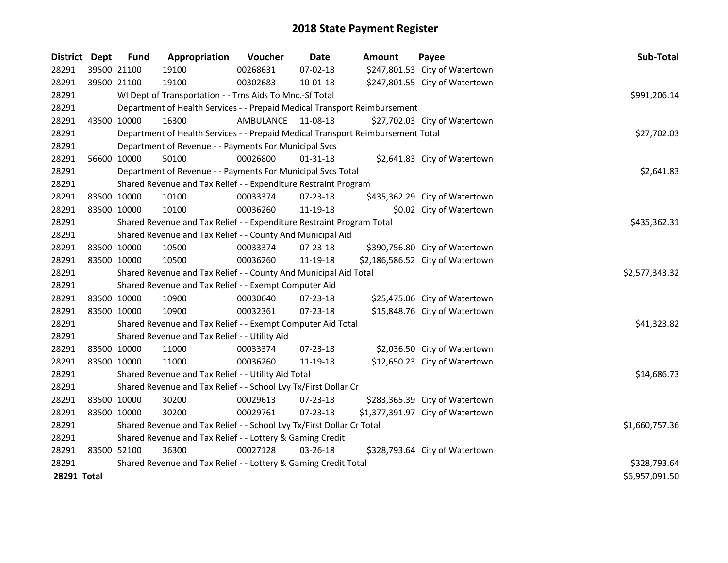# 2018 State Payment Register

| District | Dept | Fund | Appropriation | Voucher | Date | Amount | Payee | Sub-Total |
|---|---|---|---|---|---|---|---|---|
| 28291 | 39500 | 21100 | 19100 | 00268631 | 07-02-18 | $247,801.53 | City of Watertown | |
| 28291 | 39500 | 21100 | 19100 | 00302683 | 10-01-18 | $247,801.55 | City of Watertown | |
| 28291 | | | WI Dept of Transportation - - Trns Aids To Mnc.-Sf Total | | | | | $991,206.14 |
| 28291 | | | Department of Health Services - - Prepaid Medical Transport Reimbursement | | | | | |
| 28291 | 43500 | 10000 | 16300 | AMBULANCE | 11-08-18 | $27,702.03 | City of Watertown | |
| 28291 | | | Department of Health Services - - Prepaid Medical Transport Reimbursement Total | | | | | $27,702.03 |
| 28291 | | | Department of Revenue - - Payments For Municipal Svcs | | | | | |
| 28291 | 56600 | 10000 | 50100 | 00026800 | 01-31-18 | $2,641.83 | City of Watertown | |
| 28291 | | | Department of Revenue - - Payments For Municipal Svcs Total | | | | | $2,641.83 |
| 28291 | | | Shared Revenue and Tax Relief - - Expenditure Restraint Program | | | | | |
| 28291 | 83500 | 10000 | 10100 | 00033374 | 07-23-18 | $435,362.29 | City of Watertown | |
| 28291 | 83500 | 10000 | 10100 | 00036260 | 11-19-18 | $0.02 | City of Watertown | |
| 28291 | | | Shared Revenue and Tax Relief - - Expenditure Restraint Program Total | | | | | $435,362.31 |
| 28291 | | | Shared Revenue and Tax Relief - - County And Municipal Aid | | | | | |
| 28291 | 83500 | 10000 | 10500 | 00033374 | 07-23-18 | $390,756.80 | City of Watertown | |
| 28291 | 83500 | 10000 | 10500 | 00036260 | 11-19-18 | $2,186,586.52 | City of Watertown | |
| 28291 | | | Shared Revenue and Tax Relief - - County And Municipal Aid Total | | | | | $2,577,343.32 |
| 28291 | | | Shared Revenue and Tax Relief - - Exempt Computer Aid | | | | | |
| 28291 | 83500 | 10000 | 10900 | 00030640 | 07-23-18 | $25,475.06 | City of Watertown | |
| 28291 | 83500 | 10000 | 10900 | 00032361 | 07-23-18 | $15,848.76 | City of Watertown | |
| 28291 | | | Shared Revenue and Tax Relief - - Exempt Computer Aid Total | | | | | $41,323.82 |
| 28291 | | | Shared Revenue and Tax Relief - - Utility Aid | | | | | |
| 28291 | 83500 | 10000 | 11000 | 00033374 | 07-23-18 | $2,036.50 | City of Watertown | |
| 28291 | 83500 | 10000 | 11000 | 00036260 | 11-19-18 | $12,650.23 | City of Watertown | |
| 28291 | | | Shared Revenue and Tax Relief - - Utility Aid Total | | | | | $14,686.73 |
| 28291 | | | Shared Revenue and Tax Relief - - School Lvy Tx/First Dollar Cr | | | | | |
| 28291 | 83500 | 10000 | 30200 | 00029613 | 07-23-18 | $283,365.39 | City of Watertown | |
| 28291 | 83500 | 10000 | 30200 | 00029761 | 07-23-18 | $1,377,391.97 | City of Watertown | |
| 28291 | | | Shared Revenue and Tax Relief - - School Lvy Tx/First Dollar Cr Total | | | | | $1,660,757.36 |
| 28291 | | | Shared Revenue and Tax Relief - - Lottery & Gaming Credit | | | | | |
| 28291 | 83500 | 52100 | 36300 | 00027128 | 03-26-18 | $328,793.64 | City of Watertown | |
| 28291 | | | Shared Revenue and Tax Relief - - Lottery & Gaming Credit Total | | | | | $328,793.64 |
| **28291 Total** | | | | | | | | $6,957,091.50 |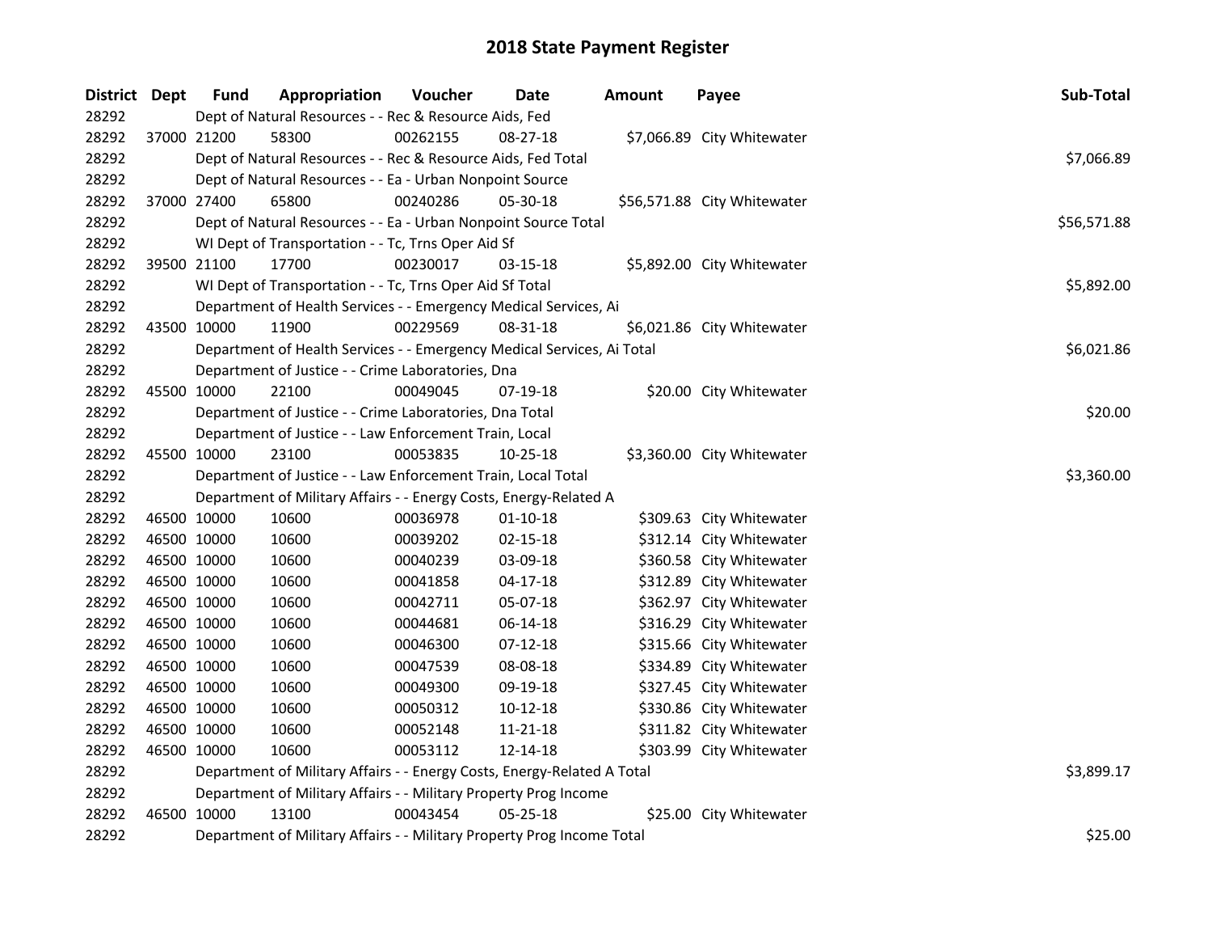# 2018 State Payment Register

| District | Dept | Fund | Appropriation | Voucher | Date | Amount | Payee | Sub-Total |
|---|---|---|---|---|---|---|---|---|
| 28292 | | Dept of Natural Resources - - Rec & Resource Aids, Fed | | | | | | |
| 28292 | 37000 | 21200 | 58300 | 00262155 | 08-27-18 | $7,066.89 | City Whitewater | |
| 28292 | | Dept of Natural Resources - - Rec & Resource Aids, Fed Total | | | | | | $7,066.89 |
| 28292 | | Dept of Natural Resources - - Ea - Urban Nonpoint Source | | | | | | |
| 28292 | 37000 | 27400 | 65800 | 00240286 | 05-30-18 | $56,571.88 | City Whitewater | |
| 28292 | | Dept of Natural Resources - - Ea - Urban Nonpoint Source Total | | | | | | $56,571.88 |
| 28292 | | WI Dept of Transportation - - Tc, Trns Oper Aid Sf | | | | | | |
| 28292 | 39500 | 21100 | 17700 | 00230017 | 03-15-18 | $5,892.00 | City Whitewater | |
| 28292 | | WI Dept of Transportation - - Tc, Trns Oper Aid Sf Total | | | | | | $5,892.00 |
| 28292 | | Department of Health Services - - Emergency Medical Services, Ai | | | | | | |
| 28292 | 43500 | 10000 | 11900 | 00229569 | 08-31-18 | $6,021.86 | City Whitewater | |
| 28292 | | Department of Health Services - - Emergency Medical Services, Ai Total | | | | | | $6,021.86 |
| 28292 | | Department of Justice - - Crime Laboratories, Dna | | | | | | |
| 28292 | 45500 | 10000 | 22100 | 00049045 | 07-19-18 | $20.00 | City Whitewater | |
| 28292 | | Department of Justice - - Crime Laboratories, Dna Total | | | | | | $20.00 |
| 28292 | | Department of Justice - - Law Enforcement Train, Local | | | | | | |
| 28292 | 45500 | 10000 | 23100 | 00053835 | 10-25-18 | $3,360.00 | City Whitewater | |
| 28292 | | Department of Justice - - Law Enforcement Train, Local Total | | | | | | $3,360.00 |
| 28292 | | Department of Military Affairs - - Energy Costs, Energy-Related A | | | | | | |
| 28292 | 46500 | 10000 | 10600 | 00036978 | 01-10-18 | $309.63 | City Whitewater | |
| 28292 | 46500 | 10000 | 10600 | 00039202 | 02-15-18 | $312.14 | City Whitewater | |
| 28292 | 46500 | 10000 | 10600 | 00040239 | 03-09-18 | $360.58 | City Whitewater | |
| 28292 | 46500 | 10000 | 10600 | 00041858 | 04-17-18 | $312.89 | City Whitewater | |
| 28292 | 46500 | 10000 | 10600 | 00042711 | 05-07-18 | $362.97 | City Whitewater | |
| 28292 | 46500 | 10000 | 10600 | 00044681 | 06-14-18 | $316.29 | City Whitewater | |
| 28292 | 46500 | 10000 | 10600 | 00046300 | 07-12-18 | $315.66 | City Whitewater | |
| 28292 | 46500 | 10000 | 10600 | 00047539 | 08-08-18 | $334.89 | City Whitewater | |
| 28292 | 46500 | 10000 | 10600 | 00049300 | 09-19-18 | $327.45 | City Whitewater | |
| 28292 | 46500 | 10000 | 10600 | 00050312 | 10-12-18 | $330.86 | City Whitewater | |
| 28292 | 46500 | 10000 | 10600 | 00052148 | 11-21-18 | $311.82 | City Whitewater | |
| 28292 | 46500 | 10000 | 10600 | 00053112 | 12-14-18 | $303.99 | City Whitewater | |
| 28292 | | Department of Military Affairs - - Energy Costs, Energy-Related A Total | | | | | | $3,899.17 |
| 28292 | | Department of Military Affairs - - Military Property Prog Income | | | | | | |
| 28292 | 46500 | 10000 | 13100 | 00043454 | 05-25-18 | $25.00 | City Whitewater | |
| 28292 | | Department of Military Affairs - - Military Property Prog Income Total | | | | | | $25.00 |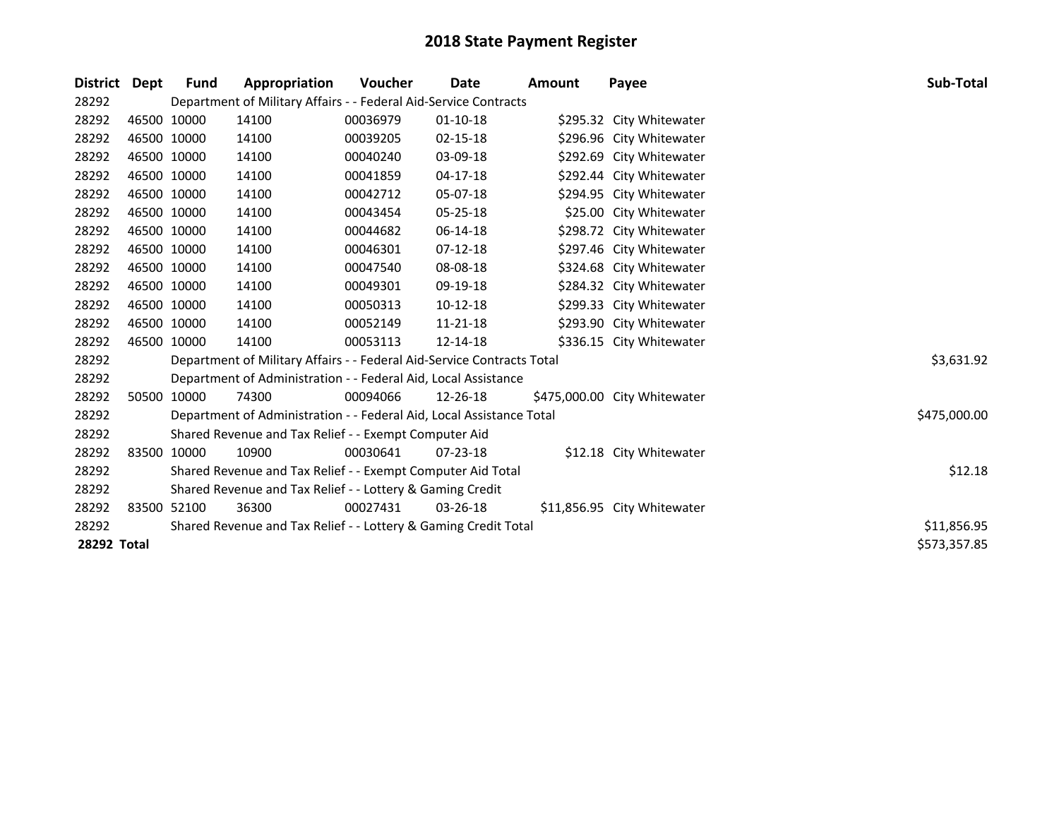# 2018 State Payment Register

| District | Dept | Fund | Appropriation | Voucher | Date | Amount | Payee | Sub-Total |
|---|---|---|---|---|---|---|---|---|
| 28292 | | Department of Military Affairs - - Federal Aid-Service Contracts | | | | | | |
| 28292 | 46500 | 10000 | 14100 | 00036979 | 01-10-18 | $295.32 | City Whitewater | |
| 28292 | 46500 | 10000 | 14100 | 00039205 | 02-15-18 | $296.96 | City Whitewater | |
| 28292 | 46500 | 10000 | 14100 | 00040240 | 03-09-18 | $292.69 | City Whitewater | |
| 28292 | 46500 | 10000 | 14100 | 00041859 | 04-17-18 | $292.44 | City Whitewater | |
| 28292 | 46500 | 10000 | 14100 | 00042712 | 05-07-18 | $294.95 | City Whitewater | |
| 28292 | 46500 | 10000 | 14100 | 00043454 | 05-25-18 | $25.00 | City Whitewater | |
| 28292 | 46500 | 10000 | 14100 | 00044682 | 06-14-18 | $298.72 | City Whitewater | |
| 28292 | 46500 | 10000 | 14100 | 00046301 | 07-12-18 | $297.46 | City Whitewater | |
| 28292 | 46500 | 10000 | 14100 | 00047540 | 08-08-18 | $324.68 | City Whitewater | |
| 28292 | 46500 | 10000 | 14100 | 00049301 | 09-19-18 | $284.32 | City Whitewater | |
| 28292 | 46500 | 10000 | 14100 | 00050313 | 10-12-18 | $299.33 | City Whitewater | |
| 28292 | 46500 | 10000 | 14100 | 00052149 | 11-21-18 | $293.90 | City Whitewater | |
| 28292 | 46500 | 10000 | 14100 | 00053113 | 12-14-18 | $336.15 | City Whitewater | |
| 28292 | | Department of Military Affairs - - Federal Aid-Service Contracts Total | | | | | | $3,631.92 |
| 28292 | | Department of Administration - - Federal Aid, Local Assistance | | | | | | |
| 28292 | 50500 | 10000 | 74300 | 00094066 | 12-26-18 | $475,000.00 | City Whitewater | |
| 28292 | | Department of Administration - - Federal Aid, Local Assistance Total | | | | | | $475,000.00 |
| 28292 | | Shared Revenue and Tax Relief - - Exempt Computer Aid | | | | | | |
| 28292 | 83500 | 10000 | 10900 | 00030641 | 07-23-18 | $12.18 | City Whitewater | |
| 28292 | | Shared Revenue and Tax Relief - - Exempt Computer Aid Total | | | | | | $12.18 |
| 28292 | | Shared Revenue and Tax Relief - - Lottery & Gaming Credit | | | | | | |
| 28292 | 83500 | 52100 | 36300 | 00027431 | 03-26-18 | $11,856.95 | City Whitewater | |
| 28292 | | Shared Revenue and Tax Relief - - Lottery & Gaming Credit Total | | | | | | $11,856.95 |
| **28292 Total** | | | | | | | | $573,357.85 |